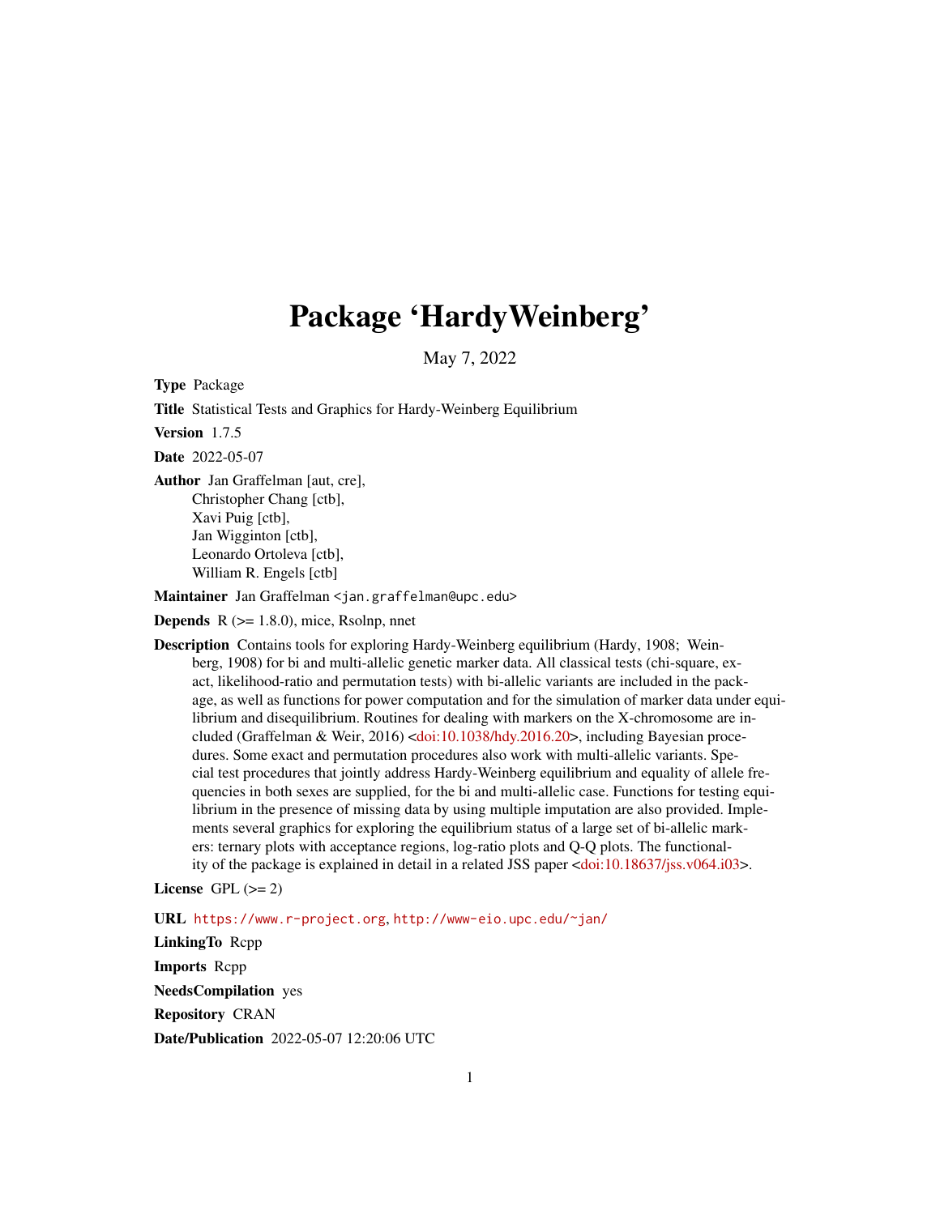# Package 'HardyWeinberg'

May 7, 2022

**Type** Package

**Title** Statistical Tests and Graphics for Hardy-Weinberg Equilibrium

**Version** 1.7.5

**Date** 2022-05-07

**Author** Jan Graffelman [aut, cre],
Christopher Chang [ctb],
Xavi Puig [ctb],
Jan Wigginton [ctb],
Leonardo Ortoleva [ctb],
William R. Engels [ctb]

**Maintainer** Jan Graffelman <jan.graffelman@upc.edu>

**Depends** R (>= 1.8.0), mice, Rsolnp, nnet

**Description** Contains tools for exploring Hardy-Weinberg equilibrium (Hardy, 1908; Weinberg, 1908) for bi and multi-allelic genetic marker data. All classical tests (chi-square, exact, likelihood-ratio and permutation tests) with bi-allelic variants are included in the package, as well as functions for power computation and for the simulation of marker data under equilibrium and disequilibrium. Routines for dealing with markers on the X-chromosome are included (Graffelman & Weir, 2016) <doi:10.1038/hdy.2016.20>, including Bayesian procedures. Some exact and permutation procedures also work with multi-allelic variants. Special test procedures that jointly address Hardy-Weinberg equilibrium and equality of allele frequencies in both sexes are supplied, for the bi and multi-allelic case. Functions for testing equilibrium in the presence of missing data by using multiple imputation are also provided. Implements several graphics for exploring the equilibrium status of a large set of bi-allelic markers: ternary plots with acceptance regions, log-ratio plots and Q-Q plots. The functionality of the package is explained in detail in a related JSS paper <doi:10.18637/jss.v064.i03>.

**License** GPL (>= 2)

**URL** https://www.r-project.org, http://www-eio.upc.edu/~jan/

**LinkingTo** Rcpp

**Imports** Rcpp

**NeedsCompilation** yes

**Repository** CRAN

**Date/Publication** 2022-05-07 12:20:06 UTC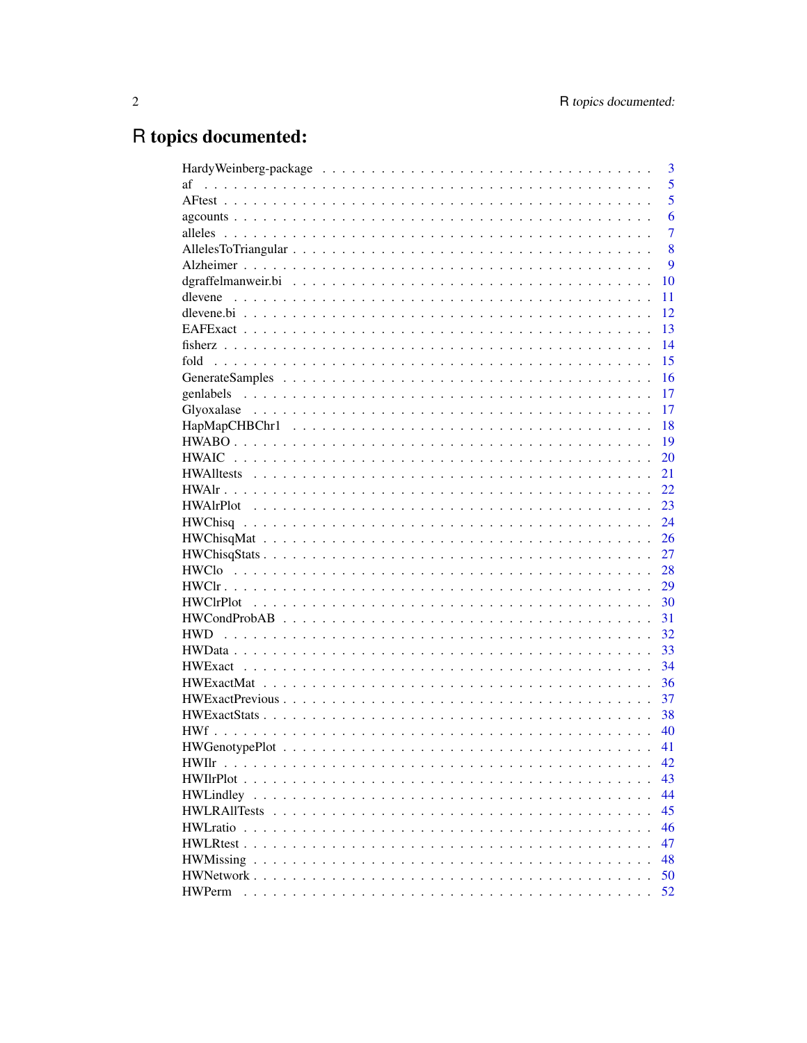# R topics documented:

| | |
|---|---|
| HardyWeinberg-package | 3 |
| af | 5 |
| AFtest | 5 |
| agcounts | 6 |
| alleles | 7 |
| AllelesToTriangular | 8 |
| Alzheimer | 9 |
| dgraffelmanweir.bi | 10 |
| dlevene | 11 |
| dlevene.bi | 12 |
| EAFExact | 13 |
| fisherz | 14 |
| fold | 15 |
| GenerateSamples | 16 |
| genlabels | 17 |
| Glyoxalase | 17 |
| HapMapCHBChr1 | 18 |
| HWABO | 19 |
| HWAIC | 20 |
| HWAlltests | 21 |
| HWAlr | 22 |
| HWAlrPlot | 23 |
| HWChisq | 24 |
| HWChisqMat | 26 |
| HWChisqStats | 27 |
| HWClo | 28 |
| HWClr | 29 |
| HWClrPlot | 30 |
| HWCondProbAB | 31 |
| HWD | 32 |
| HWData | 33 |
| HWExact | 34 |
| HWExactMat | 36 |
| HWExactPrevious | 37 |
| HWExactStats | 38 |
| HWf | 40 |
| HWGenotypePlot | 41 |
| HWIlr | 42 |
| HWIlrPlot | 43 |
| HWLindley | 44 |
| HWLRAllTests | 45 |
| HWLratio | 46 |
| HWLRtest | 47 |
| HWMissing | 48 |
| HWNetwork | 50 |
| HWPerm | 52 |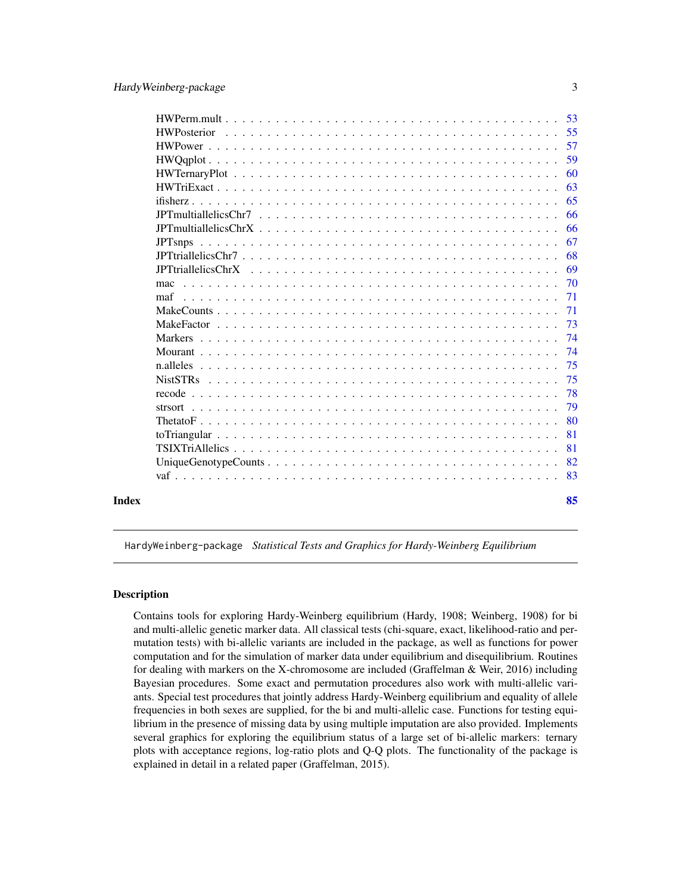| | |
|---|---|
| HWPerm.mult | 53 |
| HWPosterior | 55 |
| HWPower | 57 |
| HWQqplot | 59 |
| HWTernaryPlot | 60 |
| HWTriExact | 63 |
| ifisherz | 65 |
| JPTmultiallelicsChr7 | 66 |
| JPTmultiallelicsChrX | 66 |
| JPTsnps | 67 |
| JPTtriallelicsChr7 | 68 |
| JPTtriallelicsChrX | 69 |
| mac | 70 |
| maf | 71 |
| MakeCounts | 71 |
| MakeFactor | 73 |
| Markers | 74 |
| Mourant | 74 |
| n.alleles | 75 |
| NistSTRs | 75 |
| recode | 78 |
| strsort | 79 |
| ThetatoF | 80 |
| toTriangular | 81 |
| TSIXTriAllelics | 81 |
| UniqueGenotypeCounts | 82 |
| vaf | 83 |

**Index** 85

---

## HardyWeinberg-package *Statistical Tests and Graphics for Hardy-Weinberg Equilibrium*

---

### Description

Contains tools for exploring Hardy-Weinberg equilibrium (Hardy, 1908; Weinberg, 1908) for bi and multi-allelic genetic marker data. All classical tests (chi-square, exact, likelihood-ratio and permutation tests) with bi-allelic variants are included in the package, as well as functions for power computation and for the simulation of marker data under equilibrium and disequilibrium. Routines for dealing with markers on the X-chromosome are included (Graffelman & Weir, 2016) including Bayesian procedures. Some exact and permutation procedures also work with multi-allelic variants. Special test procedures that jointly address Hardy-Weinberg equilibrium and equality of allele frequencies in both sexes are supplied, for the bi and multi-allelic case. Functions for testing equilibrium in the presence of missing data by using multiple imputation are also provided. Implements several graphics for exploring the equilibrium status of a large set of bi-allelic markers: ternary plots with acceptance regions, log-ratio plots and Q-Q plots. The functionality of the package is explained in detail in a related paper (Graffelman, 2015).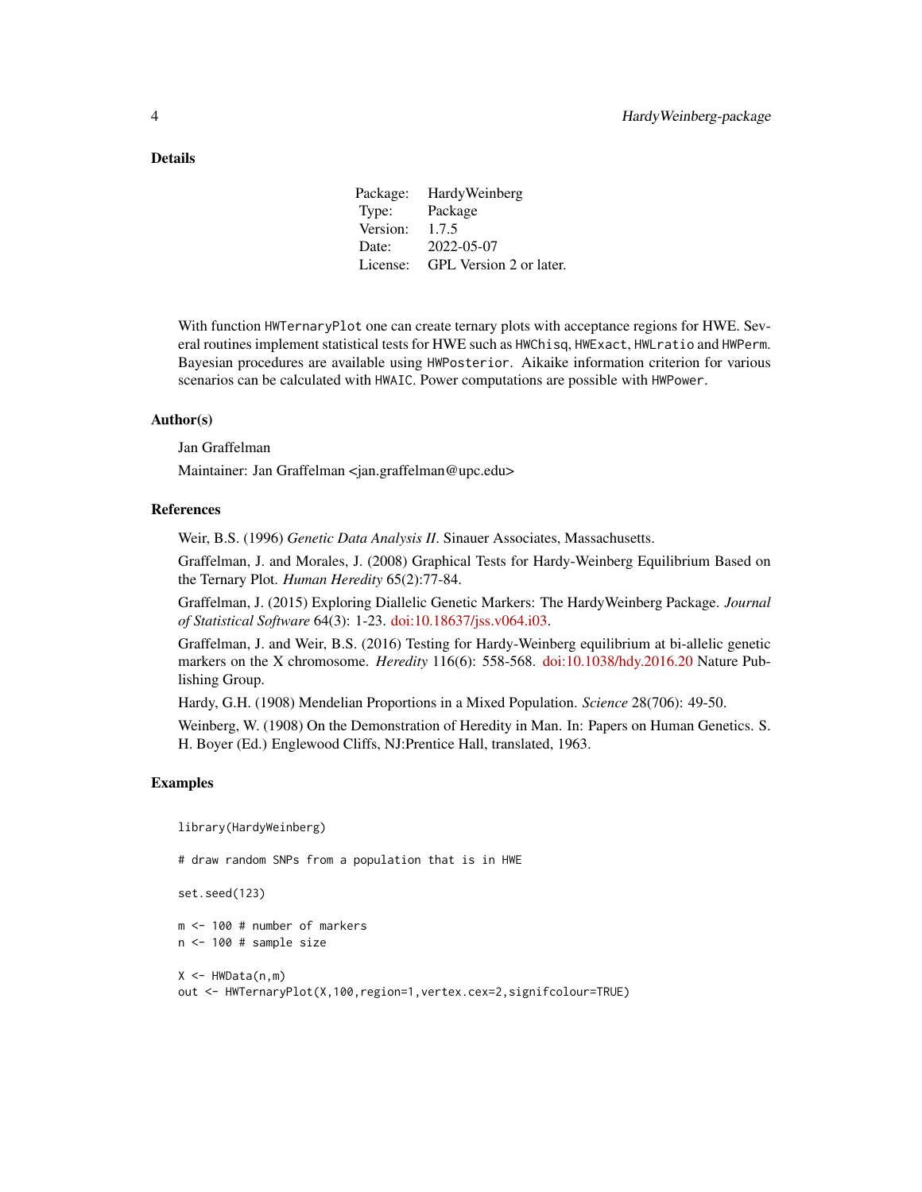## Details

| Package: | HardyWeinberg |
|---|---|
| Type: | Package |
| Version: | 1.7.5 |
| Date: | 2022-05-07 |
| License: | GPL Version 2 or later. |

With function `HWTernaryPlot` one can create ternary plots with acceptance regions for HWE. Several routines implement statistical tests for HWE such as `HWChisq`, `HWExact`, `HWLratio` and `HWPerm`. Bayesian procedures are available using `HWPosterior`. Aikaike information criterion for various scenarios can be calculated with `HWAIC`. Power computations are possible with `HWPower`.

## Author(s)

Jan Graffelman

Maintainer: Jan Graffelman <jan.graffelman@upc.edu>

## References

Weir, B.S. (1996) *Genetic Data Analysis II*. Sinauer Associates, Massachusetts.

Graffelman, J. and Morales, J. (2008) Graphical Tests for Hardy-Weinberg Equilibrium Based on the Ternary Plot. *Human Heredity* 65(2):77-84.

Graffelman, J. (2015) Exploring Diallelic Genetic Markers: The HardyWeinberg Package. *Journal of Statistical Software* 64(3): 1-23. doi:10.18637/jss.v064.i03.

Graffelman, J. and Weir, B.S. (2016) Testing for Hardy-Weinberg equilibrium at bi-allelic genetic markers on the X chromosome. *Heredity* 116(6): 558-568. doi:10.1038/hdy.2016.20 Nature Publishing Group.

Hardy, G.H. (1908) Mendelian Proportions in a Mixed Population. *Science* 28(706): 49-50.

Weinberg, W. (1908) On the Demonstration of Heredity in Man. In: Papers on Human Genetics. S. H. Boyer (Ed.) Englewood Cliffs, NJ:Prentice Hall, translated, 1963.

## Examples

```
library(HardyWeinberg)

# draw random SNPs from a population that is in HWE

set.seed(123)

m <- 100 # number of markers
n <- 100 # sample size

X <- HWData(n,m)
out <- HWTernaryPlot(X,100,region=1,vertex.cex=2,signifcolour=TRUE)
```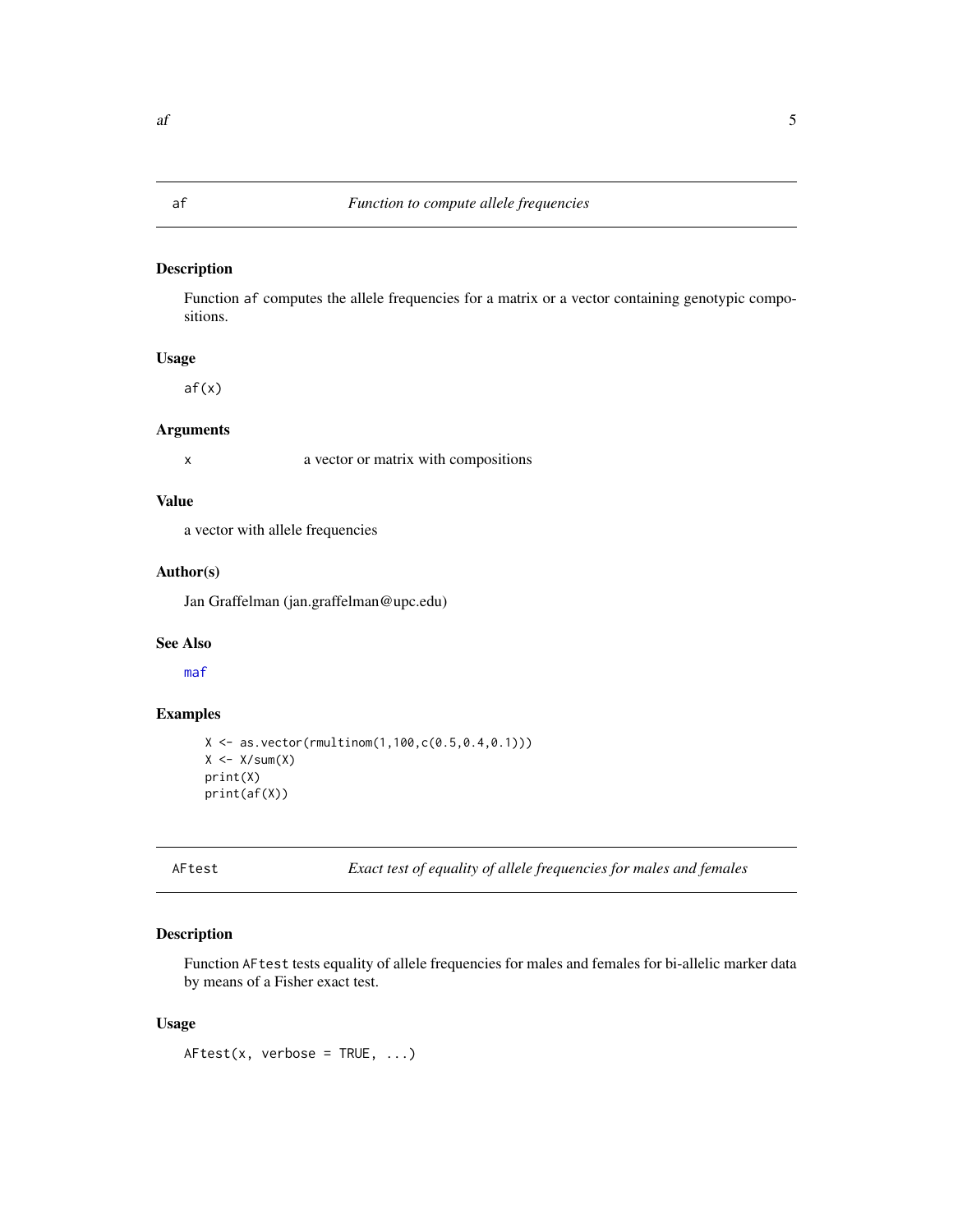## af *Function to compute allele frequencies*

### Description

Function `af` computes the allele frequencies for a matrix or a vector containing genotypic compositions.

### Usage

```
af(x)
```

### Arguments

| | |
|---|---|
| x | a vector or matrix with compositions |

### Value

a vector with allele frequencies

### Author(s)

Jan Graffelman (jan.graffelman@upc.edu)

### See Also

maf

### Examples

```
X <- as.vector(rmultinom(1,100,c(0.5,0.4,0.1)))
X <- X/sum(X)
print(X)
print(af(X))
```

## AFtest *Exact test of equality of allele frequencies for males and females*

### Description

Function `AFtest` tests equality of allele frequencies for males and females for bi-allelic marker data by means of a Fisher exact test.

### Usage

```
AFtest(x, verbose = TRUE, ...)
```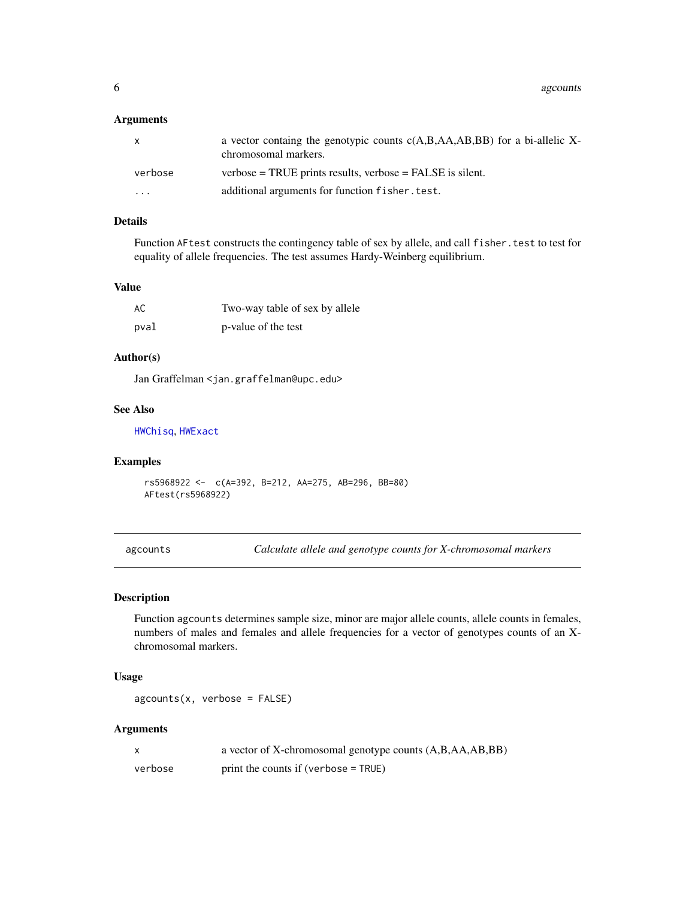### Arguments

| | |
|---|---|
| `x` | a vector containg the genotypic counts c(A,B,AA,AB,BB) for a bi-allelic X-chromosomal markers. |
| `verbose` | verbose = TRUE prints results, verbose = FALSE is silent. |
| `...` | additional arguments for function `fisher.test`. |

### Details

Function `AFtest` constructs the contingency table of sex by allele, and call `fisher.test` to test for equality of allele frequencies. The test assumes Hardy-Weinberg equilibrium.

### Value

| | |
|---|---|
| `AC` | Two-way table of sex by allele |
| `pval` | p-value of the test |

### Author(s)

Jan Graffelman <jan.graffelman@upc.edu>

### See Also

HWChisq, HWExact

### Examples

```
rs5968922 <-  c(A=392, B=212, AA=275, AB=296, BB=80)
AFtest(rs5968922)
```

---

## agcounts — *Calculate allele and genotype counts for X-chromosomal markers*

### Description

Function `agcounts` determines sample size, minor are major allele counts, allele counts in females, numbers of males and females and allele frequencies for a vector of genotypes counts of an X-chromosomal markers.

### Usage

```
agcounts(x, verbose = FALSE)
```

### Arguments

| | |
|---|---|
| `x` | a vector of X-chromosomal genotype counts (A,B,AA,AB,BB) |
| `verbose` | print the counts if (`verbose = TRUE`) |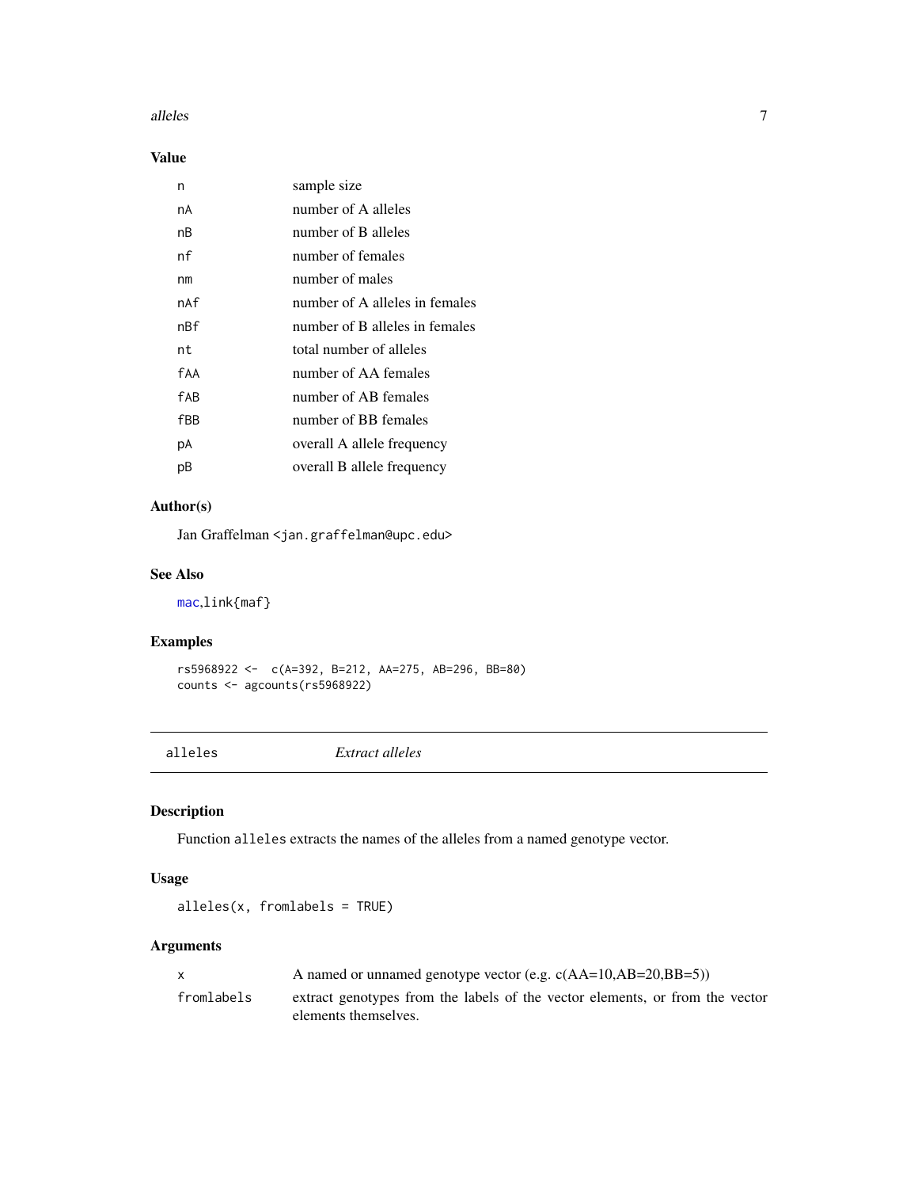## Value

| | |
|---|---|
| n | sample size |
| nA | number of A alleles |
| nB | number of B alleles |
| nf | number of females |
| nm | number of males |
| nAf | number of A alleles in females |
| nBf | number of B alleles in females |
| nt | total number of alleles |
| fAA | number of AA females |
| fAB | number of AB females |
| fBB | number of BB females |
| pA | overall A allele frequency |
| pB | overall B allele frequency |

## Author(s)

Jan Graffelman <jan.graffelman@upc.edu>

## See Also

mac,link{maf}

## Examples

```
rs5968922 <-  c(A=392, B=212, AA=275, AB=296, BB=80)
counts <- agcounts(rs5968922)
```

---

# alleles — *Extract alleles*

## Description

Function alleles extracts the names of the alleles from a named genotype vector.

## Usage

```
alleles(x, fromlabels = TRUE)
```

## Arguments

| | |
|---|---|
| x | A named or unnamed genotype vector (e.g. c(AA=10,AB=20,BB=5)) |
| fromlabels | extract genotypes from the labels of the vector elements, or from the vector elements themselves. |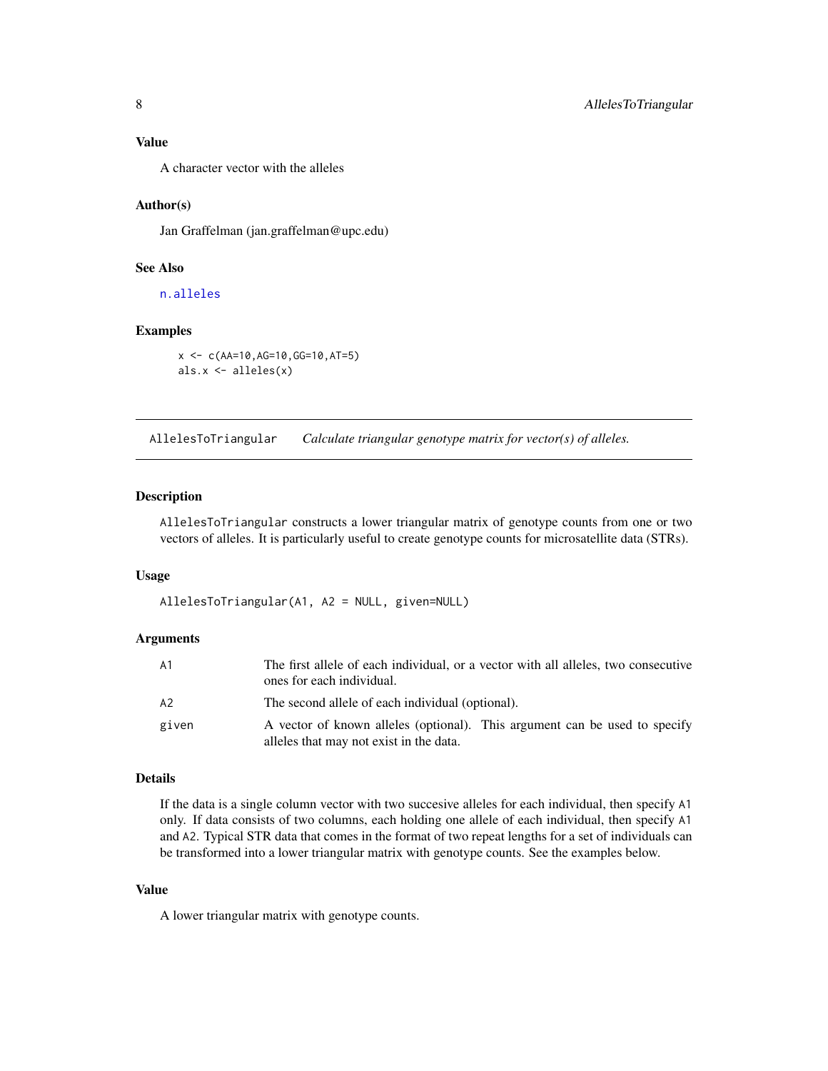### Value

A character vector with the alleles

### Author(s)

Jan Graffelman (jan.graffelman@upc.edu)

### See Also

n.alleles

### Examples

```
x <- c(AA=10,AG=10,GG=10,AT=5)
als.x <- alleles(x)
```

---

## AllelesToTriangular *Calculate triangular genotype matrix for vector(s) of alleles.*

---

### Description

AllelesToTriangular constructs a lower triangular matrix of genotype counts from one or two vectors of alleles. It is particularly useful to create genotype counts for microsatellite data (STRs).

### Usage

```
AllelesToTriangular(A1, A2 = NULL, given=NULL)
```

### Arguments

| | |
|---|---|
| A1 | The first allele of each individual, or a vector with all alleles, two consecutive ones for each individual. |
| A2 | The second allele of each individual (optional). |
| given | A vector of known alleles (optional). This argument can be used to specify alleles that may not exist in the data. |

### Details

If the data is a single column vector with two succesive alleles for each individual, then specify A1 only. If data consists of two columns, each holding one allele of each individual, then specify A1 and A2. Typical STR data that comes in the format of two repeat lengths for a set of individuals can be transformed into a lower triangular matrix with genotype counts. See the examples below.

### Value

A lower triangular matrix with genotype counts.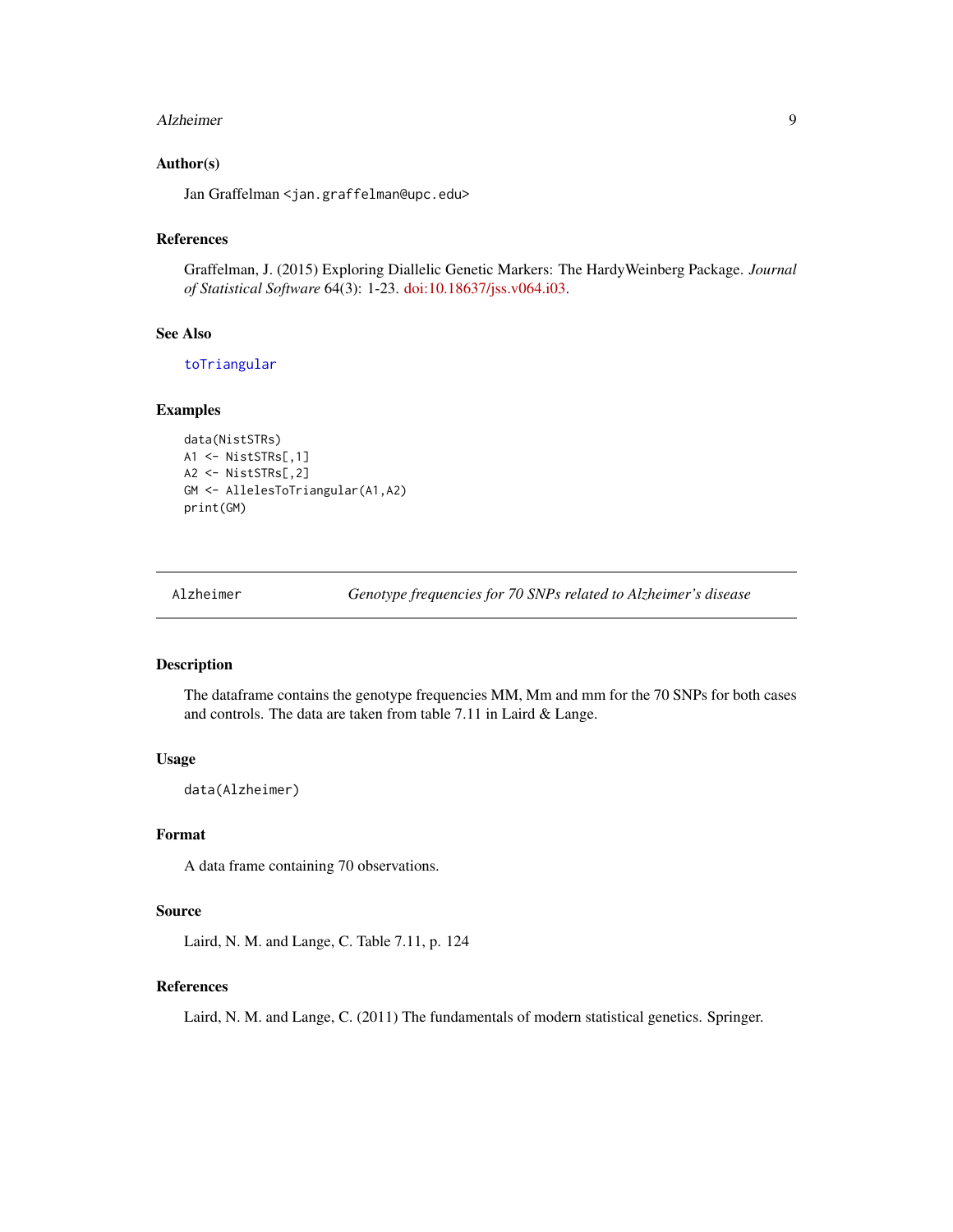### Author(s)

Jan Graffelman <jan.graffelman@upc.edu>

### References

Graffelman, J. (2015) Exploring Diallelic Genetic Markers: The HardyWeinberg Package. *Journal of Statistical Software* 64(3): 1-23. doi:10.18637/jss.v064.i03.

### See Also

toTriangular

### Examples

```
data(NistSTRs)
A1 <- NistSTRs[,1]
A2 <- NistSTRs[,2]
GM <- AllelesToTriangular(A1,A2)
print(GM)
```

---

## Alzheimer *Genotype frequencies for 70 SNPs related to Alzheimer's disease*

---

### Description

The dataframe contains the genotype frequencies MM, Mm and mm for the 70 SNPs for both cases and controls. The data are taken from table 7.11 in Laird & Lange.

### Usage

```
data(Alzheimer)
```

### Format

A data frame containing 70 observations.

### Source

Laird, N. M. and Lange, C. Table 7.11, p. 124

### References

Laird, N. M. and Lange, C. (2011) The fundamentals of modern statistical genetics. Springer.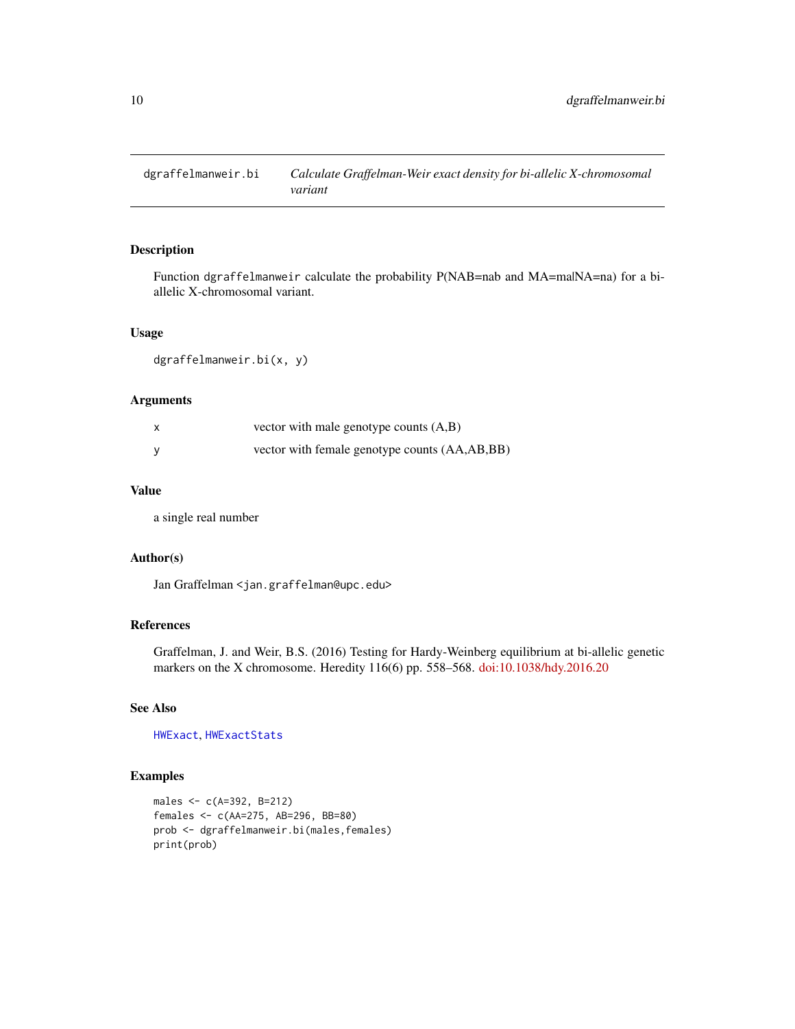dgraffelmanweir.bi *Calculate Graffelman-Weir exact density for bi-allelic X-chromosomal variant*

## Description

Function `dgraffelmanweir` calculate the probability P(NAB=nab and MA=ma|NA=na) for a bi-allelic X-chromosomal variant.

## Usage

```
dgraffelmanweir.bi(x, y)
```

## Arguments

| | |
|---|---|
| x | vector with male genotype counts (A,B) |
| y | vector with female genotype counts (AA,AB,BB) |

## Value

a single real number

## Author(s)

Jan Graffelman <jan.graffelman@upc.edu>

## References

Graffelman, J. and Weir, B.S. (2016) Testing for Hardy-Weinberg equilibrium at bi-allelic genetic markers on the X chromosome. Heredity 116(6) pp. 558–568. doi:10.1038/hdy.2016.20

## See Also

HWExact, HWExactStats

## Examples

```
males <- c(A=392, B=212)
females <- c(AA=275, AB=296, BB=80)
prob <- dgraffelmanweir.bi(males,females)
print(prob)
```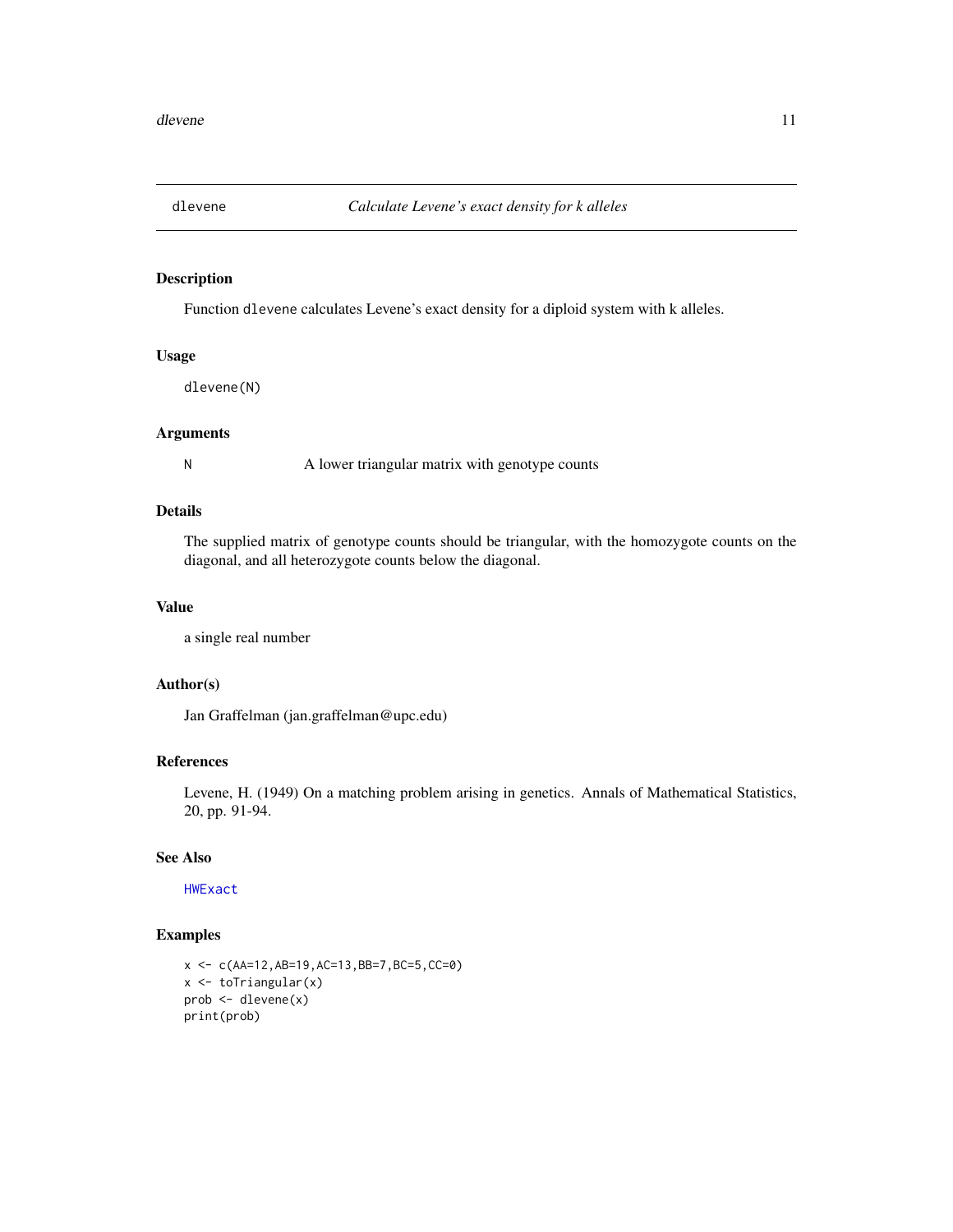## dlevene — *Calculate Levene's exact density for k alleles*

### Description

Function `dlevene` calculates Levene's exact density for a diploid system with k alleles.

### Usage

```
dlevene(N)
```

### Arguments

| | |
|---|---|
| N | A lower triangular matrix with genotype counts |

### Details

The supplied matrix of genotype counts should be triangular, with the homozygote counts on the diagonal, and all heterozygote counts below the diagonal.

### Value

a single real number

### Author(s)

Jan Graffelman (jan.graffelman@upc.edu)

### References

Levene, H. (1949) On a matching problem arising in genetics. Annals of Mathematical Statistics, 20, pp. 91-94.

### See Also

HWExact

### Examples

```
x <- c(AA=12,AB=19,AC=13,BB=7,BC=5,CC=0)
x <- toTriangular(x)
prob <- dlevene(x)
print(prob)
```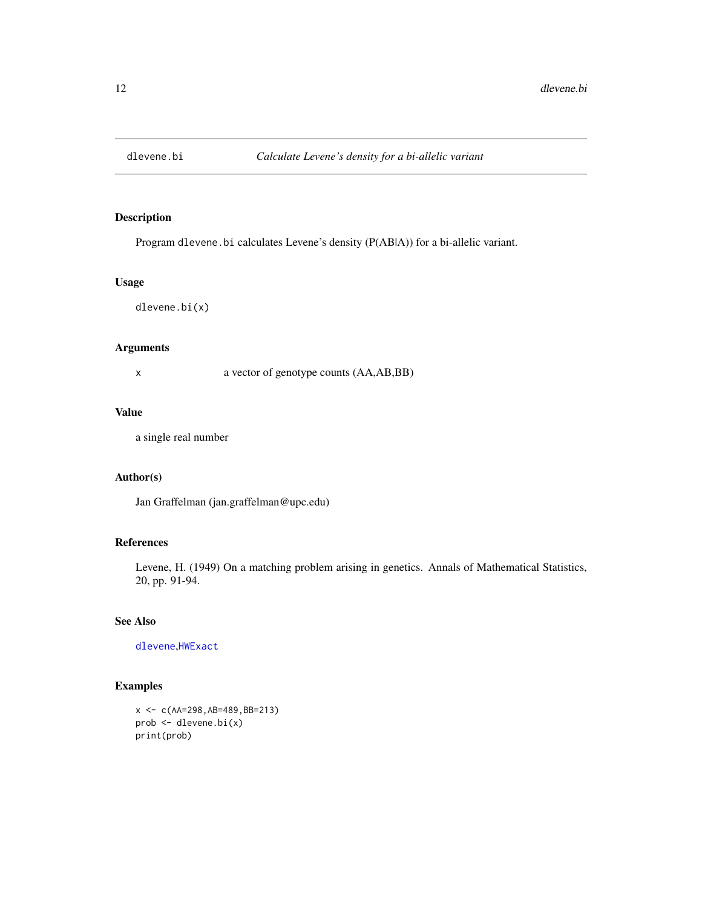# dlevene.bi — *Calculate Levene's density for a bi-allelic variant*

## Description

Program `dlevene.bi` calculates Levene's density (P(AB|A)) for a bi-allelic variant.

## Usage

```
dlevene.bi(x)
```

## Arguments

| | |
|---|---|
| x | a vector of genotype counts (AA,AB,BB) |

## Value

a single real number

## Author(s)

Jan Graffelman (jan.graffelman@upc.edu)

## References

Levene, H. (1949) On a matching problem arising in genetics. Annals of Mathematical Statistics, 20, pp. 91-94.

## See Also

dlevene,HWExact

## Examples

```
x <- c(AA=298,AB=489,BB=213)
prob <- dlevene.bi(x)
print(prob)
```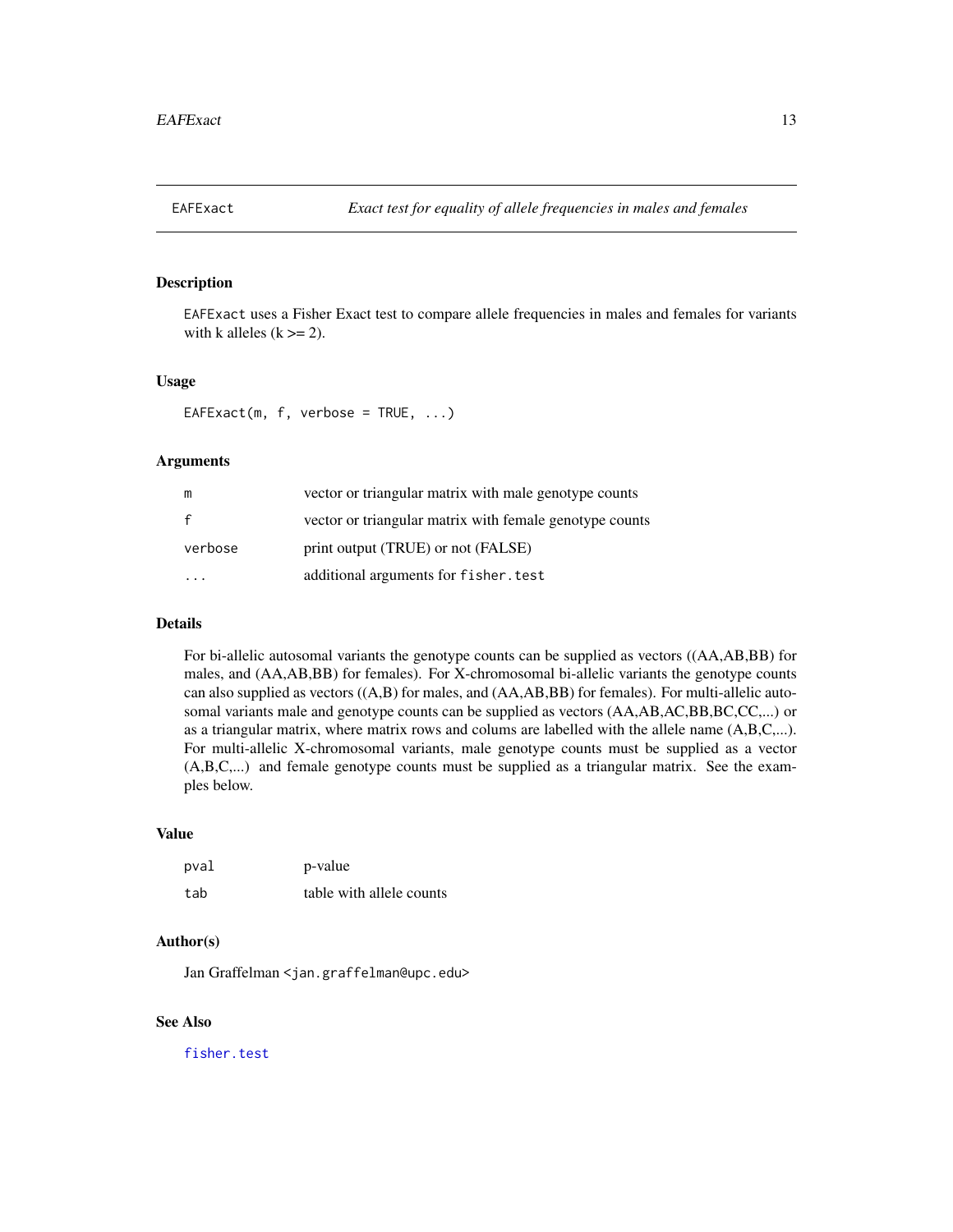# EAFExact — *Exact test for equality of allele frequencies in males and females*

## Description

`EAFExact` uses a Fisher Exact test to compare allele frequencies in males and females for variants with k alleles (k >= 2).

## Usage

```
EAFExact(m, f, verbose = TRUE, ...)
```

## Arguments

| | |
|---|---|
| `m` | vector or triangular matrix with male genotype counts |
| `f` | vector or triangular matrix with female genotype counts |
| `verbose` | print output (TRUE) or not (FALSE) |
| `...` | additional arguments for `fisher.test` |

## Details

For bi-allelic autosomal variants the genotype counts can be supplied as vectors ((AA,AB,BB) for males, and (AA,AB,BB) for females). For X-chromosomal bi-allelic variants the genotype counts can also supplied as vectors ((A,B) for males, and (AA,AB,BB) for females). For multi-allelic autosomal variants male and genotype counts can be supplied as vectors (AA,AB,AC,BB,BC,CC,...) or as a triangular matrix, where matrix rows and colums are labelled with the allele name (A,B,C,...). For multi-allelic X-chromosomal variants, male genotype counts must be supplied as a vector (A,B,C,...) and female genotype counts must be supplied as a triangular matrix. See the examples below.

## Value

| | |
|---|---|
| `pval` | p-value |
| `tab` | table with allele counts |

## Author(s)

Jan Graffelman <`jan.graffelman@upc.edu`>

## See Also

`fisher.test`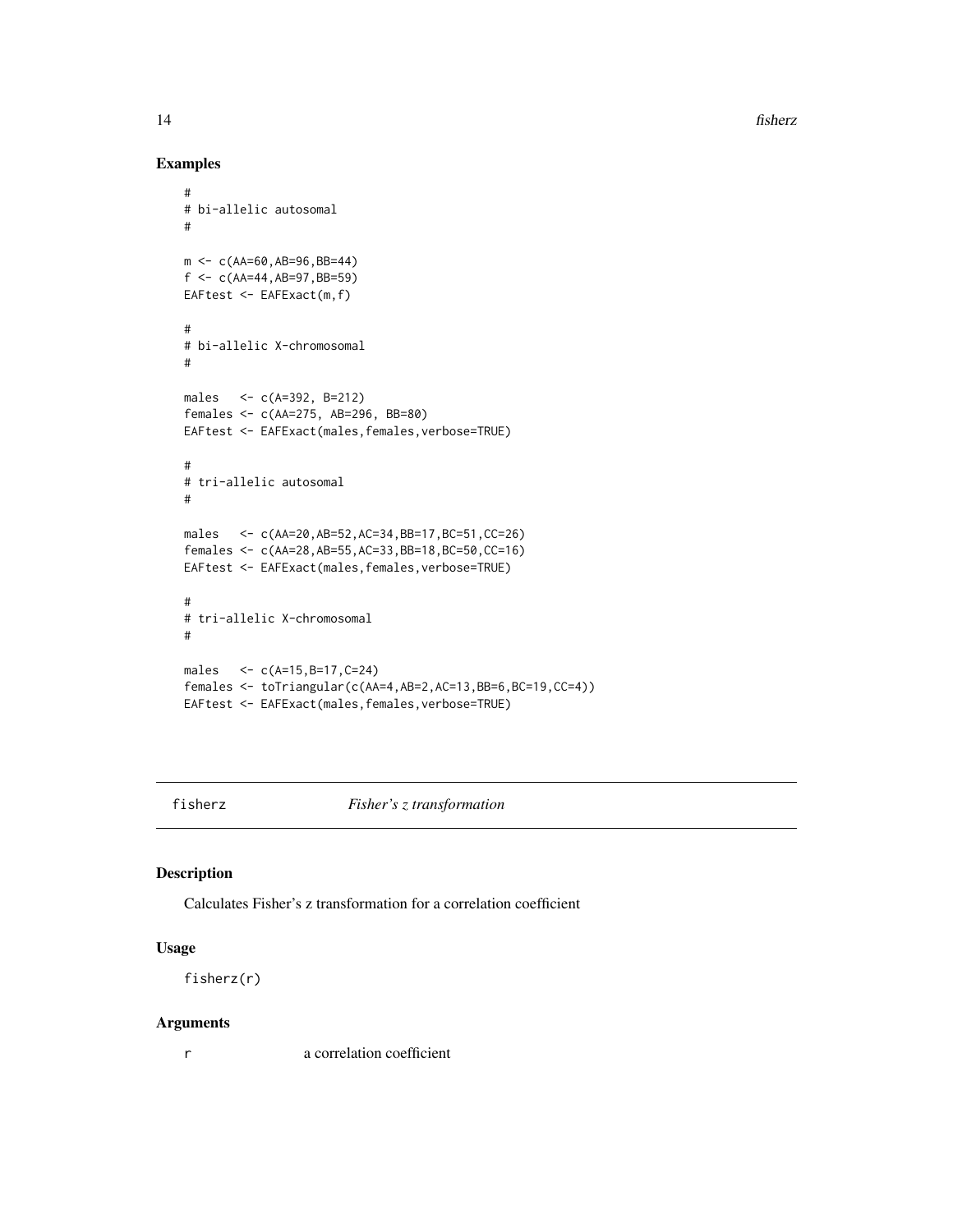## Examples

```
#
# bi-allelic autosomal
#

m <- c(AA=60,AB=96,BB=44)
f <- c(AA=44,AB=97,BB=59)
EAFtest <- EAFExact(m,f)

#
# bi-allelic X-chromosomal
#

males   <- c(A=392, B=212)
females <- c(AA=275, AB=296, BB=80)
EAFtest <- EAFExact(males,females,verbose=TRUE)

#
# tri-allelic autosomal
#

males   <- c(AA=20,AB=52,AC=34,BB=17,BC=51,CC=26)
females <- c(AA=28,AB=55,AC=33,BB=18,BC=50,CC=16)
EAFtest <- EAFExact(males,females,verbose=TRUE)

#
# tri-allelic X-chromosomal
#

males   <- c(A=15,B=17,C=24)
females <- toTriangular(c(AA=4,AB=2,AC=13,BB=6,BC=19,CC=4))
EAFtest <- EAFExact(males,females,verbose=TRUE)
```

---

# fisherz *Fisher's z transformation*

---

## Description

Calculates Fisher's z transformation for a correlation coefficient

## Usage

```
fisherz(r)
```

## Arguments

| | |
|---|---|
| r | a correlation coefficient |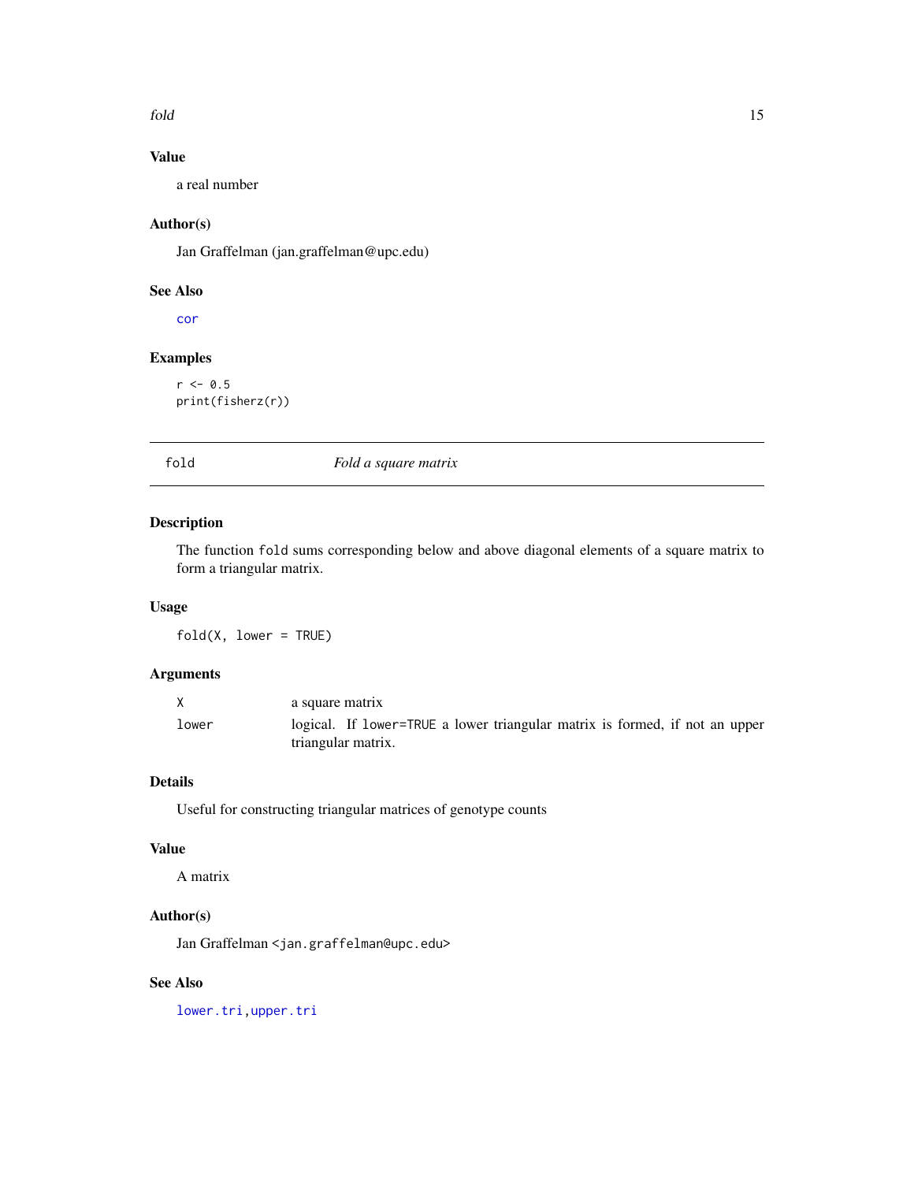### Value

a real number

### Author(s)

Jan Graffelman (jan.graffelman@upc.edu)

### See Also

cor

### Examples

```
r <- 0.5
print(fisherz(r))
```

---

## fold — *Fold a square matrix*

---

### Description

The function fold sums corresponding below and above diagonal elements of a square matrix to form a triangular matrix.

### Usage

```
fold(X, lower = TRUE)
```

### Arguments

| | |
|---|---|
| X | a square matrix |
| lower | logical. If lower=TRUE a lower triangular matrix is formed, if not an upper triangular matrix. |

### Details

Useful for constructing triangular matrices of genotype counts

### Value

A matrix

### Author(s)

Jan Graffelman <jan.graffelman@upc.edu>

### See Also

lower.tri, upper.tri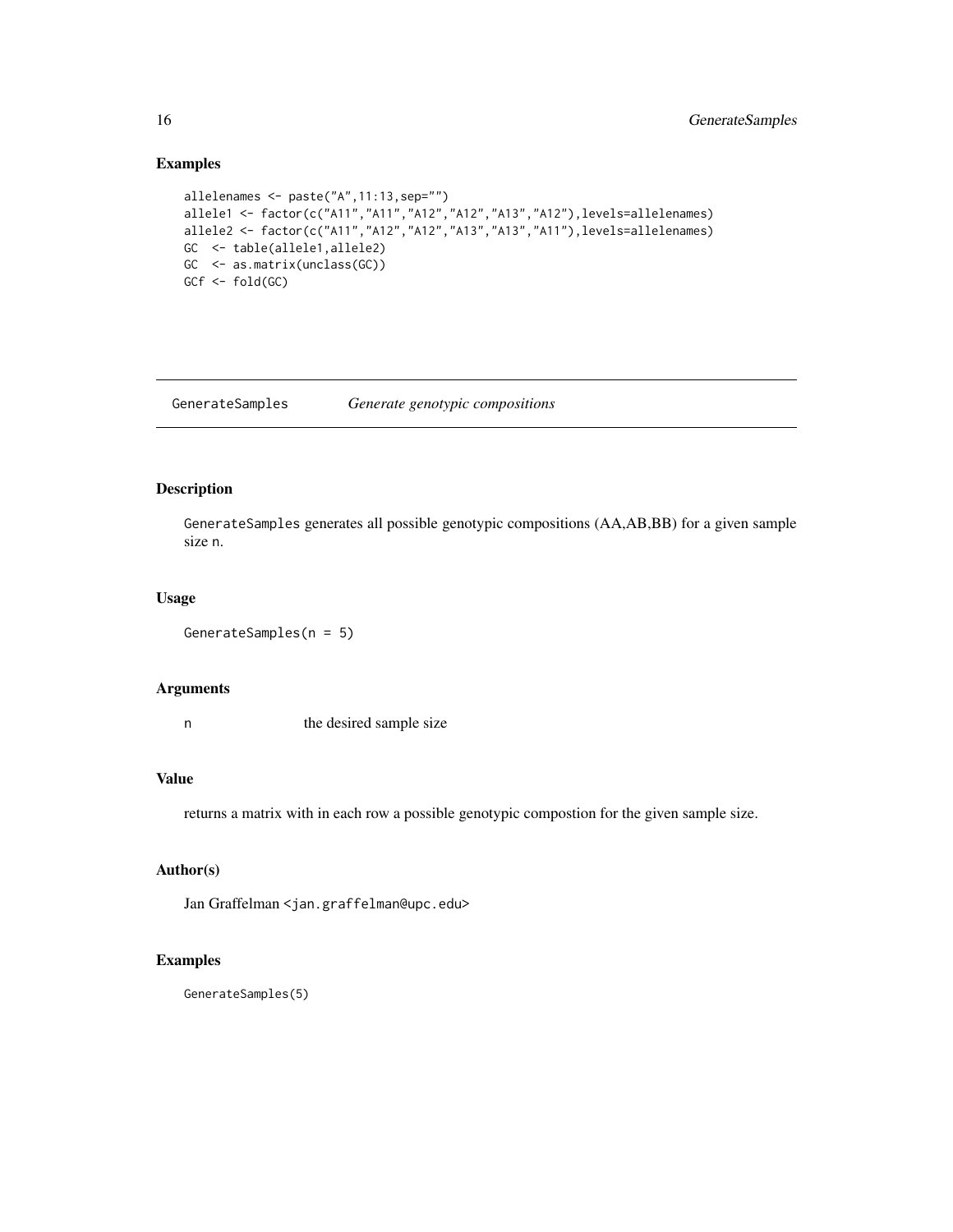## Examples

```
allelenames <- paste("A",11:13,sep="")
allele1 <- factor(c("A11","A11","A12","A12","A13","A12"),levels=allelenames)
allele2 <- factor(c("A11","A12","A12","A13","A13","A11"),levels=allelenames)
GC  <- table(allele1,allele2)
GC  <- as.matrix(unclass(GC))
GCf <- fold(GC)
```

---

# GenerateSamples    *Generate genotypic compositions*

---

## Description

GenerateSamples generates all possible genotypic compositions (AA,AB,BB) for a given sample size n.

## Usage

```
GenerateSamples(n = 5)
```

## Arguments

| | |
|---|---|
| n | the desired sample size |

## Value

returns a matrix with in each row a possible genotypic compostion for the given sample size.

## Author(s)

Jan Graffelman <jan.graffelman@upc.edu>

## Examples

```
GenerateSamples(5)
```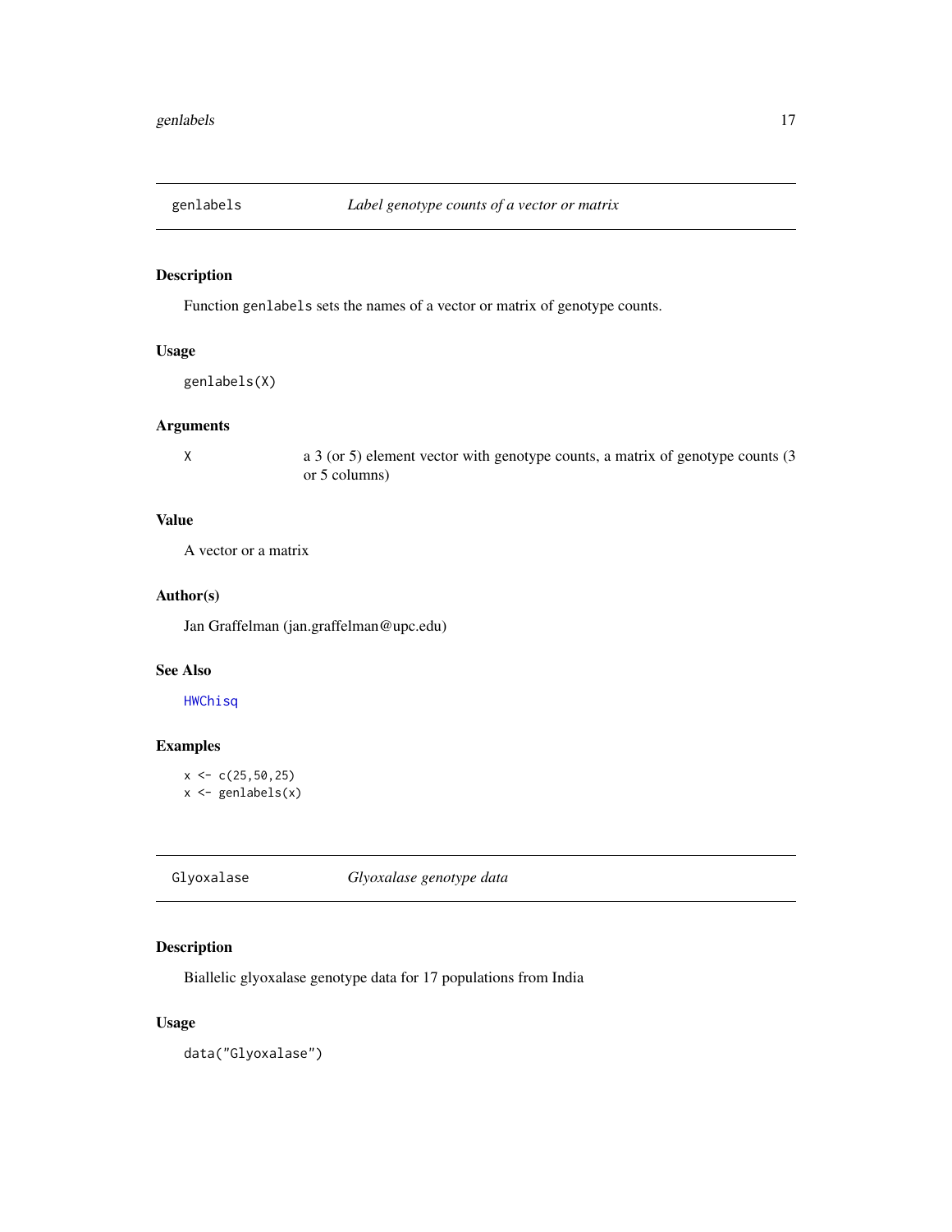## genlabels — *Label genotype counts of a vector or matrix*

### Description

Function `genlabels` sets the names of a vector or matrix of genotype counts.

### Usage

```
genlabels(X)
```

### Arguments

| | |
|---|---|
| X | a 3 (or 5) element vector with genotype counts, a matrix of genotype counts (3 or 5 columns) |

### Value

A vector or a matrix

### Author(s)

Jan Graffelman (jan.graffelman@upc.edu)

### See Also

HWChisq

### Examples

```
x <- c(25,50,25)
x <- genlabels(x)
```

## Glyoxalase — *Glyoxalase genotype data*

### Description

Biallelic glyoxalase genotype data for 17 populations from India

### Usage

```
data("Glyoxalase")
```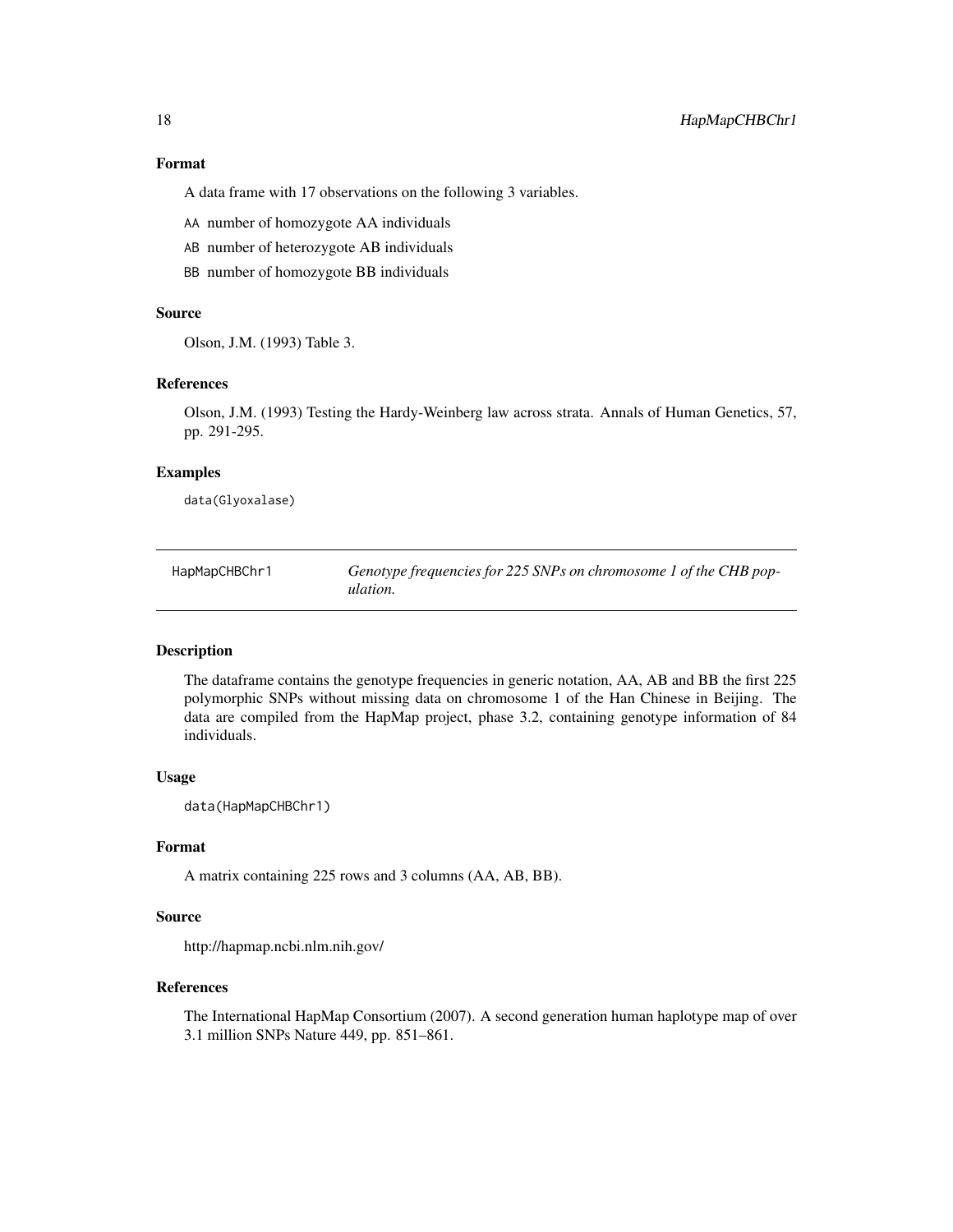### Format

A data frame with 17 observations on the following 3 variables.

- `AA` number of homozygote AA individuals
- `AB` number of heterozygote AB individuals
- `BB` number of homozygote BB individuals

### Source

Olson, J.M. (1993) Table 3.

### References

Olson, J.M. (1993) Testing the Hardy-Weinberg law across strata. Annals of Human Genetics, 57, pp. 291-295.

### Examples

```
data(Glyoxalase)
```

---

## HapMapCHBChr1 — *Genotype frequencies for 225 SNPs on chromosome 1 of the CHB population.*

---

### Description

The dataframe contains the genotype frequencies in generic notation, AA, AB and BB the first 225 polymorphic SNPs without missing data on chromosome 1 of the Han Chinese in Beijing. The data are compiled from the HapMap project, phase 3.2, containing genotype information of 84 individuals.

### Usage

```
data(HapMapCHBChr1)
```

### Format

A matrix containing 225 rows and 3 columns (AA, AB, BB).

### Source

http://hapmap.ncbi.nlm.nih.gov/

### References

The International HapMap Consortium (2007). A second generation human haplotype map of over 3.1 million SNPs Nature 449, pp. 851–861.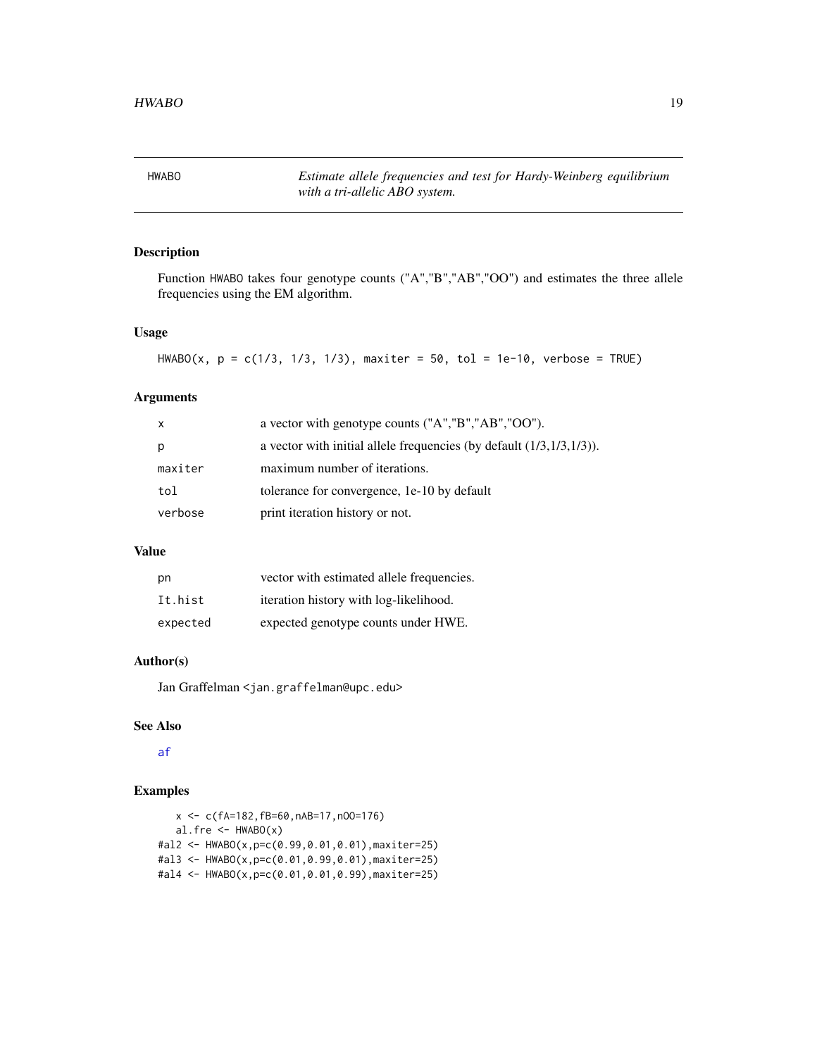## HWABO — *Estimate allele frequencies and test for Hardy-Weinberg equilibrium with a tri-allelic ABO system.*

### Description

Function HWABO takes four genotype counts ("A","B","AB","OO") and estimates the three allele frequencies using the EM algorithm.

### Usage

```
HWABO(x, p = c(1/3, 1/3, 1/3), maxiter = 50, tol = 1e-10, verbose = TRUE)
```

### Arguments

| | |
|---|---|
| x | a vector with genotype counts ("A","B","AB","OO"). |
| p | a vector with initial allele frequencies (by default (1/3,1/3,1/3)). |
| maxiter | maximum number of iterations. |
| tol | tolerance for convergence, 1e-10 by default |
| verbose | print iteration history or not. |

### Value

| | |
|---|---|
| pn | vector with estimated allele frequencies. |
| It.hist | iteration history with log-likelihood. |
| expected | expected genotype counts under HWE. |

### Author(s)

Jan Graffelman <jan.graffelman@upc.edu>

### See Also

af

### Examples

```
   x <- c(fA=182,fB=60,nAB=17,nOO=176)
   al.fre <- HWABO(x)
#al2 <- HWABO(x,p=c(0.99,0.01,0.01),maxiter=25)
#al3 <- HWABO(x,p=c(0.01,0.99,0.01),maxiter=25)
#al4 <- HWABO(x,p=c(0.01,0.01,0.99),maxiter=25)
```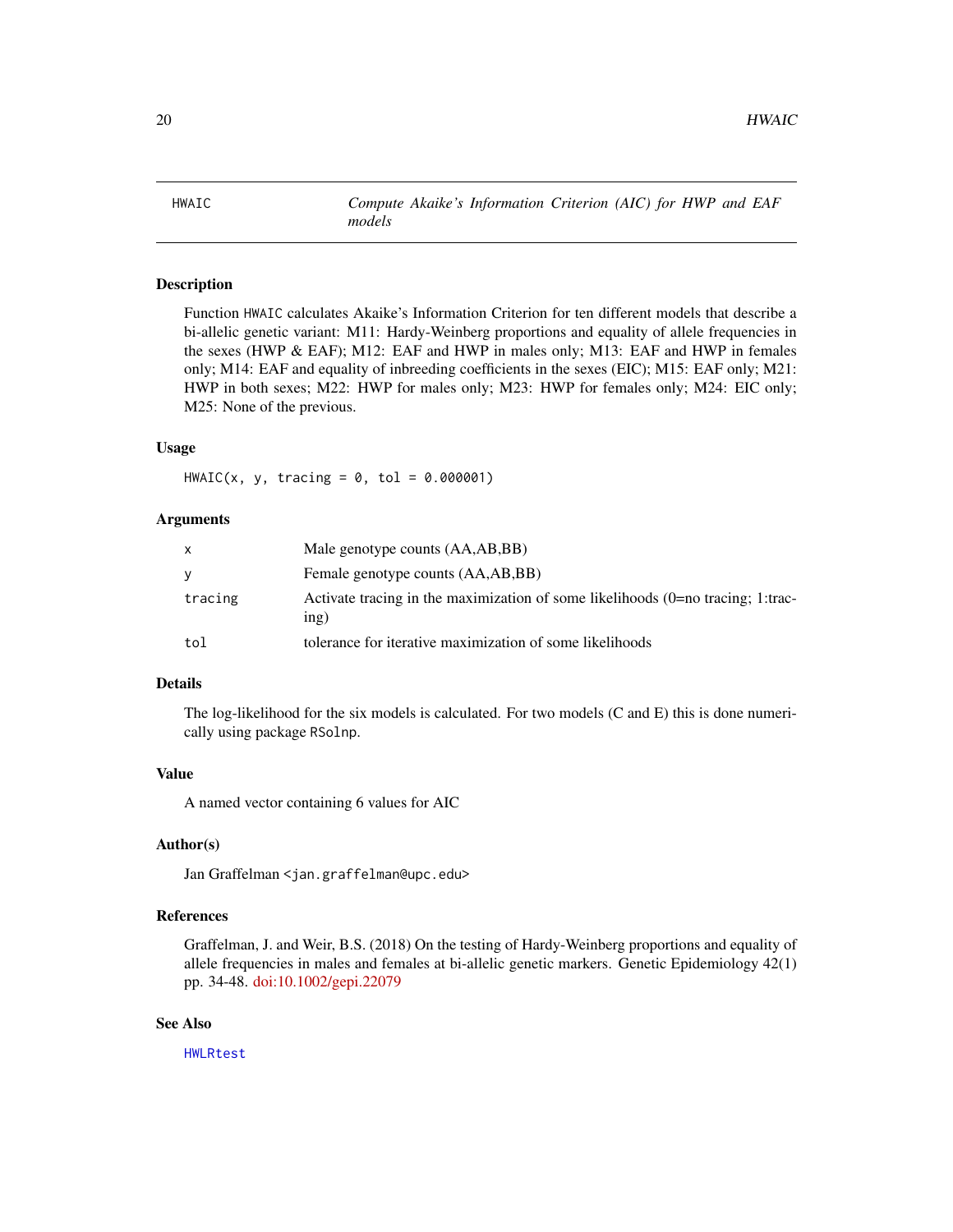HWAIC — *Compute Akaike's Information Criterion (AIC) for HWP and EAF models*

## Description

Function `HWAIC` calculates Akaike's Information Criterion for ten different models that describe a bi-allelic genetic variant: M11: Hardy-Weinberg proportions and equality of allele frequencies in the sexes (HWP & EAF); M12: EAF and HWP in males only; M13: EAF and HWP in females only; M14: EAF and equality of inbreeding coefficients in the sexes (EIC); M15: EAF only; M21: HWP in both sexes; M22: HWP for males only; M23: HWP for females only; M24: EIC only; M25: None of the previous.

## Usage

```
HWAIC(x, y, tracing = 0, tol = 0.000001)
```

## Arguments

| | |
|---|---|
| `x` | Male genotype counts (AA,AB,BB) |
| `y` | Female genotype counts (AA,AB,BB) |
| `tracing` | Activate tracing in the maximization of some likelihoods (0=no tracing; 1:tracing) |
| `tol` | tolerance for iterative maximization of some likelihoods |

## Details

The log-likelihood for the six models is calculated. For two models (C and E) this is done numerically using package `RSolnp`.

## Value

A named vector containing 6 values for AIC

## Author(s)

Jan Graffelman <jan.graffelman@upc.edu>

## References

Graffelman, J. and Weir, B.S. (2018) On the testing of Hardy-Weinberg proportions and equality of allele frequencies in males and females at bi-allelic genetic markers. Genetic Epidemiology 42(1) pp. 34-48. doi:10.1002/gepi.22079

## See Also

`HWLRtest`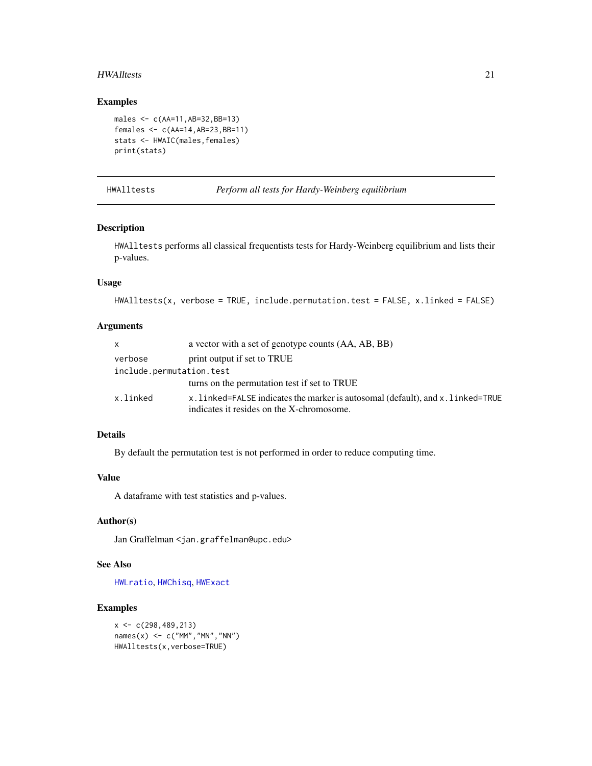## Examples

```
males <- c(AA=11,AB=32,BB=13)
females <- c(AA=14,AB=23,BB=11)
stats <- HWAIC(males,females)
print(stats)
```

---

# HWAlltests *Perform all tests for Hardy-Weinberg equilibrium*

---

## Description

HWAlltests performs all classical frequentists tests for Hardy-Weinberg equilibrium and lists their p-values.

## Usage

```
HWAlltests(x, verbose = TRUE, include.permutation.test = FALSE, x.linked = FALSE)
```

## Arguments

| | |
|---|---|
| x | a vector with a set of genotype counts (AA, AB, BB) |
| verbose | print output if set to TRUE |
| include.permutation.test | turns on the permutation test if set to TRUE |
| x.linked | x.linked=FALSE indicates the marker is autosomal (default), and x.linked=TRUE indicates it resides on the X-chromosome. |

## Details

By default the permutation test is not performed in order to reduce computing time.

## Value

A dataframe with test statistics and p-values.

## Author(s)

Jan Graffelman <jan.graffelman@upc.edu>

## See Also

HWLratio, HWChisq, HWExact

## Examples

```
x <- c(298,489,213)
names(x) <- c("MM","MN","NN")
HWAlltests(x,verbose=TRUE)
```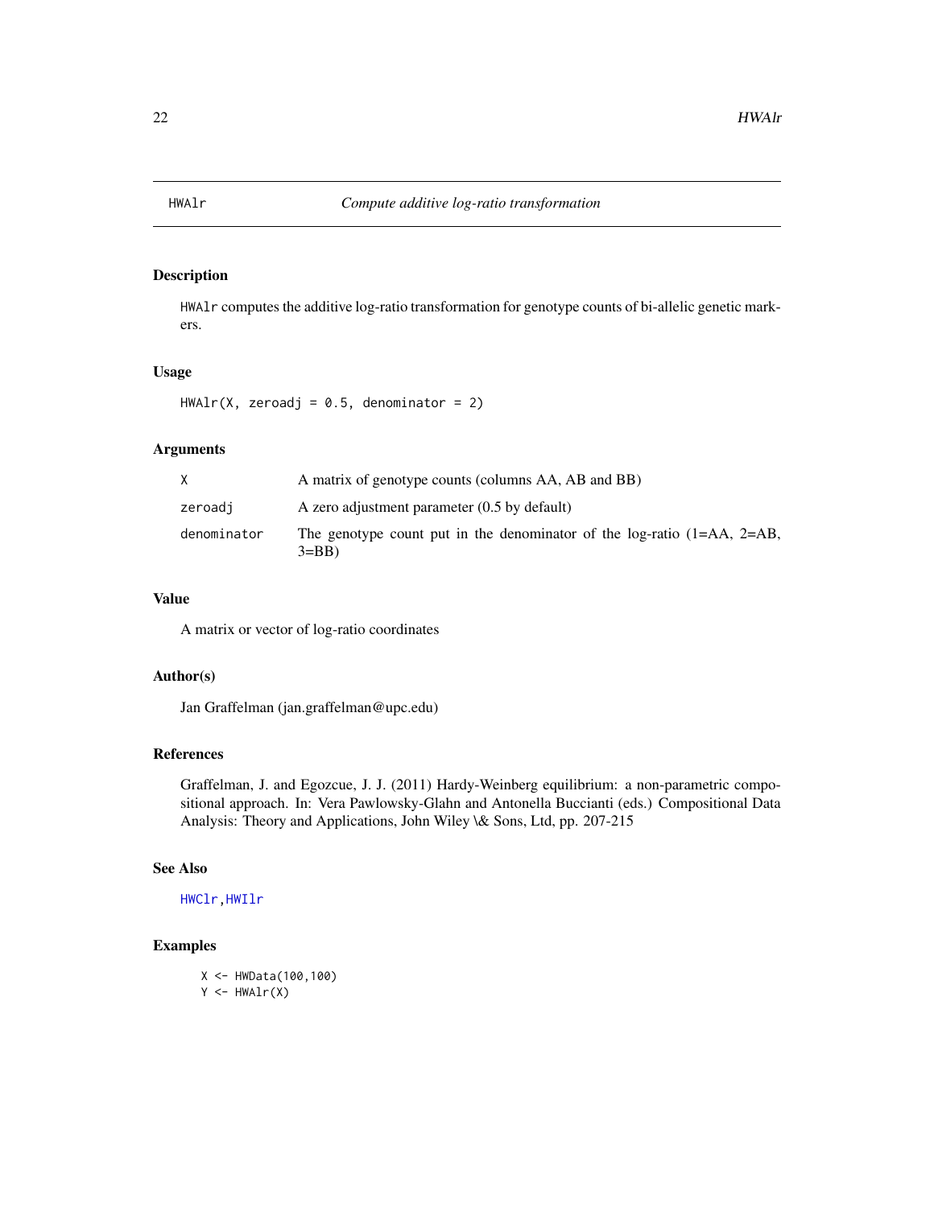# HWAlr — *Compute additive log-ratio transformation*

## Description

HWAlr computes the additive log-ratio transformation for genotype counts of bi-allelic genetic markers.

## Usage

```
HWAlr(X, zeroadj = 0.5, denominator = 2)
```

## Arguments

| | |
|---|---|
| X | A matrix of genotype counts (columns AA, AB and BB) |
| zeroadj | A zero adjustment parameter (0.5 by default) |
| denominator | The genotype count put in the denominator of the log-ratio (1=AA, 2=AB, 3=BB) |

## Value

A matrix or vector of log-ratio coordinates

## Author(s)

Jan Graffelman (jan.graffelman@upc.edu)

## References

Graffelman, J. and Egozcue, J. J. (2011) Hardy-Weinberg equilibrium: a non-parametric compositional approach. In: Vera Pawlowsky-Glahn and Antonella Buccianti (eds.) Compositional Data Analysis: Theory and Applications, John Wiley \& Sons, Ltd, pp. 207-215

## See Also

HWClr, HWIlr

## Examples

```
X <- HWData(100,100)
Y <- HWAlr(X)
```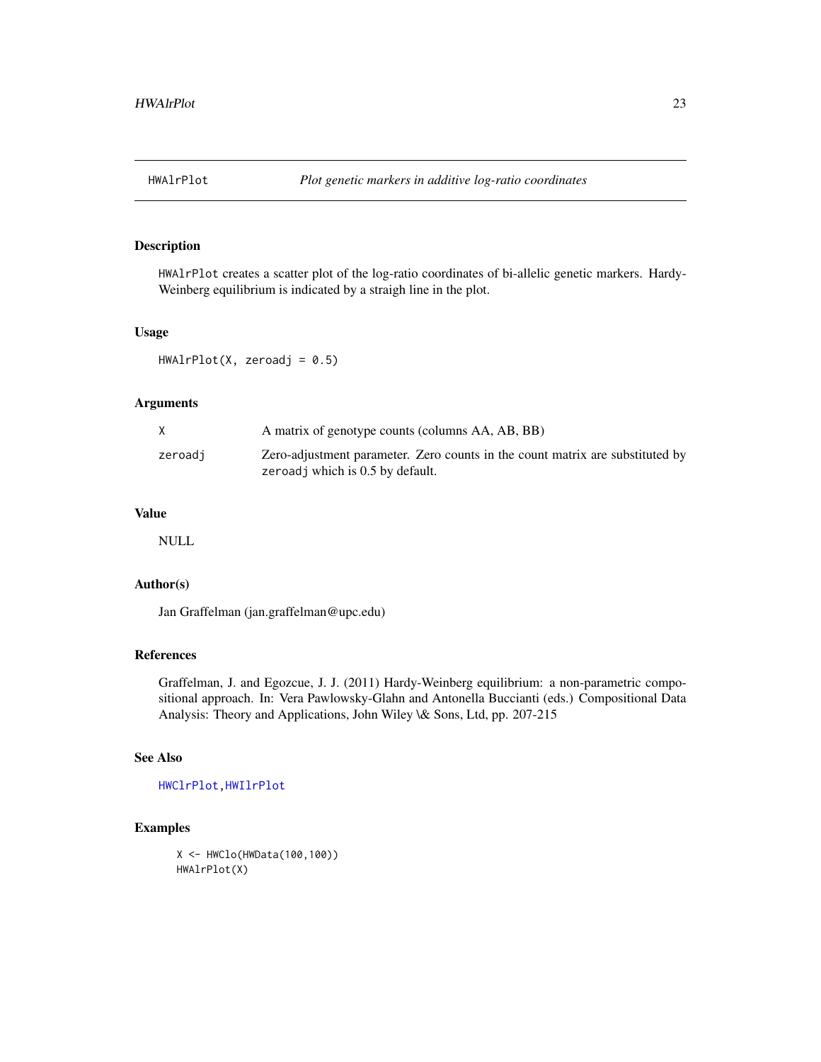## HWAlrPlot *Plot genetic markers in additive log-ratio coordinates*

### Description

HWAlrPlot creates a scatter plot of the log-ratio coordinates of bi-allelic genetic markers. Hardy-Weinberg equilibrium is indicated by a straigh line in the plot.

### Usage

```
HWAlrPlot(X, zeroadj = 0.5)
```

### Arguments

| | |
|---|---|
| X | A matrix of genotype counts (columns AA, AB, BB) |
| zeroadj | Zero-adjustment parameter. Zero counts in the count matrix are substituted by zeroadj which is 0.5 by default. |

### Value

NULL

### Author(s)

Jan Graffelman (jan.graffelman@upc.edu)

### References

Graffelman, J. and Egozcue, J. J. (2011) Hardy-Weinberg equilibrium: a non-parametric compositional approach. In: Vera Pawlowsky-Glahn and Antonella Buccianti (eds.) Compositional Data Analysis: Theory and Applications, John Wiley \& Sons, Ltd, pp. 207-215

### See Also

HWClrPlot,HWIlrPlot

### Examples

```
X <- HWClo(HWData(100,100))
HWAlrPlot(X)
```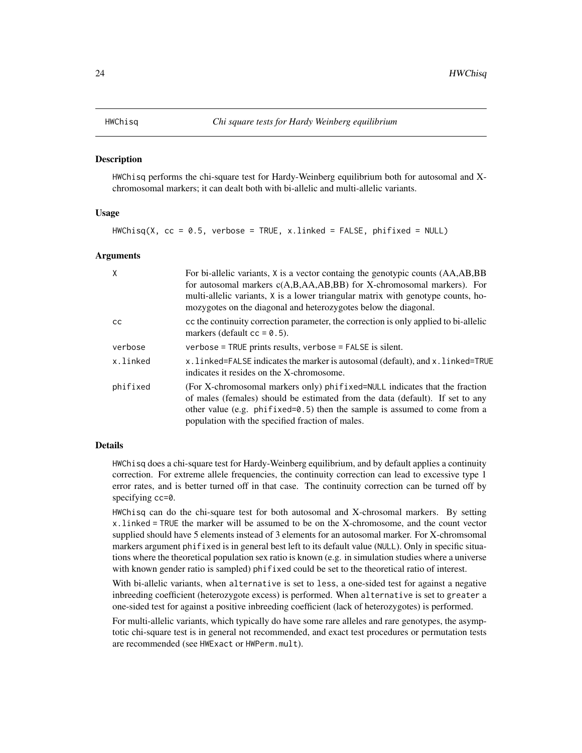# HWChisq — *Chi square tests for Hardy Weinberg equilibrium*

## Description

HWChisq performs the chi-square test for Hardy-Weinberg equilibrium both for autosomal and X-chromosomal markers; it can dealt both with bi-allelic and multi-allelic variants.

## Usage

```
HWChisq(X, cc = 0.5, verbose = TRUE, x.linked = FALSE, phifixed = NULL)
```

## Arguments

| | |
|---|---|
| X | For bi-allelic variants, X is a vector containg the genotypic counts (AA,AB,BB for autosomal markers c(A,B,AA,AB,BB) for X-chromosomal markers). For multi-allelic variants, X is a lower triangular matrix with genotype counts, homozygotes on the diagonal and heterozygotes below the diagonal. |
| cc | cc the continuity correction parameter, the correction is only applied to bi-allelic markers (default cc = 0.5). |
| verbose | verbose = TRUE prints results, verbose = FALSE is silent. |
| x.linked | x.linked=FALSE indicates the marker is autosomal (default), and x.linked=TRUE indicates it resides on the X-chromosome. |
| phifixed | (For X-chromosomal markers only) phifixed=NULL indicates that the fraction of males (females) should be estimated from the data (default). If set to any other value (e.g. phifixed=0.5) then the sample is assumed to come from a population with the specified fraction of males. |

## Details

HWChisq does a chi-square test for Hardy-Weinberg equilibrium, and by default applies a continuity correction. For extreme allele frequencies, the continuity correction can lead to excessive type 1 error rates, and is better turned off in that case. The continuity correction can be turned off by specifying cc=0.

HWChisq can do the chi-square test for both autosomal and X-chrosomal markers. By setting x.linked = TRUE the marker will be assumed to be on the X-chromosome, and the count vector supplied should have 5 elements instead of 3 elements for an autosomal marker. For X-chromsomal markers argument phifixed is in general best left to its default value (NULL). Only in specific situations where the theoretical population sex ratio is known (e.g. in simulation studies where a universe with known gender ratio is sampled) phifixed could be set to the theoretical ratio of interest.

With bi-allelic variants, when alternative is set to less, a one-sided test for against a negative inbreeding coefficient (heterozygote excess) is performed. When alternative is set to greater a one-sided test for against a positive inbreeding coefficient (lack of heterozygotes) is performed.

For multi-allelic variants, which typically do have some rare alleles and rare genotypes, the asymptotic chi-square test is in general not recommended, and exact test procedures or permutation tests are recommended (see HWExact or HWPerm.mult).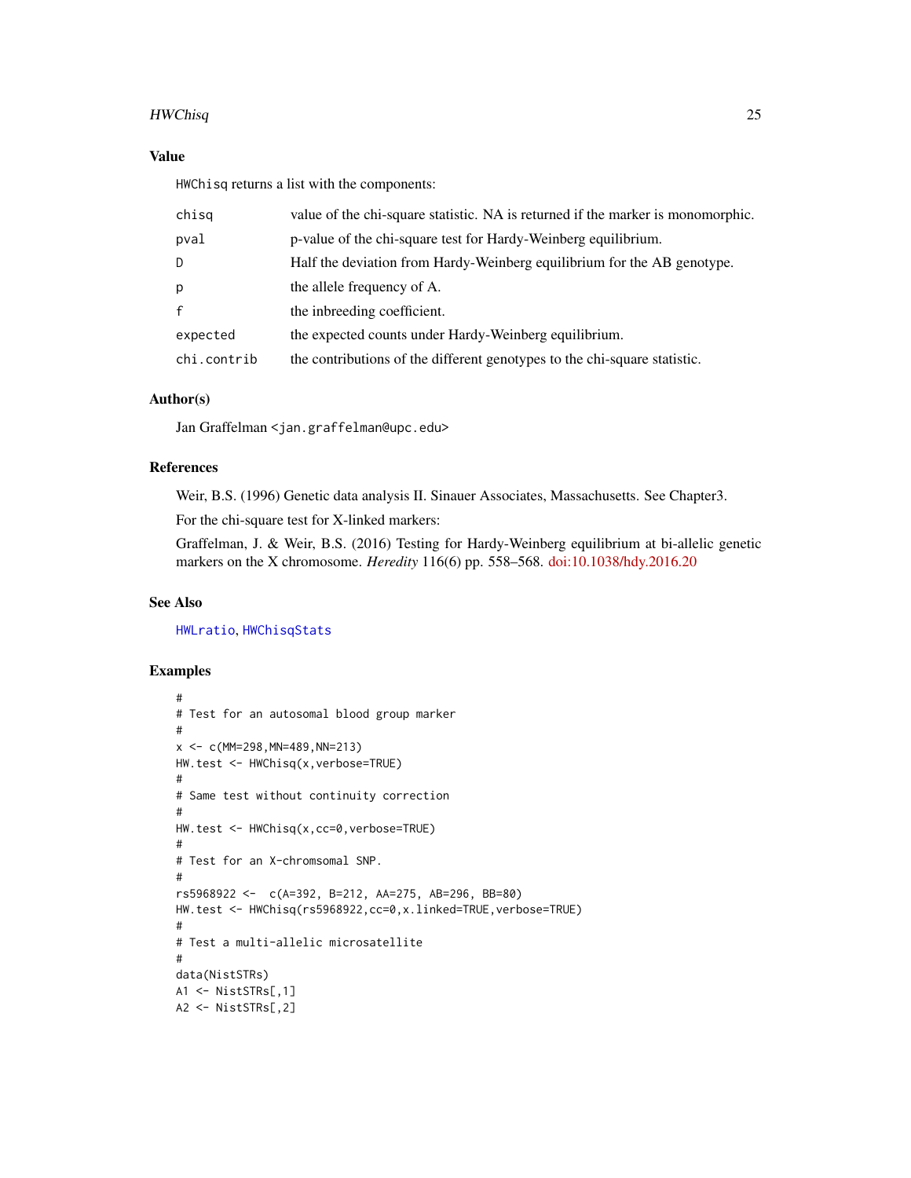## Value

HWChisq returns a list with the components:

| | |
|---|---|
| chisq | value of the chi-square statistic. NA is returned if the marker is monomorphic. |
| pval | p-value of the chi-square test for Hardy-Weinberg equilibrium. |
| D | Half the deviation from Hardy-Weinberg equilibrium for the AB genotype. |
| p | the allele frequency of A. |
| f | the inbreeding coefficient. |
| expected | the expected counts under Hardy-Weinberg equilibrium. |
| chi.contrib | the contributions of the different genotypes to the chi-square statistic. |

## Author(s)

Jan Graffelman <jan.graffelman@upc.edu>

## References

Weir, B.S. (1996) Genetic data analysis II. Sinauer Associates, Massachusetts. See Chapter3.

For the chi-square test for X-linked markers:

Graffelman, J. & Weir, B.S. (2016) Testing for Hardy-Weinberg equilibrium at bi-allelic genetic markers on the X chromosome. *Heredity* 116(6) pp. 558–568. doi:10.1038/hdy.2016.20

## See Also

HWLratio, HWChisqStats

## Examples

```
#
# Test for an autosomal blood group marker
#
x <- c(MM=298,MN=489,NN=213)
HW.test <- HWChisq(x,verbose=TRUE)
#
# Same test without continuity correction
#
HW.test <- HWChisq(x,cc=0,verbose=TRUE)
#
# Test for an X-chromsomal SNP.
#
rs5968922 <-  c(A=392, B=212, AA=275, AB=296, BB=80)
HW.test <- HWChisq(rs5968922,cc=0,x.linked=TRUE,verbose=TRUE)
#
# Test a multi-allelic microsatellite
#
data(NistSTRs)
A1 <- NistSTRs[,1]
A2 <- NistSTRs[,2]
```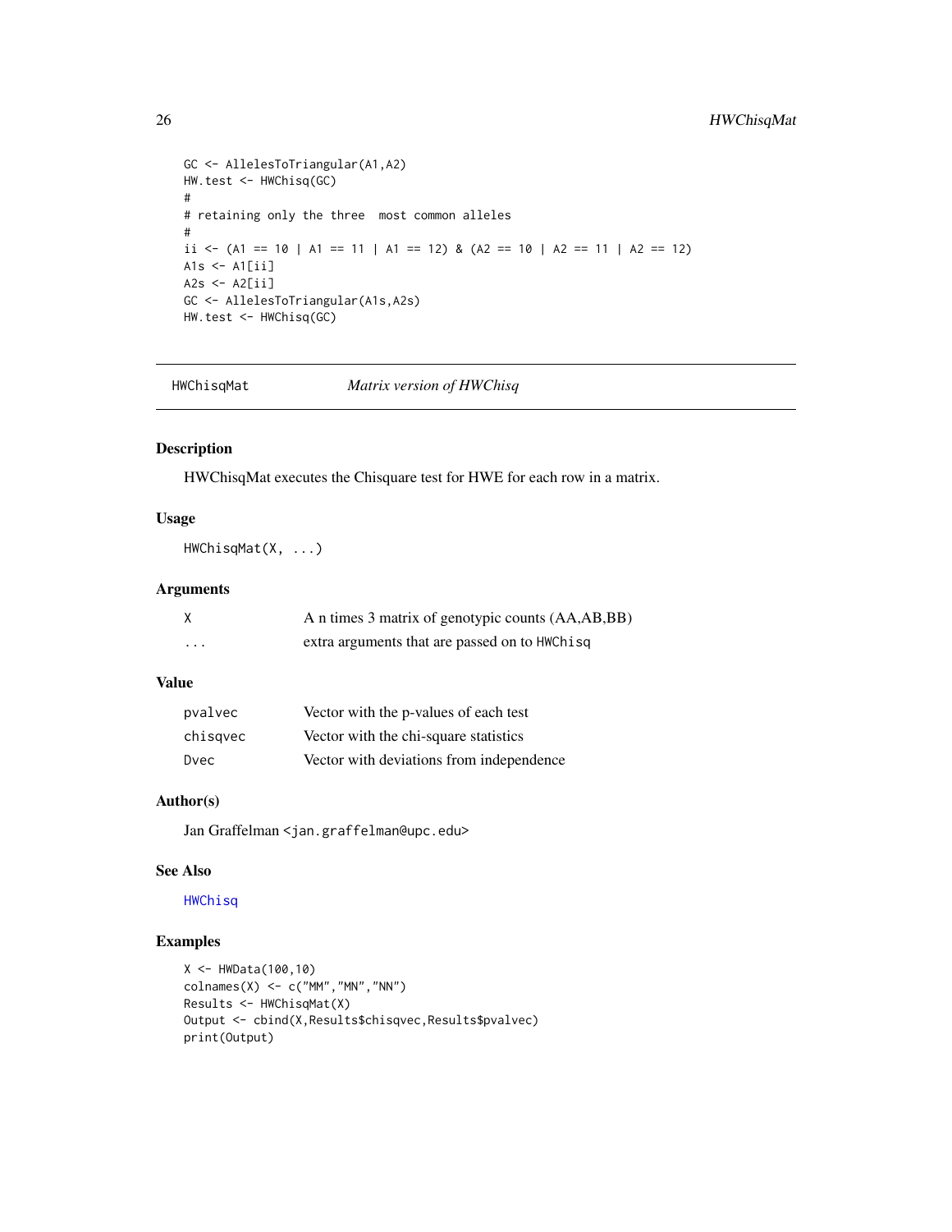```
GC <- AllelesToTriangular(A1,A2)
HW.test <- HWChisq(GC)
#
# retaining only the three  most common alleles
#
ii <- (A1 == 10 | A1 == 11 | A1 == 12) & (A2 == 10 | A2 == 11 | A2 == 12)
A1s <- A1[ii]
A2s <- A2[ii]
GC <- AllelesToTriangular(A1s,A2s)
HW.test <- HWChisq(GC)
```

---

## HWChisqMat — *Matrix version of HWChisq*

### Description

HWChisqMat executes the Chisquare test for HWE for each row in a matrix.

### Usage

```
HWChisqMat(X, ...)
```

### Arguments

| | |
|---|---|
| X | A n times 3 matrix of genotypic counts (AA,AB,BB) |
| ... | extra arguments that are passed on to HWChisq |

### Value

| | |
|---|---|
| pvalvec | Vector with the p-values of each test |
| chisqvec | Vector with the chi-square statistics |
| Dvec | Vector with deviations from independence |

### Author(s)

Jan Graffelman <jan.graffelman@upc.edu>

### See Also

HWChisq

### Examples

```
X <- HWData(100,10)
colnames(X) <- c("MM","MN","NN")
Results <- HWChisqMat(X)
Output <- cbind(X,Results$chisqvec,Results$pvalvec)
print(Output)
```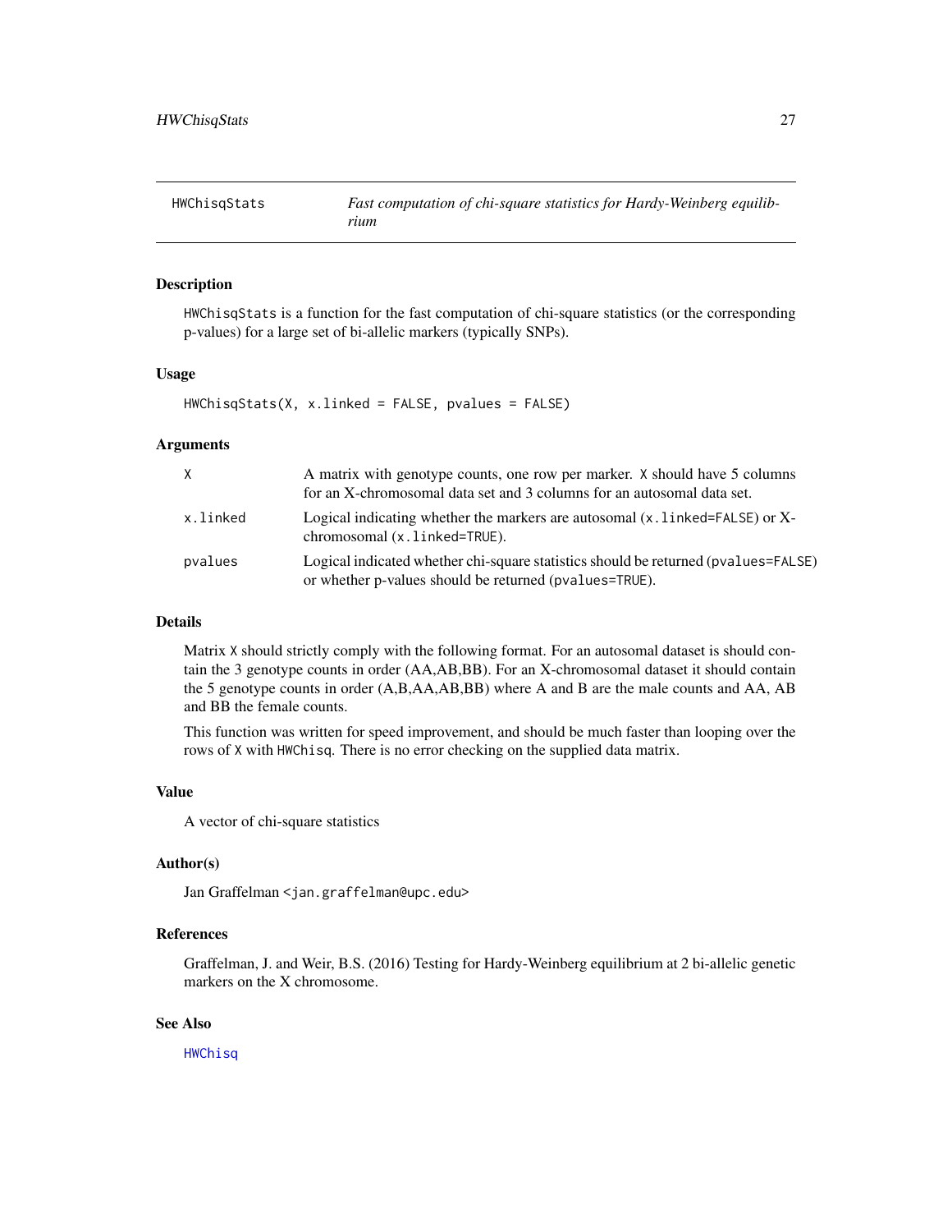## HWChisqStats — *Fast computation of chi-square statistics for Hardy-Weinberg equilibrium*

### Description

HWChisqStats is a function for the fast computation of chi-square statistics (or the corresponding p-values) for a large set of bi-allelic markers (typically SNPs).

### Usage

```
HWChisqStats(X, x.linked = FALSE, pvalues = FALSE)
```

### Arguments

| | |
|---|---|
| X | A matrix with genotype counts, one row per marker. X should have 5 columns for an X-chromosomal data set and 3 columns for an autosomal data set. |
| x.linked | Logical indicating whether the markers are autosomal (x.linked=FALSE) or X-chromosomal (x.linked=TRUE). |
| pvalues | Logical indicated whether chi-square statistics should be returned (pvalues=FALSE) or whether p-values should be returned (pvalues=TRUE). |

### Details

Matrix X should strictly comply with the following format. For an autosomal dataset is should contain the 3 genotype counts in order (AA,AB,BB). For an X-chromosomal dataset it should contain the 5 genotype counts in order (A,B,AA,AB,BB) where A and B are the male counts and AA, AB and BB the female counts.

This function was written for speed improvement, and should be much faster than looping over the rows of X with HWChisq. There is no error checking on the supplied data matrix.

### Value

A vector of chi-square statistics

### Author(s)

Jan Graffelman <jan.graffelman@upc.edu>

### References

Graffelman, J. and Weir, B.S. (2016) Testing for Hardy-Weinberg equilibrium at 2 bi-allelic genetic markers on the X chromosome.

### See Also

HWChisq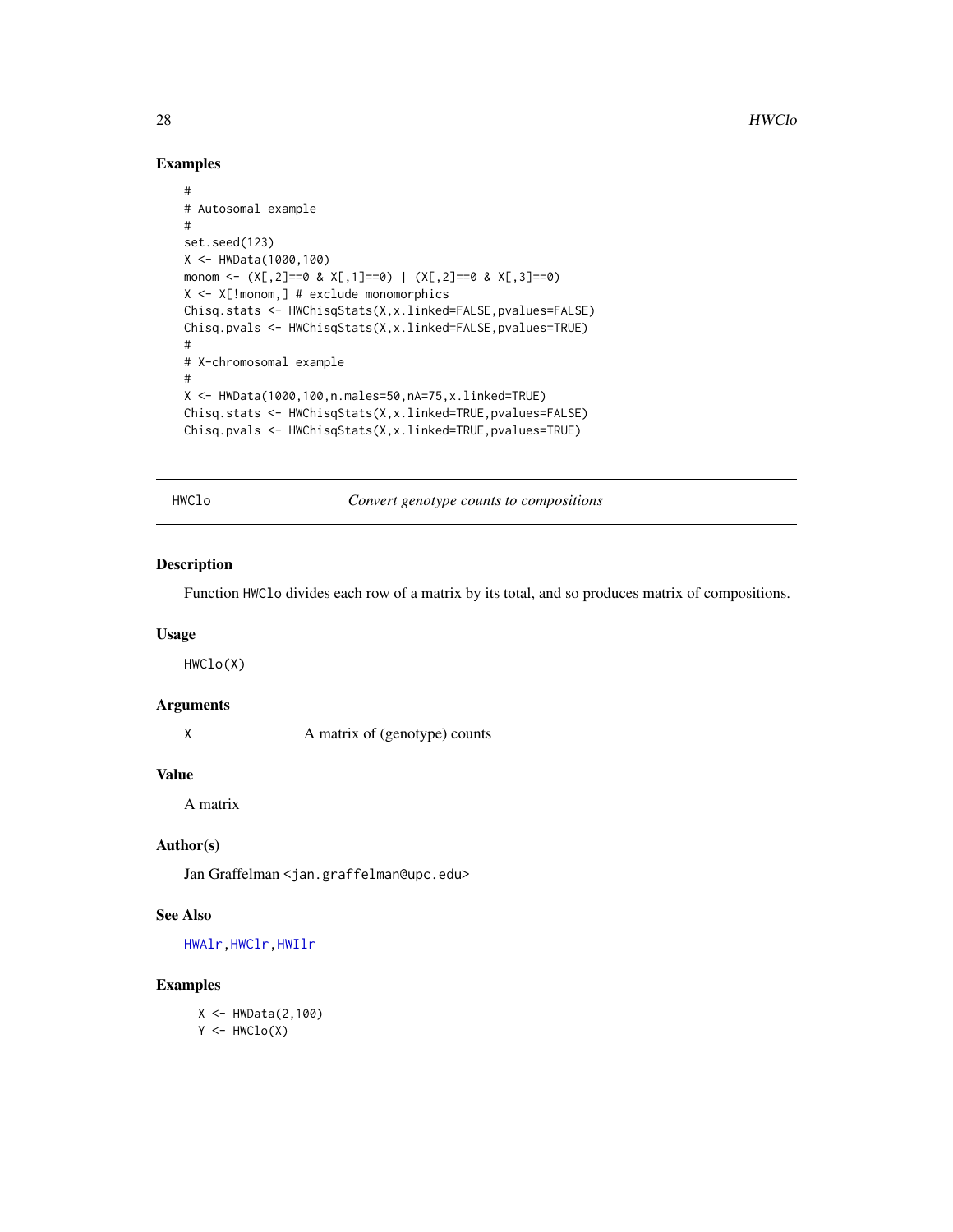## Examples

```
#
# Autosomal example
#
set.seed(123)
X <- HWData(1000,100)
monom <- (X[,2]==0 & X[,1]==0) | (X[,2]==0 & X[,3]==0)
X <- X[!monom,] # exclude monomorphics
Chisq.stats <- HWChisqStats(X,x.linked=FALSE,pvalues=FALSE)
Chisq.pvals <- HWChisqStats(X,x.linked=FALSE,pvalues=TRUE)
#
# X-chromosomal example
#
X <- HWData(1000,100,n.males=50,nA=75,x.linked=TRUE)
Chisq.stats <- HWChisqStats(X,x.linked=TRUE,pvalues=FALSE)
Chisq.pvals <- HWChisqStats(X,x.linked=TRUE,pvalues=TRUE)
```

---

# HWClo — *Convert genotype counts to compositions*

---

## Description

Function HWClo divides each row of a matrix by its total, and so produces matrix of compositions.

## Usage

```
HWClo(X)
```

## Arguments

| | |
|---|---|
| X | A matrix of (genotype) counts |

## Value

A matrix

## Author(s)

Jan Graffelman <jan.graffelman@upc.edu>

## See Also

HWAlr, HWClr, HWIlr

## Examples

```
X <- HWData(2,100)
Y <- HWClo(X)
```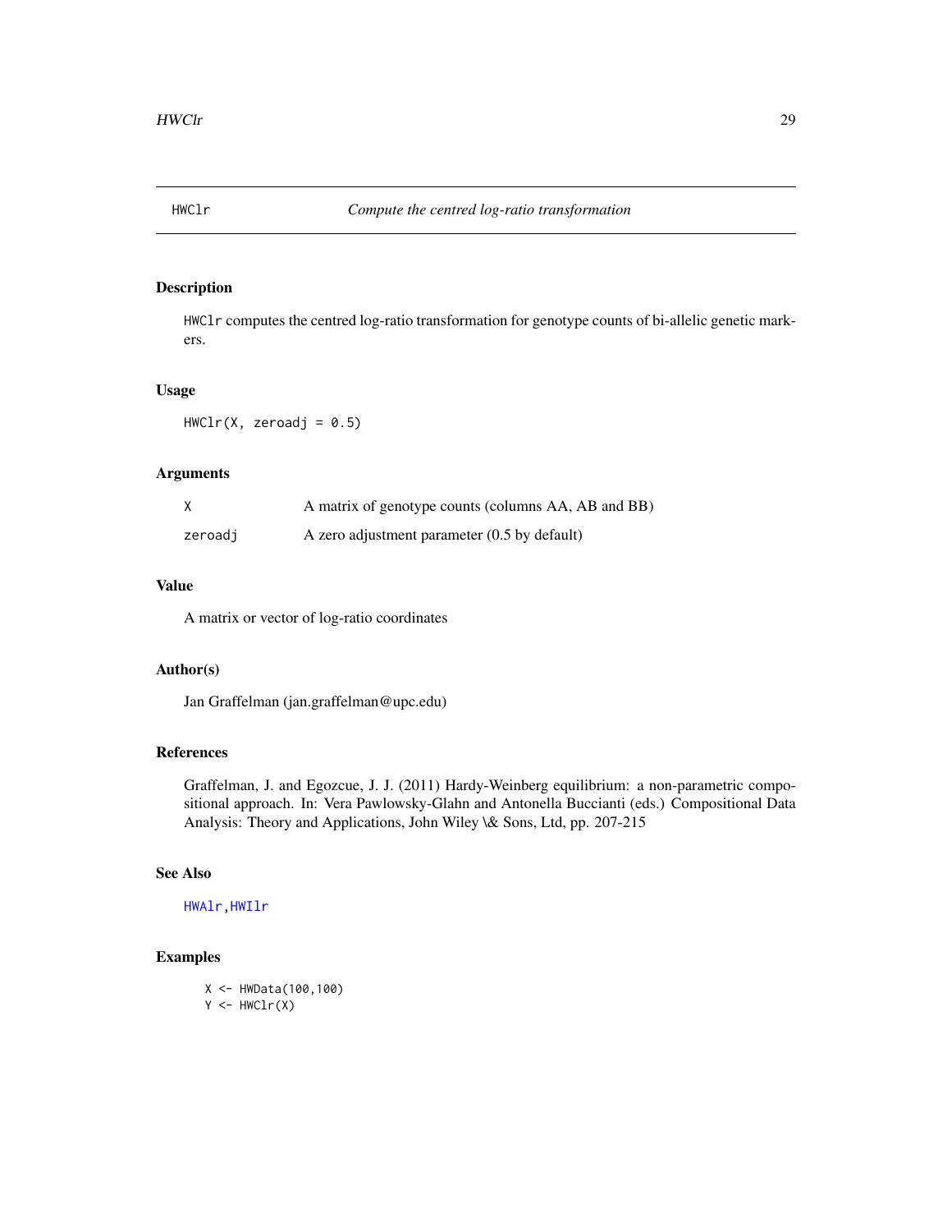# HWClr — *Compute the centred log-ratio transformation*

## Description

HWClr computes the centred log-ratio transformation for genotype counts of bi-allelic genetic markers.

## Usage

```
HWClr(X, zeroadj = 0.5)
```

## Arguments

| | |
|---|---|
| X | A matrix of genotype counts (columns AA, AB and BB) |
| zeroadj | A zero adjustment parameter (0.5 by default) |

## Value

A matrix or vector of log-ratio coordinates

## Author(s)

Jan Graffelman (jan.graffelman@upc.edu)

## References

Graffelman, J. and Egozcue, J. J. (2011) Hardy-Weinberg equilibrium: a non-parametric compositional approach. In: Vera Pawlowsky-Glahn and Antonella Buccianti (eds.) Compositional Data Analysis: Theory and Applications, John Wiley \& Sons, Ltd, pp. 207-215

## See Also

HWAlr, HWIlr

## Examples

```
X <- HWData(100,100)
Y <- HWClr(X)
```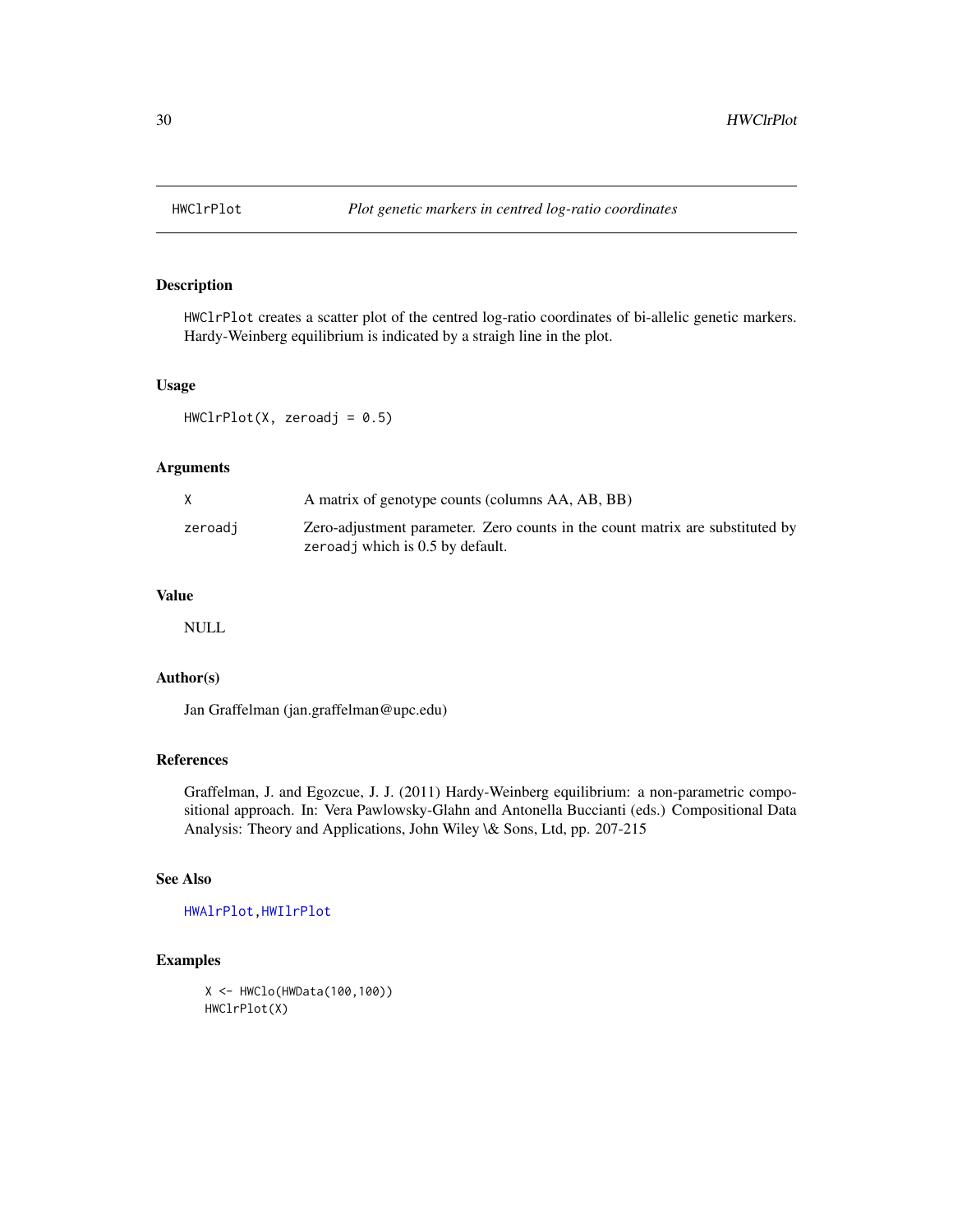## HWClrPlot — *Plot genetic markers in centred log-ratio coordinates*

### Description

HWClrPlot creates a scatter plot of the centred log-ratio coordinates of bi-allelic genetic markers. Hardy-Weinberg equilibrium is indicated by a straigh line in the plot.

### Usage

```
HWClrPlot(X, zeroadj = 0.5)
```

### Arguments

| | |
|---|---|
| X | A matrix of genotype counts (columns AA, AB, BB) |
| zeroadj | Zero-adjustment parameter. Zero counts in the count matrix are substituted by zeroadj which is 0.5 by default. |

### Value

NULL

### Author(s)

Jan Graffelman (jan.graffelman@upc.edu)

### References

Graffelman, J. and Egozcue, J. J. (2011) Hardy-Weinberg equilibrium: a non-parametric compositional approach. In: Vera Pawlowsky-Glahn and Antonella Buccianti (eds.) Compositional Data Analysis: Theory and Applications, John Wiley \& Sons, Ltd, pp. 207-215

### See Also

HWAlrPlot, HWIlrPlot

### Examples

```
X <- HWClo(HWData(100,100))
HWClrPlot(X)
```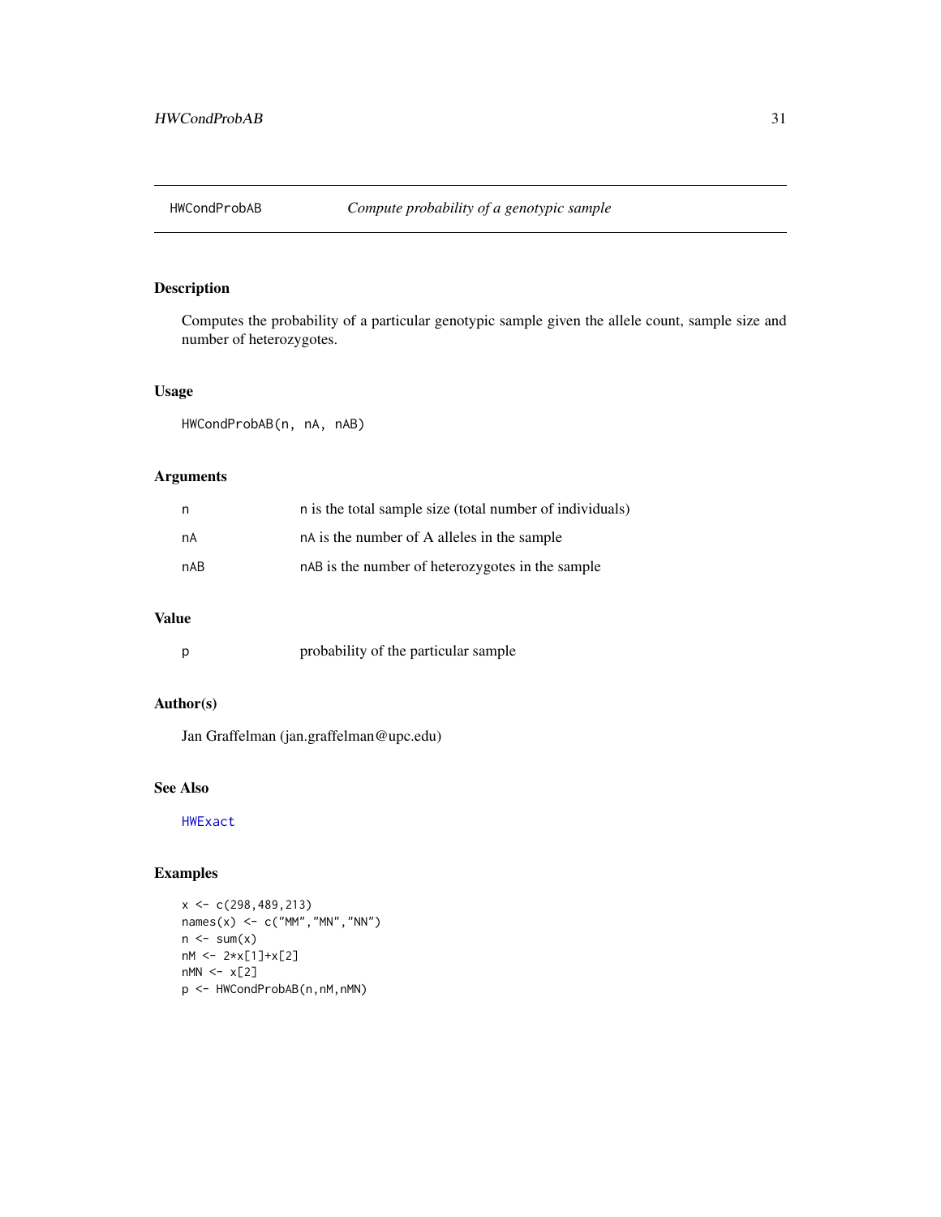# HWCondProbAB *Compute probability of a genotypic sample*

## Description

Computes the probability of a particular genotypic sample given the allele count, sample size and number of heterozygotes.

## Usage

```
HWCondProbAB(n, nA, nAB)
```

## Arguments

| | |
|---|---|
| `n` | `n` is the total sample size (total number of individuals) |
| `nA` | `nA` is the number of A alleles in the sample |
| `nAB` | `nAB` is the number of heterozygotes in the sample |

## Value

| | |
|---|---|
| `p` | probability of the particular sample |

## Author(s)

Jan Graffelman (jan.graffelman@upc.edu)

## See Also

`HWExact`

## Examples

```
x <- c(298,489,213)
names(x) <- c("MM","MN","NN")
n <- sum(x)
nM <- 2*x[1]+x[2]
nMN <- x[2]
p <- HWCondProbAB(n,nM,nMN)
```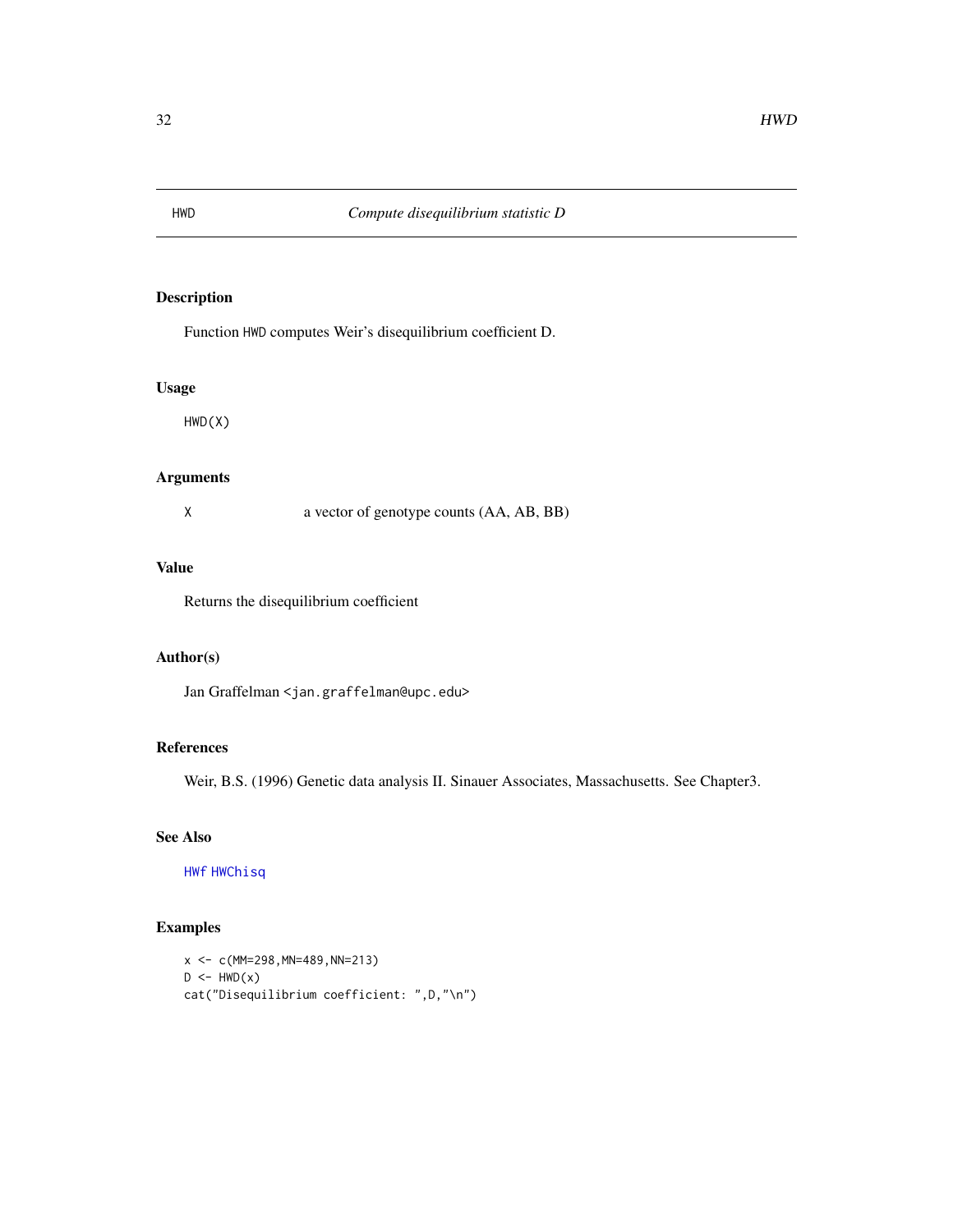HWD *Compute disequilibrium statistic D*

## Description

Function HWD computes Weir's disequilibrium coefficient D.

## Usage

```
HWD(X)
```

## Arguments

| | |
|---|---|
| X | a vector of genotype counts (AA, AB, BB) |

## Value

Returns the disequilibrium coefficient

## Author(s)

Jan Graffelman <jan.graffelman@upc.edu>

## References

Weir, B.S. (1996) Genetic data analysis II. Sinauer Associates, Massachusetts. See Chapter3.

## See Also

HWf HWChisq

## Examples

```
x <- c(MM=298,MN=489,NN=213)
D <- HWD(x)
cat("Disequilibrium coefficient: ",D,"\n")
```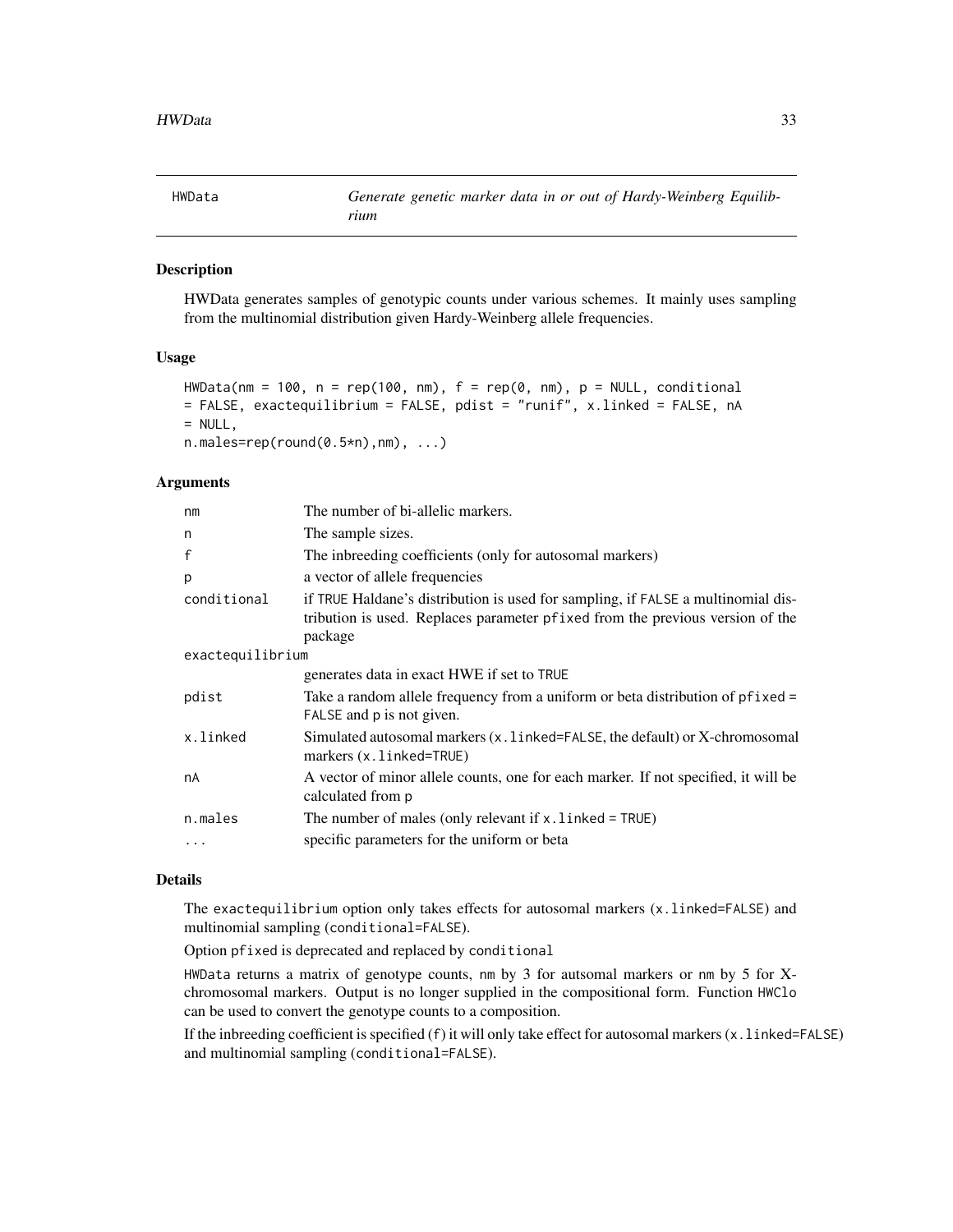# HWData — *Generate genetic marker data in or out of Hardy-Weinberg Equilibrium*

## Description

HWData generates samples of genotypic counts under various schemes. It mainly uses sampling from the multinomial distribution given Hardy-Weinberg allele frequencies.

## Usage

```
HWData(nm = 100, n = rep(100, nm), f = rep(0, nm), p = NULL, conditional
= FALSE, exactequilibrium = FALSE, pdist = "runif", x.linked = FALSE, nA
= NULL,
n.males=rep(round(0.5*n),nm), ...)
```

## Arguments

| Argument | Description |
|---|---|
| `nm` | The number of bi-allelic markers. |
| `n` | The sample sizes. |
| `f` | The inbreeding coefficients (only for autosomal markers) |
| `p` | a vector of allele frequencies |
| `conditional` | if `TRUE` Haldane's distribution is used for sampling, if `FALSE` a multinomial distribution is used. Replaces parameter `pfixed` from the previous version of the package |
| `exactequilibrium` | generates data in exact HWE if set to `TRUE` |
| `pdist` | Take a random allele frequency from a uniform or beta distribution of `pfixed = FALSE` and `p` is not given. |
| `x.linked` | Simulated autosomal markers (`x.linked=FALSE`, the default) or X-chromosomal markers (`x.linked=TRUE`) |
| `nA` | A vector of minor allele counts, one for each marker. If not specified, it will be calculated from `p` |
| `n.males` | The number of males (only relevant if `x.linked = TRUE`) |
| `...` | specific parameters for the uniform or beta |

## Details

The `exactequilibrium` option only takes effects for autosomal markers (`x.linked=FALSE`) and multinomial sampling (`conditional=FALSE`).

Option `pfixed` is deprecated and replaced by `conditional`

`HWData` returns a matrix of genotype counts, `nm` by 3 for autsomal markers or `nm` by 5 for X-chromosomal markers. Output is no longer supplied in the compositional form. Function `HWClo` can be used to convert the genotype counts to a composition.

If the inbreeding coefficient is specified (`f`) it will only take effect for autosomal markers (`x.linked=FALSE`) and multinomial sampling (`conditional=FALSE`).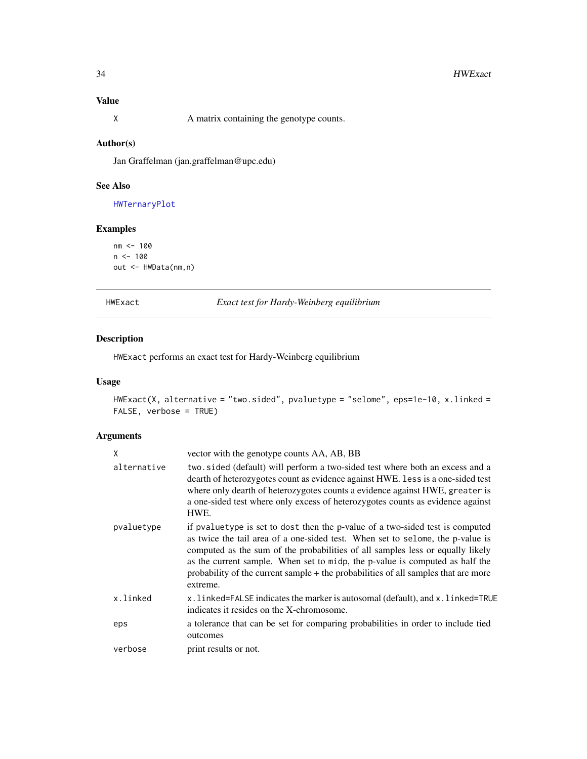## Value

| | |
|---|---|
| `X` | A matrix containing the genotype counts. |

## Author(s)

Jan Graffelman (jan.graffelman@upc.edu)

## See Also

`HWTernaryPlot`

## Examples

```
nm <- 100
n <- 100
out <- HWData(nm,n)
```

---

# HWExact — *Exact test for Hardy-Weinberg equilibrium*

## Description

`HWExact` performs an exact test for Hardy-Weinberg equilibrium

## Usage

```
HWExact(X, alternative = "two.sided", pvaluetype = "selome", eps=1e-10, x.linked =
FALSE, verbose = TRUE)
```

## Arguments

| | |
|---|---|
| `X` | vector with the genotype counts AA, AB, BB |
| `alternative` | `two.sided` (default) will perform a two-sided test where both an excess and a dearth of heterozygotes count as evidence against HWE. `less` is a one-sided test where only dearth of heterozygotes counts a evidence against HWE, `greater` is a one-sided test where only excess of heterozygotes counts as evidence against HWE. |
| `pvaluetype` | if `pvaluetype` is set to `dost` then the p-value of a two-sided test is computed as twice the tail area of a one-sided test. When set to `selome`, the p-value is computed as the sum of the probabilities of all samples less or equally likely as the current sample. When set to `midp`, the p-value is computed as half the probability of the current sample + the probabilities of all samples that are more extreme. |
| `x.linked` | `x.linked=FALSE` indicates the marker is autosomal (default), and `x.linked=TRUE` indicates it resides on the X-chromosome. |
| `eps` | a tolerance that can be set for comparing probabilities in order to include tied outcomes |
| `verbose` | print results or not. |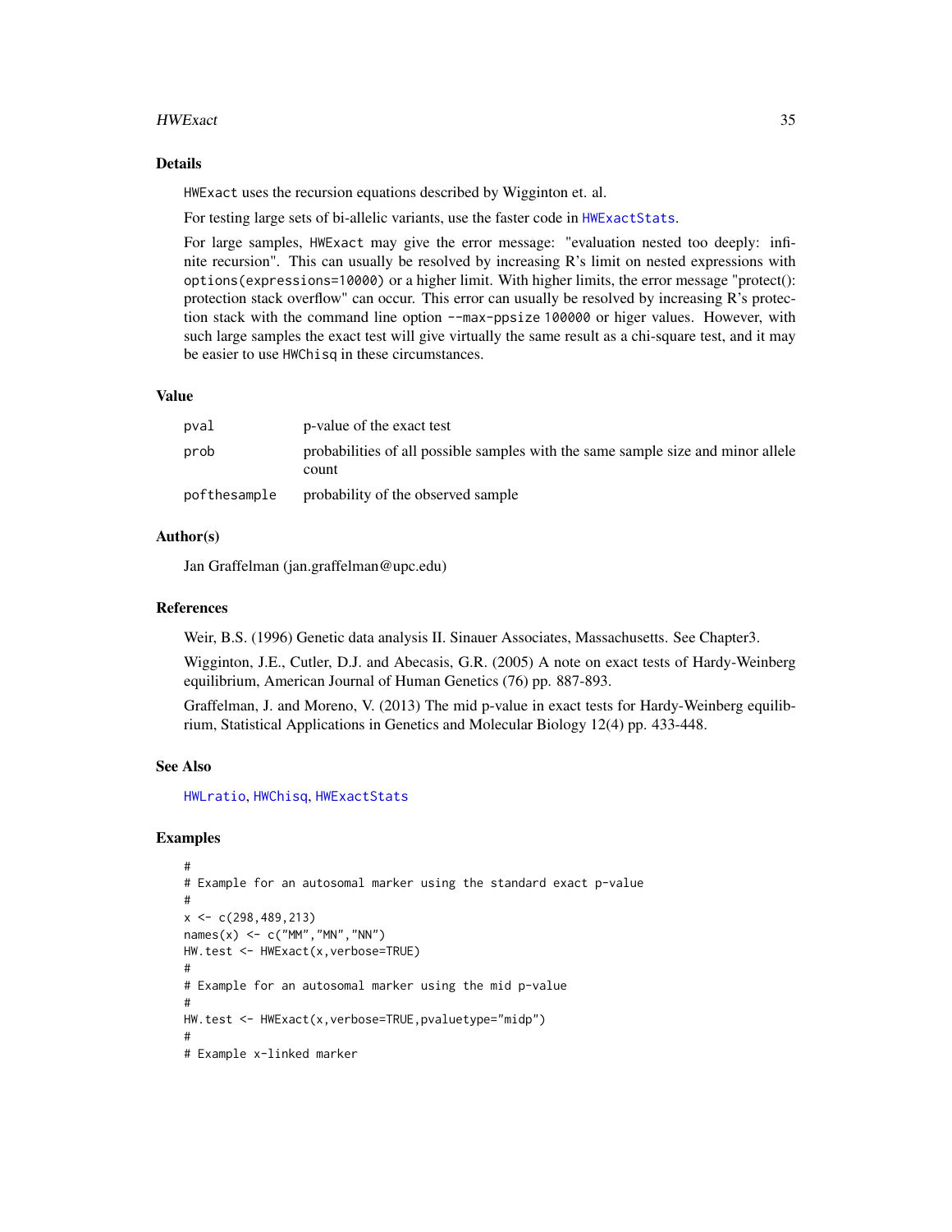## Details

`HWExact` uses the recursion equations described by Wigginton et. al.

For testing large sets of bi-allelic variants, use the faster code in `HWExactStats`.

For large samples, `HWExact` may give the error message: "evaluation nested too deeply: infinite recursion". This can usually be resolved by increasing R's limit on nested expressions with `options(expressions=10000)` or a higher limit. With higher limits, the error message "protect(): protection stack overflow" can occur. This error can usually be resolved by increasing R's protection stack with the command line option `--max-ppsize 100000` or higer values. However, with such large samples the exact test will give virtually the same result as a chi-square test, and it may be easier to use `HWChisq` in these circumstances.

## Value

| | |
|---|---|
| pval | p-value of the exact test |
| prob | probabilities of all possible samples with the same sample size and minor allele count |
| pofthesample | probability of the observed sample |

## Author(s)

Jan Graffelman (jan.graffelman@upc.edu)

## References

Weir, B.S. (1996) Genetic data analysis II. Sinauer Associates, Massachusetts. See Chapter3.

Wigginton, J.E., Cutler, D.J. and Abecasis, G.R. (2005) A note on exact tests of Hardy-Weinberg equilibrium, American Journal of Human Genetics (76) pp. 887-893.

Graffelman, J. and Moreno, V. (2013) The mid p-value in exact tests for Hardy-Weinberg equilibrium, Statistical Applications in Genetics and Molecular Biology 12(4) pp. 433-448.

## See Also

`HWLratio`, `HWChisq`, `HWExactStats`

## Examples

```
#
# Example for an autosomal marker using the standard exact p-value
#
x <- c(298,489,213)
names(x) <- c("MM","MN","NN")
HW.test <- HWExact(x,verbose=TRUE)
#
# Example for an autosomal marker using the mid p-value
#
HW.test <- HWExact(x,verbose=TRUE,pvaluetype="midp")
#
# Example x-linked marker
```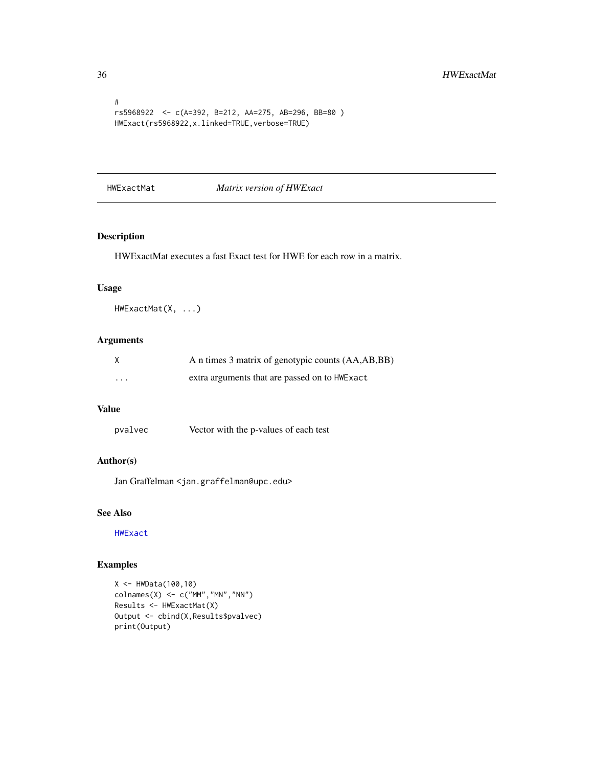```
#
rs5968922  <- c(A=392, B=212, AA=275, AB=296, BB=80 )
HWExact(rs5968922,x.linked=TRUE,verbose=TRUE)
```

## HWExactMat *Matrix version of HWExact*

### Description

HWExactMat executes a fast Exact test for HWE for each row in a matrix.

### Usage

```
HWExactMat(X, ...)
```

### Arguments

| | |
|---|---|
| X | A n times 3 matrix of genotypic counts (AA,AB,BB) |
| ... | extra arguments that are passed on to HWExact |

### Value

| | |
|---|---|
| pvalvec | Vector with the p-values of each test |

### Author(s)

Jan Graffelman <jan.graffelman@upc.edu>

### See Also

HWExact

### Examples

```
X <- HWData(100,10)
colnames(X) <- c("MM","MN","NN")
Results <- HWExactMat(X)
Output <- cbind(X,Results$pvalvec)
print(Output)
```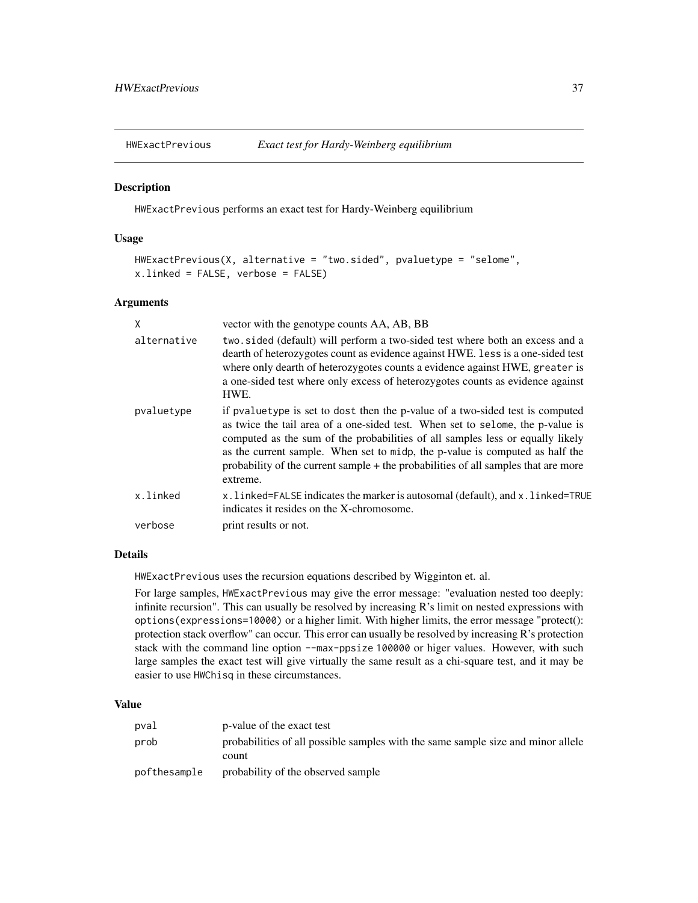## HWExactPrevious — *Exact test for Hardy-Weinberg equilibrium*

### Description

HWExactPrevious performs an exact test for Hardy-Weinberg equilibrium

### Usage

```
HWExactPrevious(X, alternative = "two.sided", pvaluetype = "selome",
x.linked = FALSE, verbose = FALSE)
```

### Arguments

| | |
|---|---|
| X | vector with the genotype counts AA, AB, BB |
| alternative | two.sided (default) will perform a two-sided test where both an excess and a dearth of heterozygotes count as evidence against HWE. less is a one-sided test where only dearth of heterozygotes counts a evidence against HWE, greater is a one-sided test where only excess of heterozygotes counts as evidence against HWE. |
| pvaluetype | if pvaluetype is set to dost then the p-value of a two-sided test is computed as twice the tail area of a one-sided test. When set to selome, the p-value is computed as the sum of the probabilities of all samples less or equally likely as the current sample. When set to midp, the p-value is computed as half the probability of the current sample + the probabilities of all samples that are more extreme. |
| x.linked | x.linked=FALSE indicates the marker is autosomal (default), and x.linked=TRUE indicates it resides on the X-chromosome. |
| verbose | print results or not. |

### Details

HWExactPrevious uses the recursion equations described by Wigginton et. al.

For large samples, HWExactPrevious may give the error message: "evaluation nested too deeply: infinite recursion". This can usually be resolved by increasing R's limit on nested expressions with options(expressions=10000) or a higher limit. With higher limits, the error message "protect(): protection stack overflow" can occur. This error can usually be resolved by increasing R's protection stack with the command line option --max-ppsize 100000 or higer values. However, with such large samples the exact test will give virtually the same result as a chi-square test, and it may be easier to use HWChisq in these circumstances.

### Value

| | |
|---|---|
| pval | p-value of the exact test |
| prob | probabilities of all possible samples with the same sample size and minor allele count |
| pofthesample | probability of the observed sample |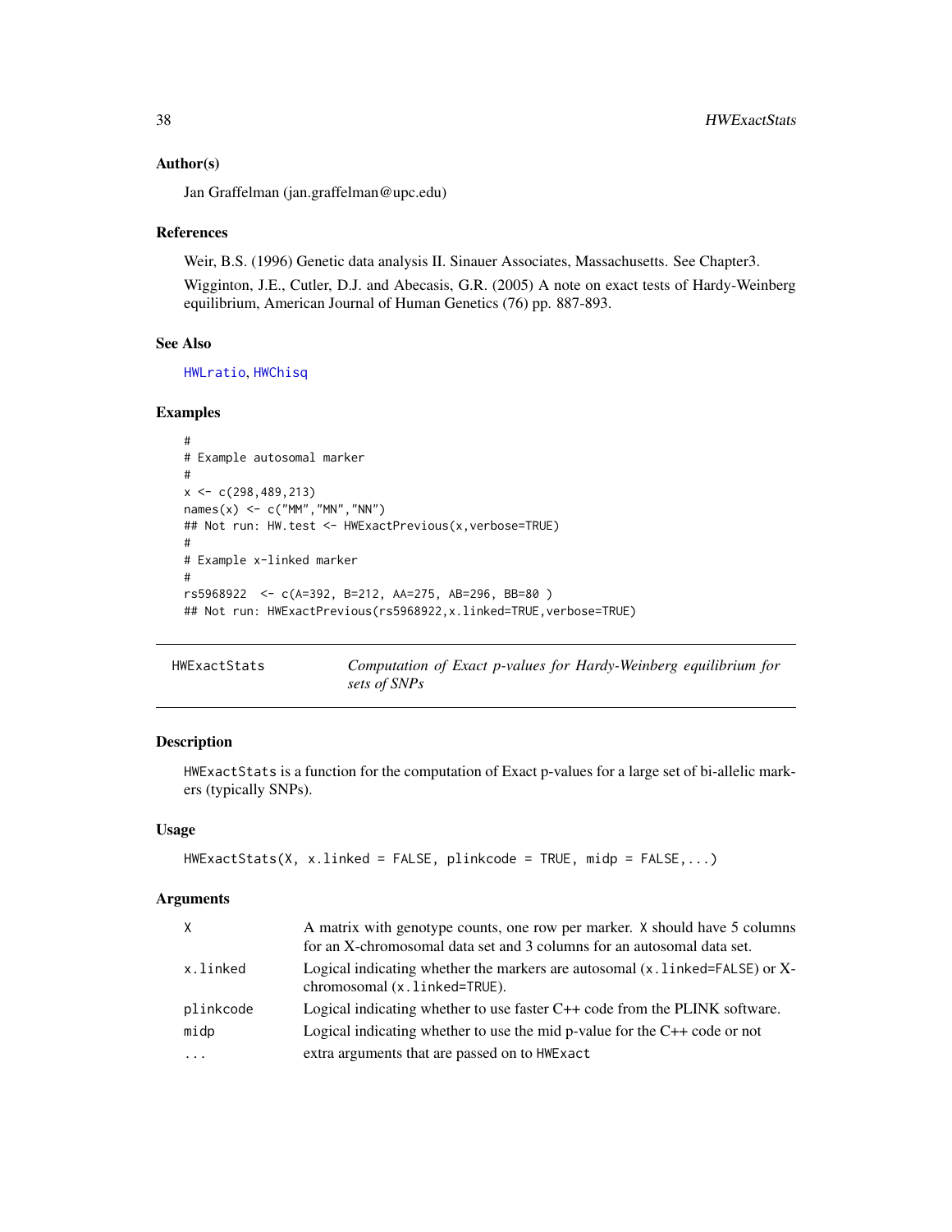## Author(s)

Jan Graffelman (jan.graffelman@upc.edu)

## References

Weir, B.S. (1996) Genetic data analysis II. Sinauer Associates, Massachusetts. See Chapter3.

Wigginton, J.E., Cutler, D.J. and Abecasis, G.R. (2005) A note on exact tests of Hardy-Weinberg equilibrium, American Journal of Human Genetics (76) pp. 887-893.

## See Also

HWLratio, HWChisq

## Examples

```
#
# Example autosomal marker
#
x <- c(298,489,213)
names(x) <- c("MM","MN","NN")
## Not run: HW.test <- HWExactPrevious(x,verbose=TRUE)
#
# Example x-linked marker
#
rs5968922  <- c(A=392, B=212, AA=275, AB=296, BB=80 )
## Not run: HWExactPrevious(rs5968922,x.linked=TRUE,verbose=TRUE)
```

---

# HWExactStats — *Computation of Exact p-values for Hardy-Weinberg equilibrium for sets of SNPs*

## Description

HWExactStats is a function for the computation of Exact p-values for a large set of bi-allelic markers (typically SNPs).

## Usage

```
HWExactStats(X, x.linked = FALSE, plinkcode = TRUE, midp = FALSE,...)
```

## Arguments

| | |
|---|---|
| X | A matrix with genotype counts, one row per marker. X should have 5 columns for an X-chromosomal data set and 3 columns for an autosomal data set. |
| x.linked | Logical indicating whether the markers are autosomal (x.linked=FALSE) or X-chromosomal (x.linked=TRUE). |
| plinkcode | Logical indicating whether to use faster C++ code from the PLINK software. |
| midp | Logical indicating whether to use the mid p-value for the C++ code or not |
| ... | extra arguments that are passed on to HWExact |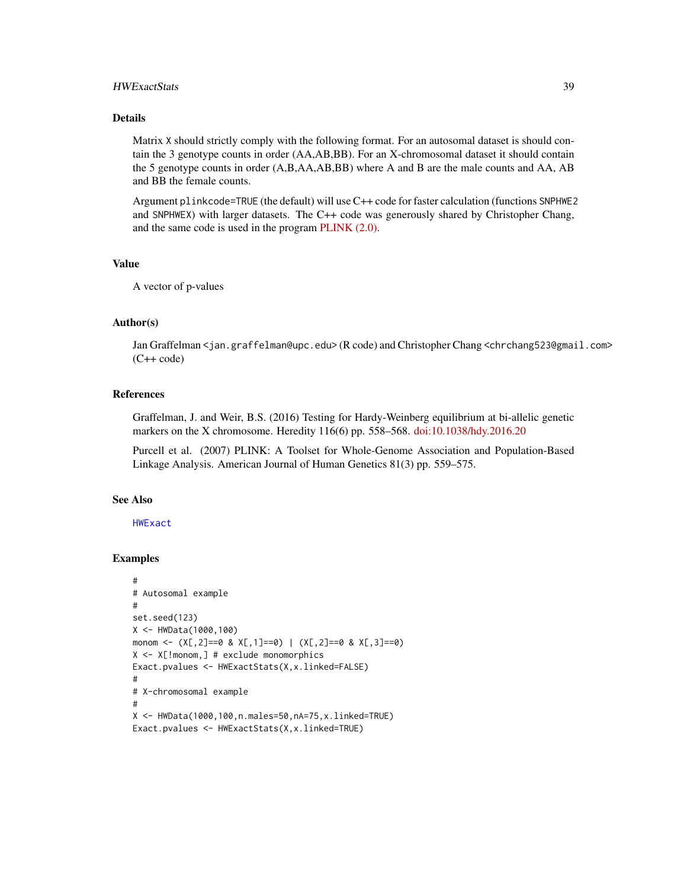## Details

Matrix X should strictly comply with the following format. For an autosomal dataset is should contain the 3 genotype counts in order (AA,AB,BB). For an X-chromosomal dataset it should contain the 5 genotype counts in order (A,B,AA,AB,BB) where A and B are the male counts and AA, AB and BB the female counts.

Argument plinkcode=TRUE (the default) will use C++ code for faster calculation (functions SNPHWE2 and SNPHWEX) with larger datasets. The C++ code was generously shared by Christopher Chang, and the same code is used in the program PLINK (2.0).

## Value

A vector of p-values

## Author(s)

Jan Graffelman <jan.graffelman@upc.edu> (R code) and Christopher Chang <chrchang523@gmail.com> (C++ code)

## References

Graffelman, J. and Weir, B.S. (2016) Testing for Hardy-Weinberg equilibrium at bi-allelic genetic markers on the X chromosome. Heredity 116(6) pp. 558–568. doi:10.1038/hdy.2016.20

Purcell et al. (2007) PLINK: A Toolset for Whole-Genome Association and Population-Based Linkage Analysis. American Journal of Human Genetics 81(3) pp. 559–575.

## See Also

HWExact

## Examples

```
#
# Autosomal example
#
set.seed(123)
X <- HWData(1000,100)
monom <- (X[,2]==0 & X[,1]==0) | (X[,2]==0 & X[,3]==0)
X <- X[!monom,] # exclude monomorphics
Exact.pvalues <- HWExactStats(X,x.linked=FALSE)
#
# X-chromosomal example
#
X <- HWData(1000,100,n.males=50,nA=75,x.linked=TRUE)
Exact.pvalues <- HWExactStats(X,x.linked=TRUE)
```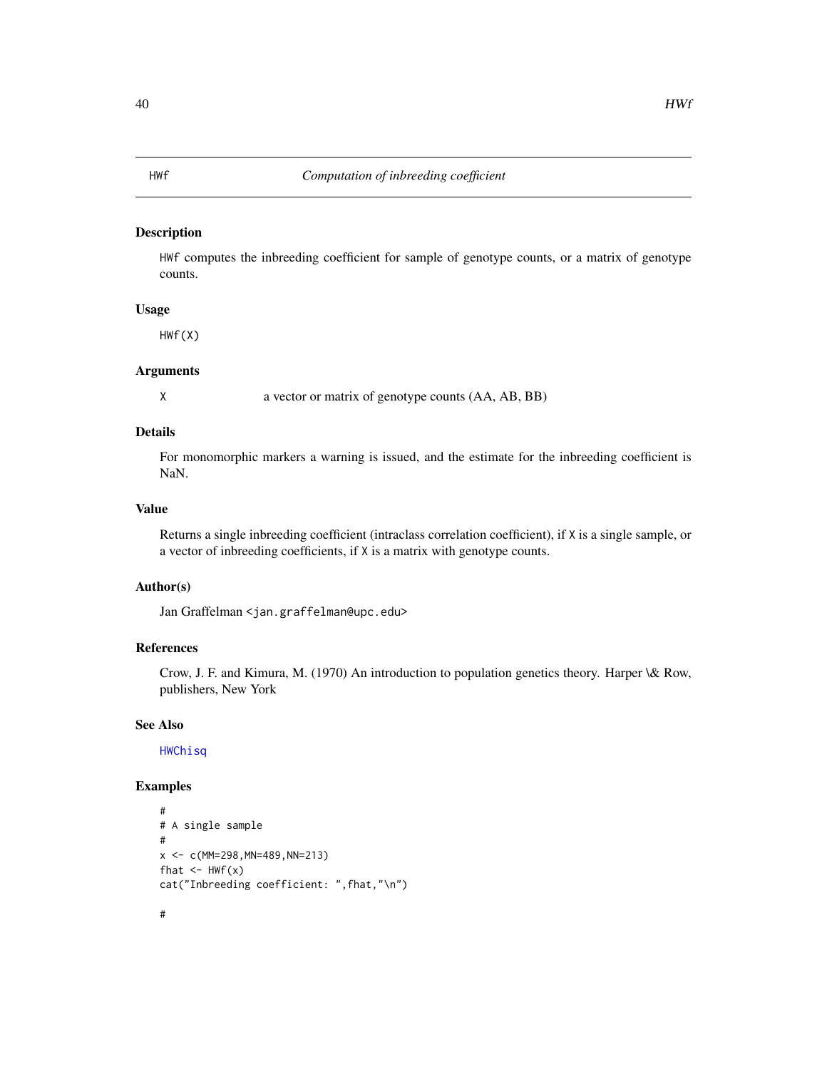## HWf — *Computation of inbreeding coefficient*

### Description

`HWf` computes the inbreeding coefficient for sample of genotype counts, or a matrix of genotype counts.

### Usage

```
HWf(X)
```

### Arguments

| | |
|---|---|
| `X` | a vector or matrix of genotype counts (AA, AB, BB) |

### Details

For monomorphic markers a warning is issued, and the estimate for the inbreeding coefficient is NaN.

### Value

Returns a single inbreeding coefficient (intraclass correlation coefficient), if `X` is a single sample, or a vector of inbreeding coefficients, if `X` is a matrix with genotype counts.

### Author(s)

Jan Graffelman <jan.graffelman@upc.edu>

### References

Crow, J. F. and Kimura, M. (1970) An introduction to population genetics theory. Harper \& Row, publishers, New York

### See Also

`HWChisq`

### Examples

```
#
# A single sample
#
x <- c(MM=298,MN=489,NN=213)
fhat <- HWf(x)
cat("Inbreeding coefficient: ",fhat,"\n")

#
```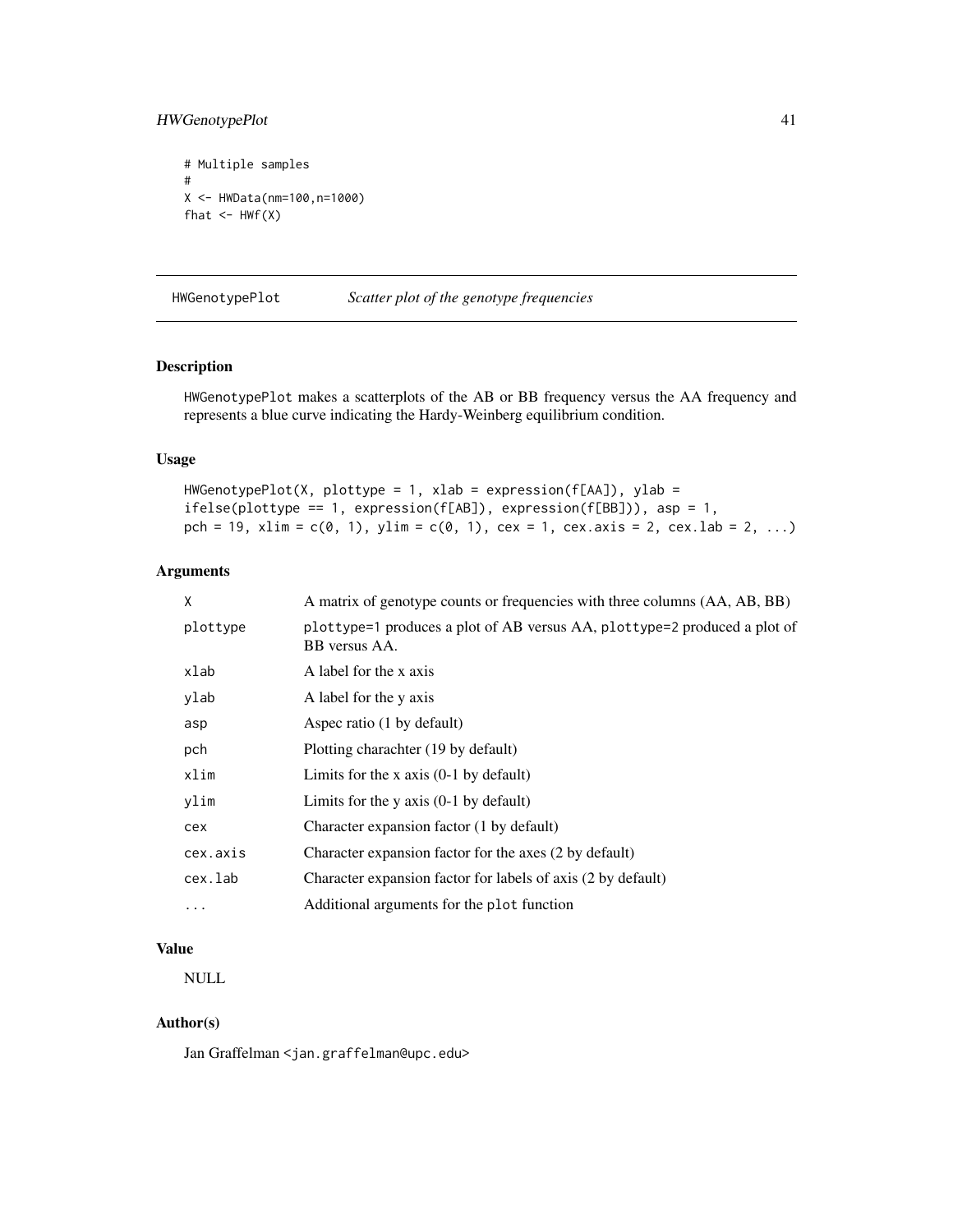```
# Multiple samples
#
X <- HWData(nm=100,n=1000)
fhat <- HWf(X)
```

## HWGenotypePlot *Scatter plot of the genotype frequencies*

### Description

HWGenotypePlot makes a scatterplots of the AB or BB frequency versus the AA frequency and represents a blue curve indicating the Hardy-Weinberg equilibrium condition.

### Usage

```
HWGenotypePlot(X, plottype = 1, xlab = expression(f[AA]), ylab =
ifelse(plottype == 1, expression(f[AB]), expression(f[BB])), asp = 1,
pch = 19, xlim = c(0, 1), ylim = c(0, 1), cex = 1, cex.axis = 2, cex.lab = 2, ...)
```

### Arguments

| | |
|---|---|
| X | A matrix of genotype counts or frequencies with three columns (AA, AB, BB) |
| plottype | plottype=1 produces a plot of AB versus AA, plottype=2 produced a plot of BB versus AA. |
| xlab | A label for the x axis |
| ylab | A label for the y axis |
| asp | Aspec ratio (1 by default) |
| pch | Plotting charachter (19 by default) |
| xlim | Limits for the x axis (0-1 by default) |
| ylim | Limits for the y axis (0-1 by default) |
| cex | Character expansion factor (1 by default) |
| cex.axis | Character expansion factor for the axes (2 by default) |
| cex.lab | Character expansion factor for labels of axis (2 by default) |
| ... | Additional arguments for the plot function |

### Value

NULL

### Author(s)

Jan Graffelman <jan.graffelman@upc.edu>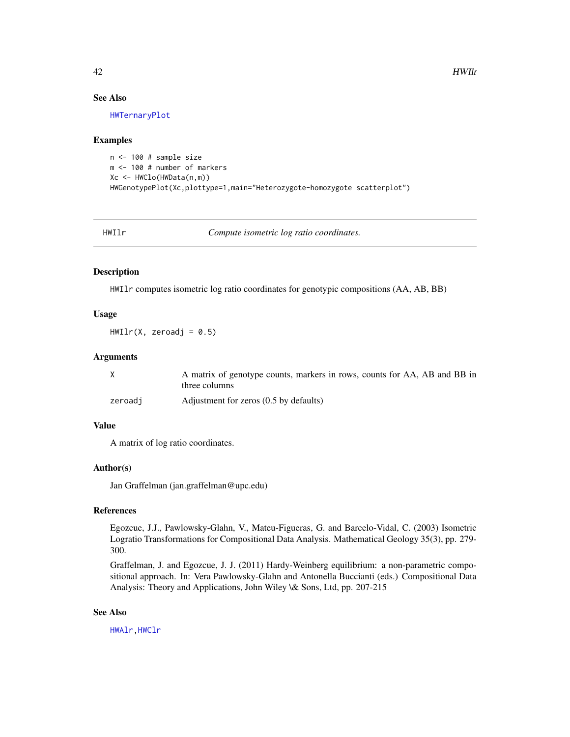### See Also

HWTernaryPlot

### Examples

```
n <- 100 # sample size
m <- 100 # number of markers
Xc <- HWClo(HWData(n,m))
HWGenotypePlot(Xc,plottype=1,main="Heterozygote-homozygote scatterplot")
```

---

## HWIlr — *Compute isometric log ratio coordinates.*

### Description

HWIlr computes isometric log ratio coordinates for genotypic compositions (AA, AB, BB)

### Usage

```
HWIlr(X, zeroadj = 0.5)
```

### Arguments

| | |
|---|---|
| X | A matrix of genotype counts, markers in rows, counts for AA, AB and BB in three columns |
| zeroadj | Adjustment for zeros (0.5 by defaults) |

### Value

A matrix of log ratio coordinates.

### Author(s)

Jan Graffelman (jan.graffelman@upc.edu)

### References

Egozcue, J.J., Pawlowsky-Glahn, V., Mateu-Figueras, G. and Barcelo-Vidal, C. (2003) Isometric Logratio Transformations for Compositional Data Analysis. Mathematical Geology 35(3), pp. 279-300.

Graffelman, J. and Egozcue, J. J. (2011) Hardy-Weinberg equilibrium: a non-parametric compositional approach. In: Vera Pawlowsky-Glahn and Antonella Buccianti (eds.) Compositional Data Analysis: Theory and Applications, John Wiley \& Sons, Ltd, pp. 207-215

### See Also

HWAlr, HWClr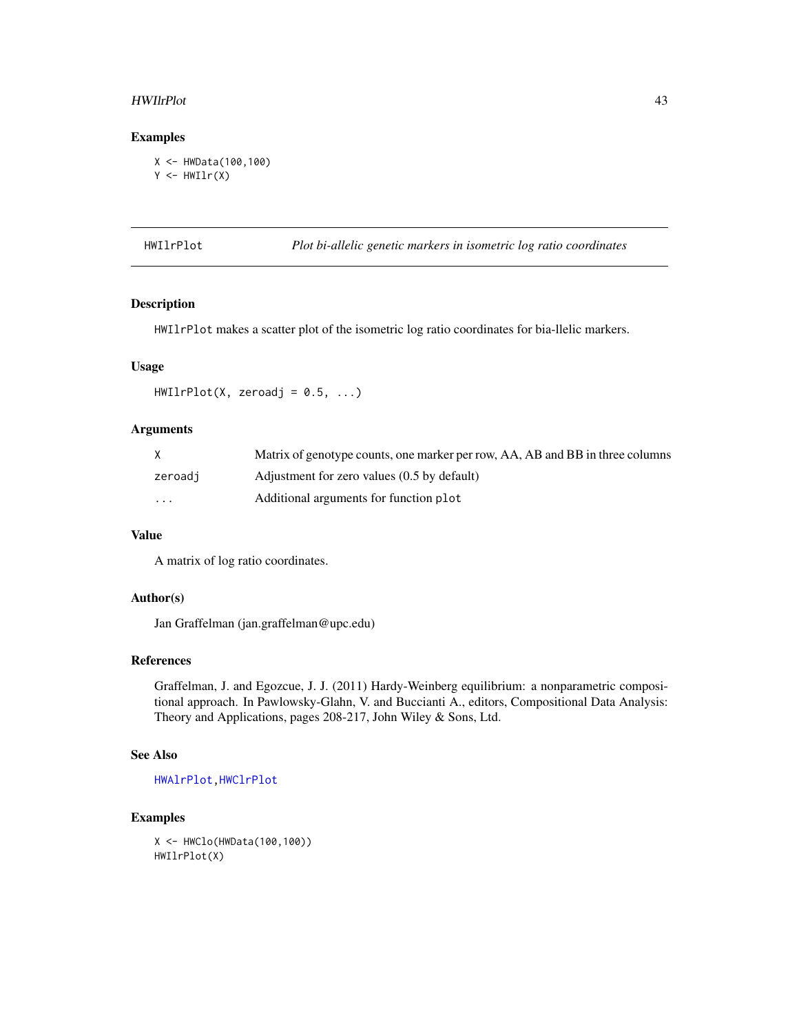### Examples

```
X <- HWData(100,100)
Y <- HWIlr(X)
```

---

## HWIlrPlot — *Plot bi-allelic genetic markers in isometric log ratio coordinates*

---

### Description

`HWIlrPlot` makes a scatter plot of the isometric log ratio coordinates for bia-llelic markers.

### Usage

```
HWIlrPlot(X, zeroadj = 0.5, ...)
```

### Arguments

| | |
|---|---|
| `X` | Matrix of genotype counts, one marker per row, AA, AB and BB in three columns |
| `zeroadj` | Adjustment for zero values (0.5 by default) |
| `...` | Additional arguments for function `plot` |

### Value

A matrix of log ratio coordinates.

### Author(s)

Jan Graffelman (jan.graffelman@upc.edu)

### References

Graffelman, J. and Egozcue, J. J. (2011) Hardy-Weinberg equilibrium: a nonparametric compositional approach. In Pawlowsky-Glahn, V. and Buccianti A., editors, Compositional Data Analysis: Theory and Applications, pages 208-217, John Wiley & Sons, Ltd.

### See Also

`HWAlrPlot`, `HWClrPlot`

### Examples

```
X <- HWClo(HWData(100,100))
HWIlrPlot(X)
```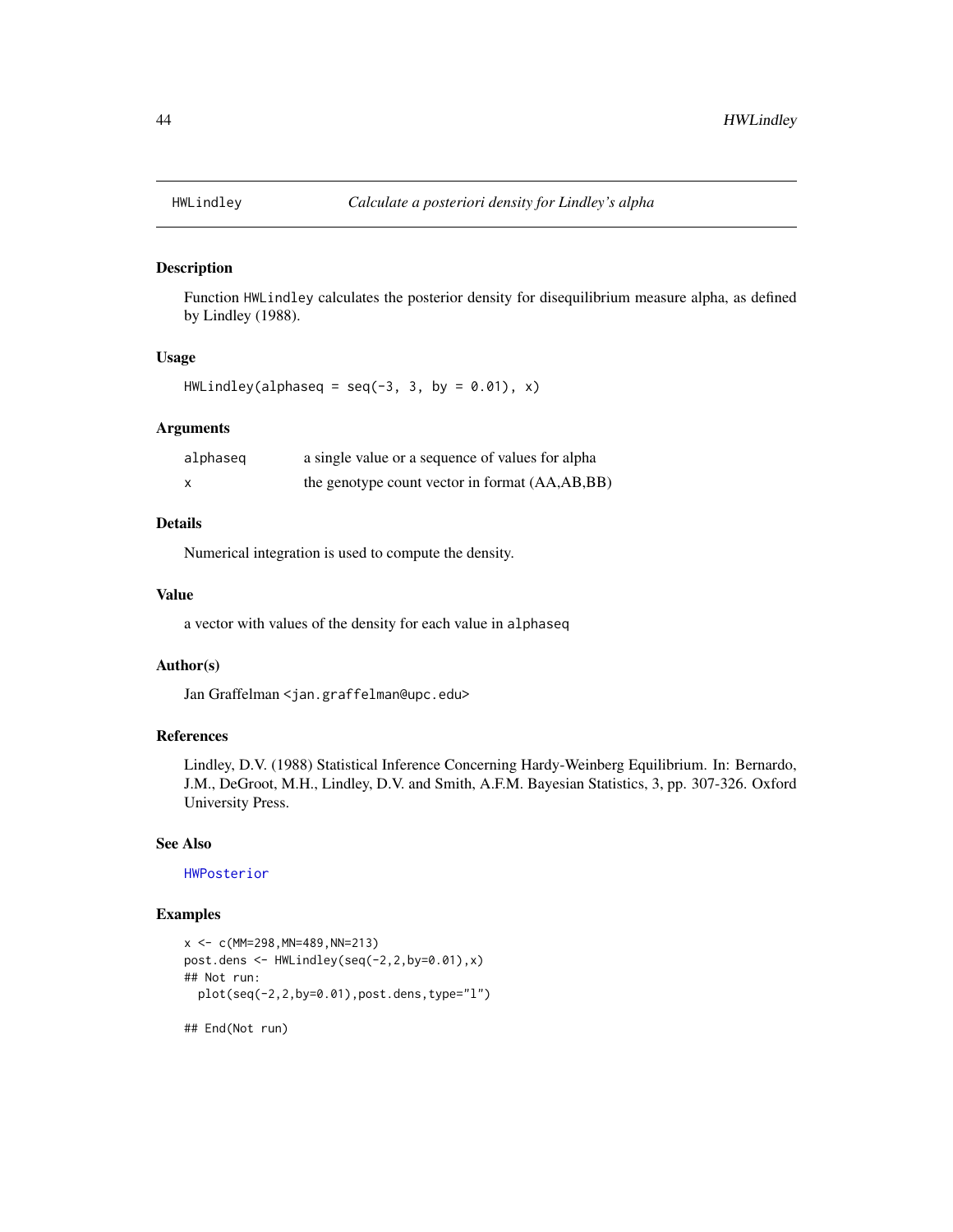# HWLindley — *Calculate a posteriori density for Lindley's alpha*

## Description

Function `HWLindley` calculates the posterior density for disequilibrium measure alpha, as defined by Lindley (1988).

## Usage

```
HWLindley(alphaseq = seq(-3, 3, by = 0.01), x)
```

## Arguments

| | |
|---|---|
| `alphaseq` | a single value or a sequence of values for alpha |
| `x` | the genotype count vector in format (AA,AB,BB) |

## Details

Numerical integration is used to compute the density.

## Value

a vector with values of the density for each value in `alphaseq`

## Author(s)

Jan Graffelman <jan.graffelman@upc.edu>

## References

Lindley, D.V. (1988) Statistical Inference Concerning Hardy-Weinberg Equilibrium. In: Bernardo, J.M., DeGroot, M.H., Lindley, D.V. and Smith, A.F.M. Bayesian Statistics, 3, pp. 307-326. Oxford University Press.

## See Also

`HWPosterior`

## Examples

```
x <- c(MM=298,MN=489,NN=213)
post.dens <- HWLindley(seq(-2,2,by=0.01),x)
## Not run:
  plot(seq(-2,2,by=0.01),post.dens,type="l")

## End(Not run)
```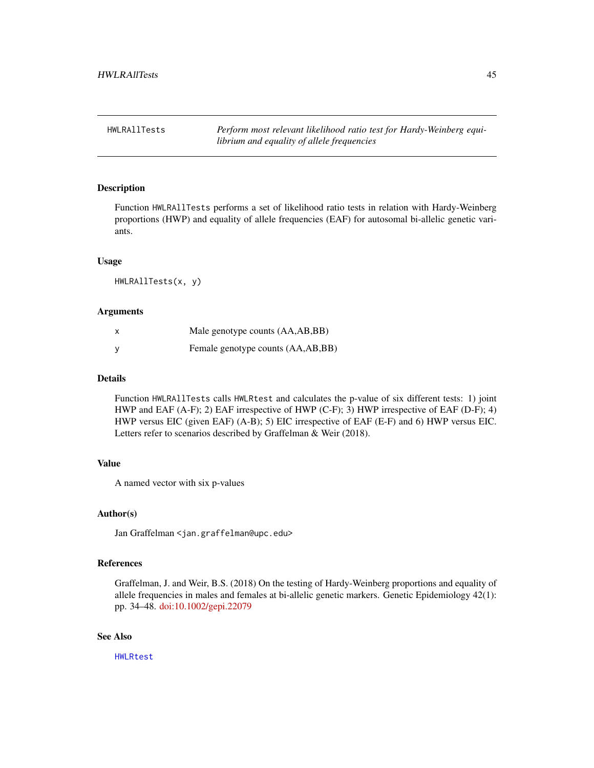# HWLRAllTests — *Perform most relevant likelihood ratio test for Hardy-Weinberg equilibrium and equality of allele frequencies*

## Description

Function `HWLRAllTests` performs a set of likelihood ratio tests in relation with Hardy-Weinberg proportions (HWP) and equality of allele frequencies (EAF) for autosomal bi-allelic genetic variants.

## Usage

```
HWLRAllTests(x, y)
```

## Arguments

| | |
|---|---|
| `x` | Male genotype counts (AA,AB,BB) |
| `y` | Female genotype counts (AA,AB,BB) |

## Details

Function `HWLRAllTests` calls `HWLRtest` and calculates the p-value of six different tests: 1) joint HWP and EAF (A-F); 2) EAF irrespective of HWP (C-F); 3) HWP irrespective of EAF (D-F); 4) HWP versus EIC (given EAF) (A-B); 5) EIC irrespective of EAF (E-F) and 6) HWP versus EIC. Letters refer to scenarios described by Graffelman & Weir (2018).

## Value

A named vector with six p-values

## Author(s)

Jan Graffelman <jan.graffelman@upc.edu>

## References

Graffelman, J. and Weir, B.S. (2018) On the testing of Hardy-Weinberg proportions and equality of allele frequencies in males and females at bi-allelic genetic markers. Genetic Epidemiology 42(1): pp. 34–48. doi:10.1002/gepi.22079

## See Also

`HWLRtest`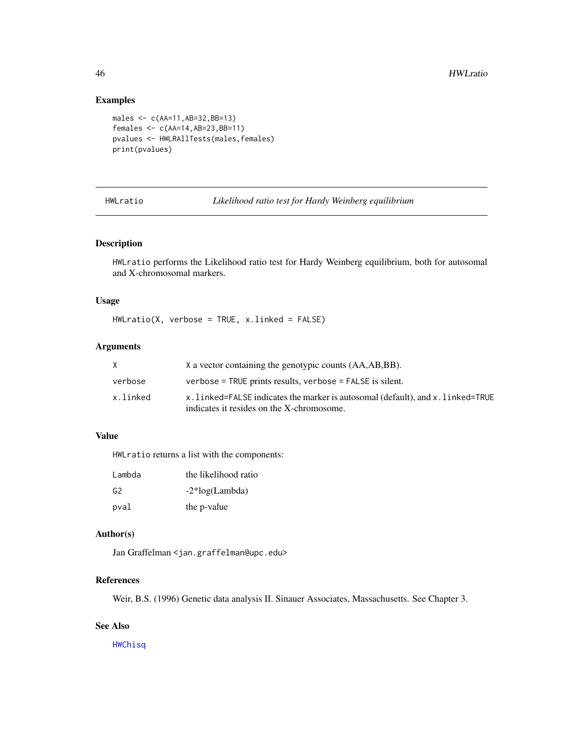## Examples

```
males <- c(AA=11,AB=32,BB=13)
females <- c(AA=14,AB=23,BB=11)
pvalues <- HWLRAllTests(males,females)
print(pvalues)
```

---

# HWLratio — *Likelihood ratio test for Hardy Weinberg equilibrium*

---

## Description

`HWLratio` performs the Likelihood ratio test for Hardy Weinberg equilibrium, both for autosomal and X-chromosomal markers.

## Usage

```
HWLratio(X, verbose = TRUE, x.linked = FALSE)
```

## Arguments

| | |
|---|---|
| `X` | `X` a vector containing the genotypic counts (AA,AB,BB). |
| `verbose` | `verbose = TRUE` prints results, `verbose = FALSE` is silent. |
| `x.linked` | `x.linked=FALSE` indicates the marker is autosomal (default), and `x.linked=TRUE` indicates it resides on the X-chromosome. |

## Value

`HWLratio` returns a list with the components:

| | |
|---|---|
| `Lambda` | the likelihood ratio |
| `G2` | -2*log(Lambda) |
| `pval` | the p-value |

## Author(s)

Jan Graffelman <`jan.graffelman@upc.edu`>

## References

Weir, B.S. (1996) Genetic data analysis II. Sinauer Associates, Massachusetts. See Chapter 3.

## See Also

`HWChisq`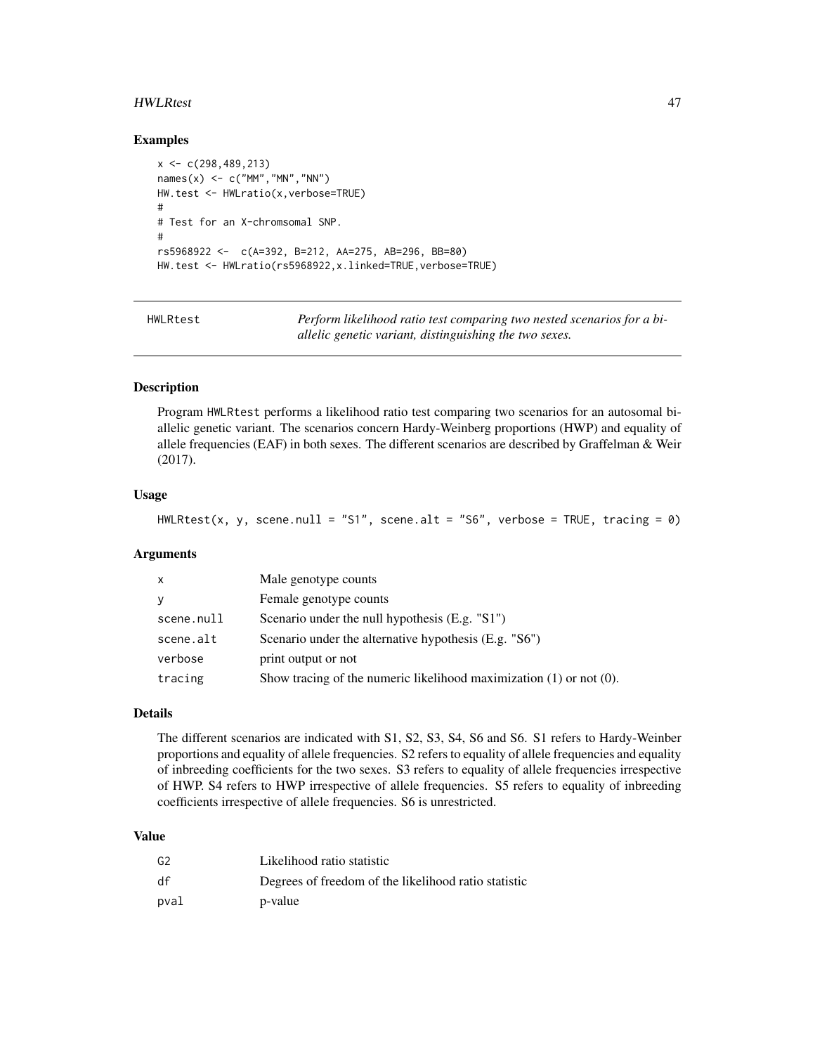## Examples

```
x <- c(298,489,213)
names(x) <- c("MM","MN","NN")
HW.test <- HWLratio(x,verbose=TRUE)
#
# Test for an X-chromsomal SNP.
#
rs5968922 <-  c(A=392, B=212, AA=275, AB=296, BB=80)
HW.test <- HWLratio(rs5968922,x.linked=TRUE,verbose=TRUE)
```

---

# HWLRtest

*Perform likelihood ratio test comparing two nested scenarios for a bi-allelic genetic variant, distinguishing the two sexes.*

## Description

Program HWLRtest performs a likelihood ratio test comparing two scenarios for an autosomal bi-allelic genetic variant. The scenarios concern Hardy-Weinberg proportions (HWP) and equality of allele frequencies (EAF) in both sexes. The different scenarios are described by Graffelman & Weir (2017).

## Usage

```
HWLRtest(x, y, scene.null = "S1", scene.alt = "S6", verbose = TRUE, tracing = 0)
```

## Arguments

| | |
|---|---|
| x | Male genotype counts |
| y | Female genotype counts |
| scene.null | Scenario under the null hypothesis (E.g. "S1") |
| scene.alt | Scenario under the alternative hypothesis (E.g. "S6") |
| verbose | print output or not |
| tracing | Show tracing of the numeric likelihood maximization (1) or not (0). |

## Details

The different scenarios are indicated with S1, S2, S3, S4, S6 and S6. S1 refers to Hardy-Weinber proportions and equality of allele frequencies. S2 refers to equality of allele frequencies and equality of inbreeding coefficients for the two sexes. S3 refers to equality of allele frequencies irrespective of HWP. S4 refers to HWP irrespective of allele frequencies. S5 refers to equality of inbreeding coefficients irrespective of allele frequencies. S6 is unrestricted.

## Value

| | |
|---|---|
| G2 | Likelihood ratio statistic |
| df | Degrees of freedom of the likelihood ratio statistic |
| pval | p-value |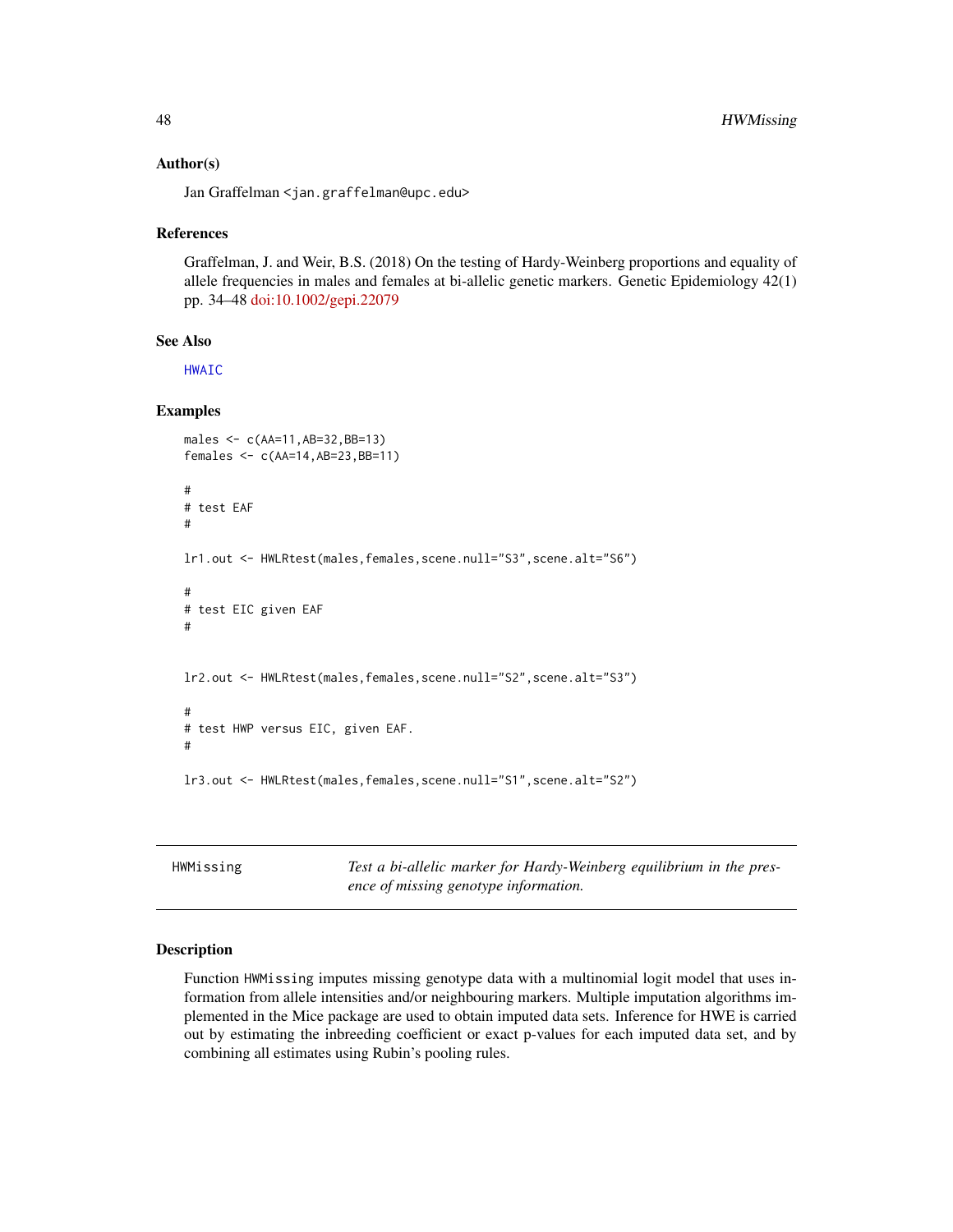### Author(s)

Jan Graffelman <jan.graffelman@upc.edu>

### References

Graffelman, J. and Weir, B.S. (2018) On the testing of Hardy-Weinberg proportions and equality of allele frequencies in males and females at bi-allelic genetic markers. Genetic Epidemiology 42(1) pp. 34–48 doi:10.1002/gepi.22079

### See Also

HWAIC

### Examples

```
males <- c(AA=11,AB=32,BB=13)
females <- c(AA=14,AB=23,BB=11)

#
# test EAF
#

lr1.out <- HWLRtest(males,females,scene.null="S3",scene.alt="S6")

#
# test EIC given EAF
#


lr2.out <- HWLRtest(males,females,scene.null="S2",scene.alt="S3")

#
# test HWP versus EIC, given EAF.
#

lr3.out <- HWLRtest(males,females,scene.null="S1",scene.alt="S2")
```

---

## HWMissing — *Test a bi-allelic marker for Hardy-Weinberg equilibrium in the presence of missing genotype information.*

### Description

Function HWMissing imputes missing genotype data with a multinomial logit model that uses information from allele intensities and/or neighbouring markers. Multiple imputation algorithms implemented in the Mice package are used to obtain imputed data sets. Inference for HWE is carried out by estimating the inbreeding coefficient or exact p-values for each imputed data set, and by combining all estimates using Rubin's pooling rules.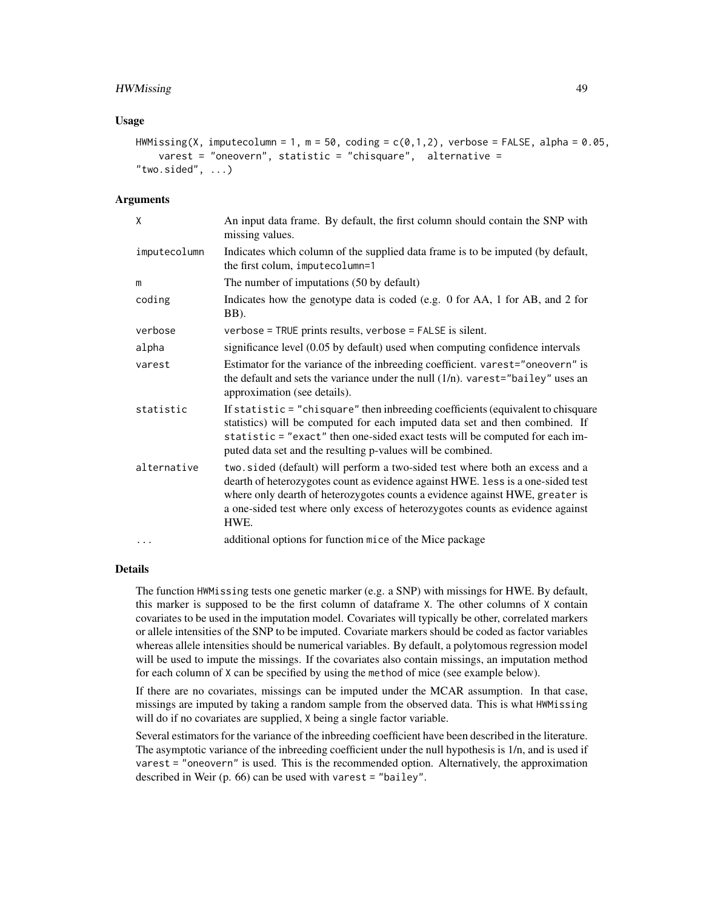### Usage

```
HWMissing(X, imputecolumn = 1, m = 50, coding = c(0,1,2), verbose = FALSE, alpha = 0.05,
    varest = "oneovern", statistic = "chisquare",  alternative =
"two.sided", ...)
```

### Arguments

| | |
|---|---|
| X | An input data frame. By default, the first column should contain the SNP with missing values. |
| imputecolumn | Indicates which column of the supplied data frame is to be imputed (by default, the first colum, imputecolumn=1 |
| m | The number of imputations (50 by default) |
| coding | Indicates how the genotype data is coded (e.g. 0 for AA, 1 for AB, and 2 for BB). |
| verbose | verbose = TRUE prints results, verbose = FALSE is silent. |
| alpha | significance level (0.05 by default) used when computing confidence intervals |
| varest | Estimator for the variance of the inbreeding coefficient. varest="oneovern" is the default and sets the variance under the null (1/n). varest="bailey" uses an approximation (see details). |
| statistic | If statistic = "chisquare" then inbreeding coefficients (equivalent to chisquare statistics) will be computed for each imputed data set and then combined. If statistic = "exact" then one-sided exact tests will be computed for each imputed data set and the resulting p-values will be combined. |
| alternative | two.sided (default) will perform a two-sided test where both an excess and a dearth of heterozygotes count as evidence against HWE. less is a one-sided test where only dearth of heterozygotes counts a evidence against HWE, greater is a one-sided test where only excess of heterozygotes counts as evidence against HWE. |
| ... | additional options for function mice of the Mice package |

### Details

The function HWMissing tests one genetic marker (e.g. a SNP) with missings for HWE. By default, this marker is supposed to be the first column of dataframe X. The other columns of X contain covariates to be used in the imputation model. Covariates will typically be other, correlated markers or allele intensities of the SNP to be imputed. Covariate markers should be coded as factor variables whereas allele intensities should be numerical variables. By default, a polytomous regression model will be used to impute the missings. If the covariates also contain missings, an imputation method for each column of X can be specified by using the method of mice (see example below).

If there are no covariates, missings can be imputed under the MCAR assumption. In that case, missings are imputed by taking a random sample from the observed data. This is what HWMissing will do if no covariates are supplied, X being a single factor variable.

Several estimators for the variance of the inbreeding coefficient have been described in the literature. The asymptotic variance of the inbreeding coefficient under the null hypothesis is 1/n, and is used if varest = "oneovern" is used. This is the recommended option. Alternatively, the approximation described in Weir (p. 66) can be used with varest = "bailey".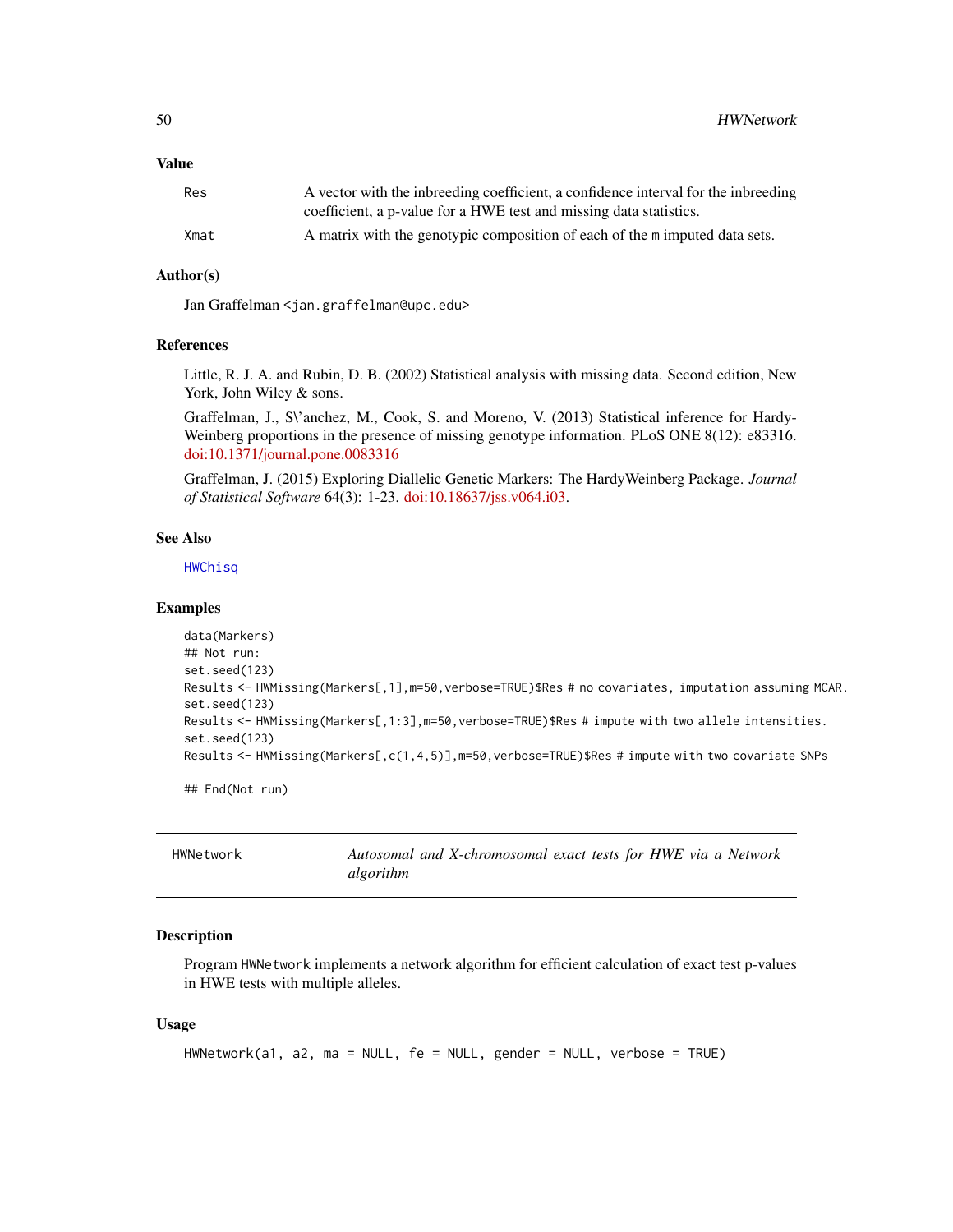### Value

| | |
|---|---|
| Res | A vector with the inbreeding coefficient, a confidence interval for the inbreeding coefficient, a p-value for a HWE test and missing data statistics. |
| Xmat | A matrix with the genotypic composition of each of the m imputed data sets. |

### Author(s)

Jan Graffelman <jan.graffelman@upc.edu>

### References

Little, R. J. A. and Rubin, D. B. (2002) Statistical analysis with missing data. Second edition, New York, John Wiley & sons.

Graffelman, J., S\'anchez, M., Cook, S. and Moreno, V. (2013) Statistical inference for Hardy-Weinberg proportions in the presence of missing genotype information. PLoS ONE 8(12): e83316. doi:10.1371/journal.pone.0083316

Graffelman, J. (2015) Exploring Diallelic Genetic Markers: The HardyWeinberg Package. *Journal of Statistical Software* 64(3): 1-23. doi:10.18637/jss.v064.i03.

### See Also

HWChisq

### Examples

```
data(Markers)
## Not run:
set.seed(123)
Results <- HWMissing(Markers[,1],m=50,verbose=TRUE)$Res # no covariates, imputation assuming MCAR.
set.seed(123)
Results <- HWMissing(Markers[,1:3],m=50,verbose=TRUE)$Res # impute with two allele intensities.
set.seed(123)
Results <- HWMissing(Markers[,c(1,4,5)],m=50,verbose=TRUE)$Res # impute with two covariate SNPs

## End(Not run)
```

---

## HWNetwork — *Autosomal and X-chromosomal exact tests for HWE via a Network algorithm*

### Description

Program HWNetwork implements a network algorithm for efficient calculation of exact test p-values in HWE tests with multiple alleles.

### Usage

```
HWNetwork(a1, a2, ma = NULL, fe = NULL, gender = NULL, verbose = TRUE)
```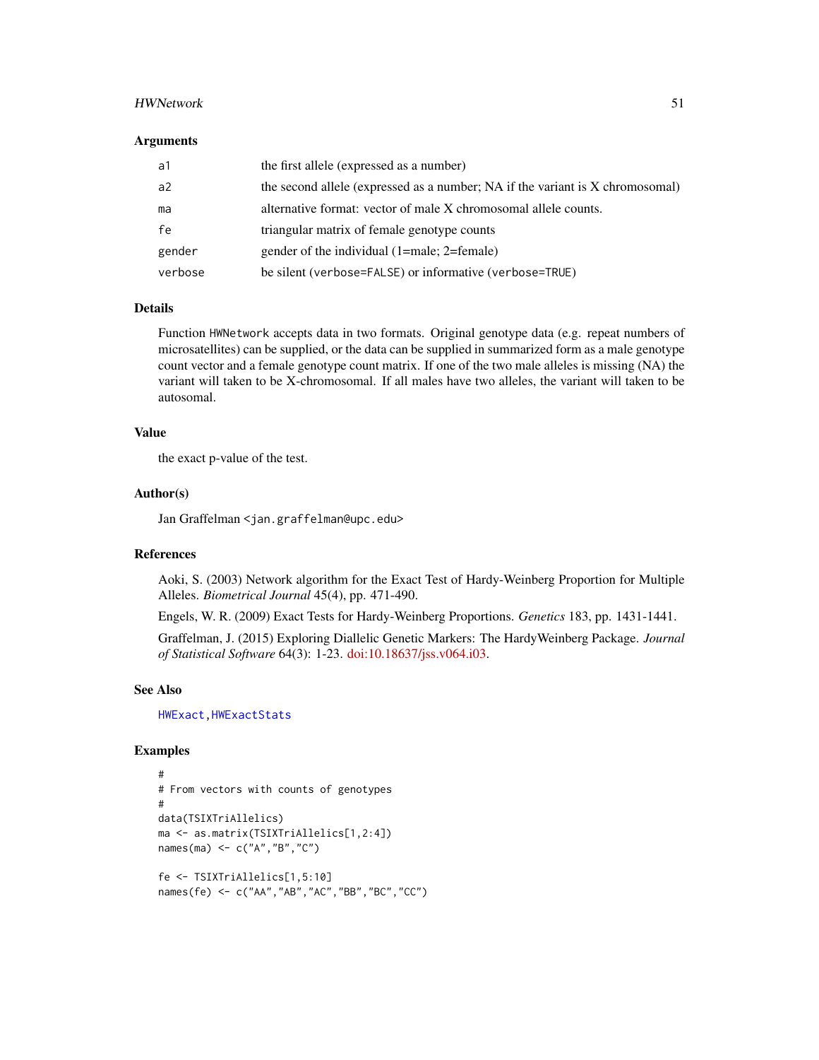### Arguments

| | |
|---|---|
| a1 | the first allele (expressed as a number) |
| a2 | the second allele (expressed as a number; NA if the variant is X chromosomal) |
| ma | alternative format: vector of male X chromosomal allele counts. |
| fe | triangular matrix of female genotype counts |
| gender | gender of the individual (1=male; 2=female) |
| verbose | be silent (verbose=FALSE) or informative (verbose=TRUE) |

### Details

Function `HWNetwork` accepts data in two formats. Original genotype data (e.g. repeat numbers of microsatellites) can be supplied, or the data can be supplied in summarized form as a male genotype count vector and a female genotype count matrix. If one of the two male alleles is missing (NA) the variant will taken to be X-chromosomal. If all males have two alleles, the variant will taken to be autosomal.

### Value

the exact p-value of the test.

### Author(s)

Jan Graffelman <jan.graffelman@upc.edu>

### References

Aoki, S. (2003) Network algorithm for the Exact Test of Hardy-Weinberg Proportion for Multiple Alleles. *Biometrical Journal* 45(4), pp. 471-490.

Engels, W. R. (2009) Exact Tests for Hardy-Weinberg Proportions. *Genetics* 183, pp. 1431-1441.

Graffelman, J. (2015) Exploring Diallelic Genetic Markers: The HardyWeinberg Package. *Journal of Statistical Software* 64(3): 1-23. doi:10.18637/jss.v064.i03.

### See Also

HWExact, HWExactStats

### Examples

```
#
# From vectors with counts of genotypes
#
data(TSIXTriAllelics)
ma <- as.matrix(TSIXTriAllelics[1,2:4])
names(ma) <- c("A","B","C")

fe <- TSIXTriAllelics[1,5:10]
names(fe) <- c("AA","AB","AC","BB","BC","CC")
```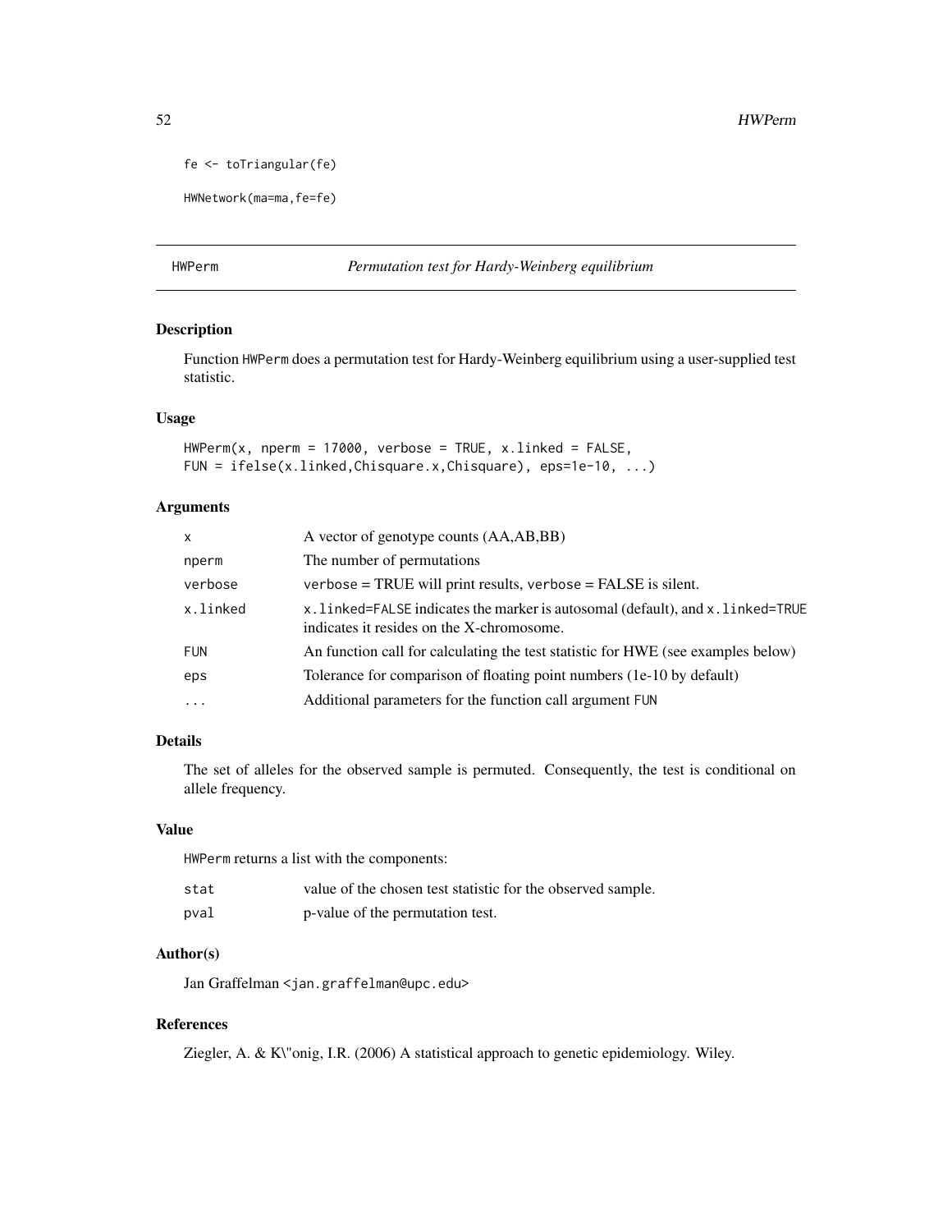```
fe <- toTriangular(fe)

HWNetwork(ma=ma,fe=fe)
```

## HWPerm — *Permutation test for Hardy-Weinberg equilibrium*

### Description

Function HWPerm does a permutation test for Hardy-Weinberg equilibrium using a user-supplied test statistic.

### Usage

```
HWPerm(x, nperm = 17000, verbose = TRUE, x.linked = FALSE,
FUN = ifelse(x.linked,Chisquare.x,Chisquare), eps=1e-10, ...)
```

### Arguments

| | |
|---|---|
| x | A vector of genotype counts (AA,AB,BB) |
| nperm | The number of permutations |
| verbose | verbose = TRUE will print results, verbose = FALSE is silent. |
| x.linked | x.linked=FALSE indicates the marker is autosomal (default), and x.linked=TRUE indicates it resides on the X-chromosome. |
| FUN | An function call for calculating the test statistic for HWE (see examples below) |
| eps | Tolerance for comparison of floating point numbers (1e-10 by default) |
| ... | Additional parameters for the function call argument FUN |

### Details

The set of alleles for the observed sample is permuted. Consequently, the test is conditional on allele frequency.

### Value

HWPerm returns a list with the components:

| | |
|---|---|
| stat | value of the chosen test statistic for the observed sample. |
| pval | p-value of the permutation test. |

### Author(s)

Jan Graffelman <jan.graffelman@upc.edu>

### References

Ziegler, A. & K\"onig, I.R. (2006) A statistical approach to genetic epidemiology. Wiley.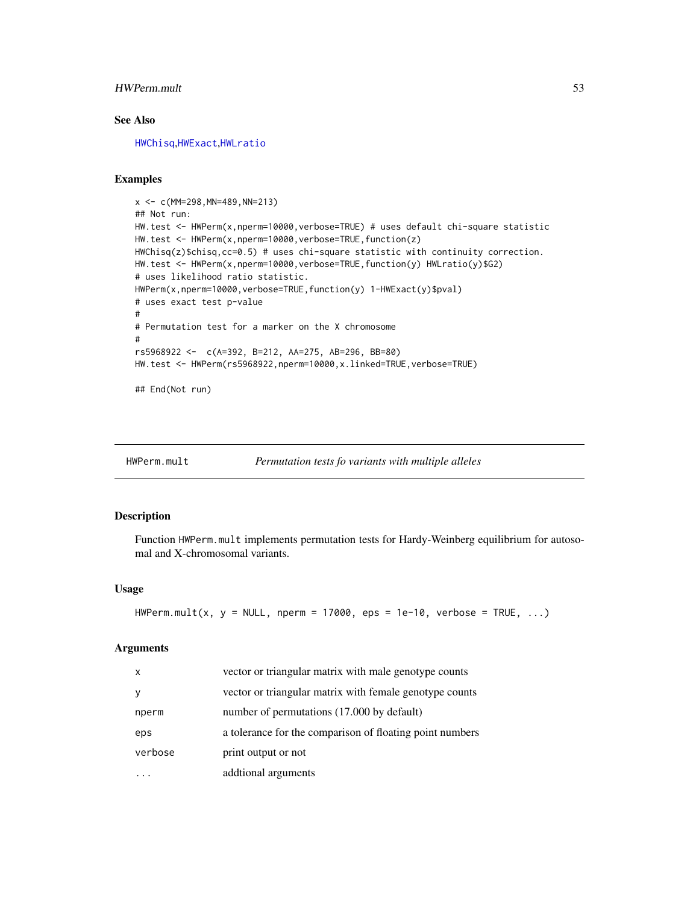## See Also

HWChisq,HWExact,HWLratio

## Examples

```
x <- c(MM=298,MN=489,NN=213)
## Not run:
HW.test <- HWPerm(x,nperm=10000,verbose=TRUE) # uses default chi-square statistic
HW.test <- HWPerm(x,nperm=10000,verbose=TRUE,function(z)
HWChisq(z)$chisq,cc=0.5) # uses chi-square statistic with continuity correction.
HW.test <- HWPerm(x,nperm=10000,verbose=TRUE,function(y) HWLratio(y)$G2)
# uses likelihood ratio statistic.
HWPerm(x,nperm=10000,verbose=TRUE,function(y) 1-HWExact(y)$pval)
# uses exact test p-value
#
# Permutation test for a marker on the X chromosome
#
rs5968922 <-  c(A=392, B=212, AA=275, AB=296, BB=80)
HW.test <- HWPerm(rs5968922,nperm=10000,x.linked=TRUE,verbose=TRUE)

## End(Not run)
```

---

# HWPerm.mult *Permutation tests fo variants with multiple alleles*

## Description

Function HWPerm.mult implements permutation tests for Hardy-Weinberg equilibrium for autosomal and X-chromosomal variants.

## Usage

```
HWPerm.mult(x, y = NULL, nperm = 17000, eps = 1e-10, verbose = TRUE, ...)
```

## Arguments

| | |
|---|---|
| x | vector or triangular matrix with male genotype counts |
| y | vector or triangular matrix with female genotype counts |
| nperm | number of permutations (17.000 by default) |
| eps | a tolerance for the comparison of floating point numbers |
| verbose | print output or not |
| ... | addtional arguments |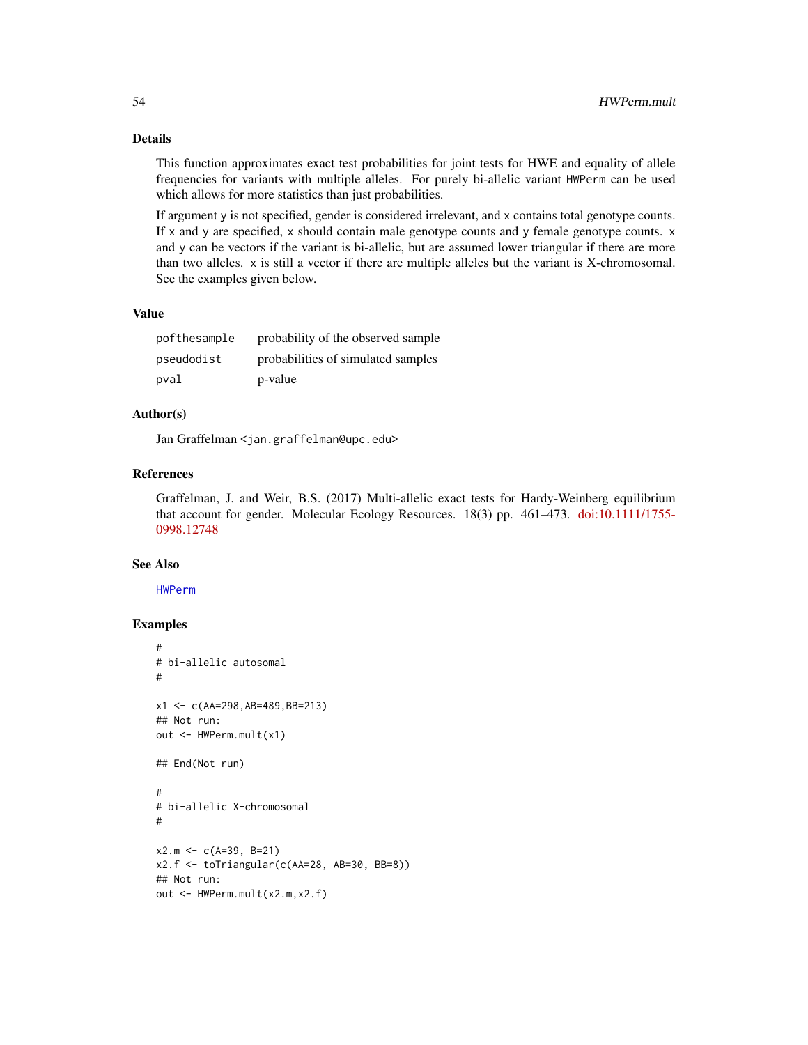### Details

This function approximates exact test probabilities for joint tests for HWE and equality of allele frequencies for variants with multiple alleles. For purely bi-allelic variant `HWPerm` can be used which allows for more statistics than just probabilities.

If argument `y` is not specified, gender is considered irrelevant, and `x` contains total genotype counts. If `x` and `y` are specified, `x` should contain male genotype counts and `y` female genotype counts. `x` and `y` can be vectors if the variant is bi-allelic, but are assumed lower triangular if there are more than two alleles. `x` is still a vector if there are multiple alleles but the variant is X-chromosomal. See the examples given below.

### Value

| | |
|---|---|
| `pofthesample` | probability of the observed sample |
| `pseudodist` | probabilities of simulated samples |
| `pval` | p-value |

### Author(s)

Jan Graffelman <jan.graffelman@upc.edu>

### References

Graffelman, J. and Weir, B.S. (2017) Multi-allelic exact tests for Hardy-Weinberg equilibrium that account for gender. Molecular Ecology Resources. 18(3) pp. 461–473. doi:10.1111/1755-0998.12748

### See Also

`HWPerm`

### Examples

```
#
# bi-allelic autosomal
#

x1 <- c(AA=298,AB=489,BB=213)
## Not run:
out <- HWPerm.mult(x1)

## End(Not run)

#
# bi-allelic X-chromosomal
#

x2.m <- c(A=39, B=21)
x2.f <- toTriangular(c(AA=28, AB=30, BB=8))
## Not run:
out <- HWPerm.mult(x2.m,x2.f)
```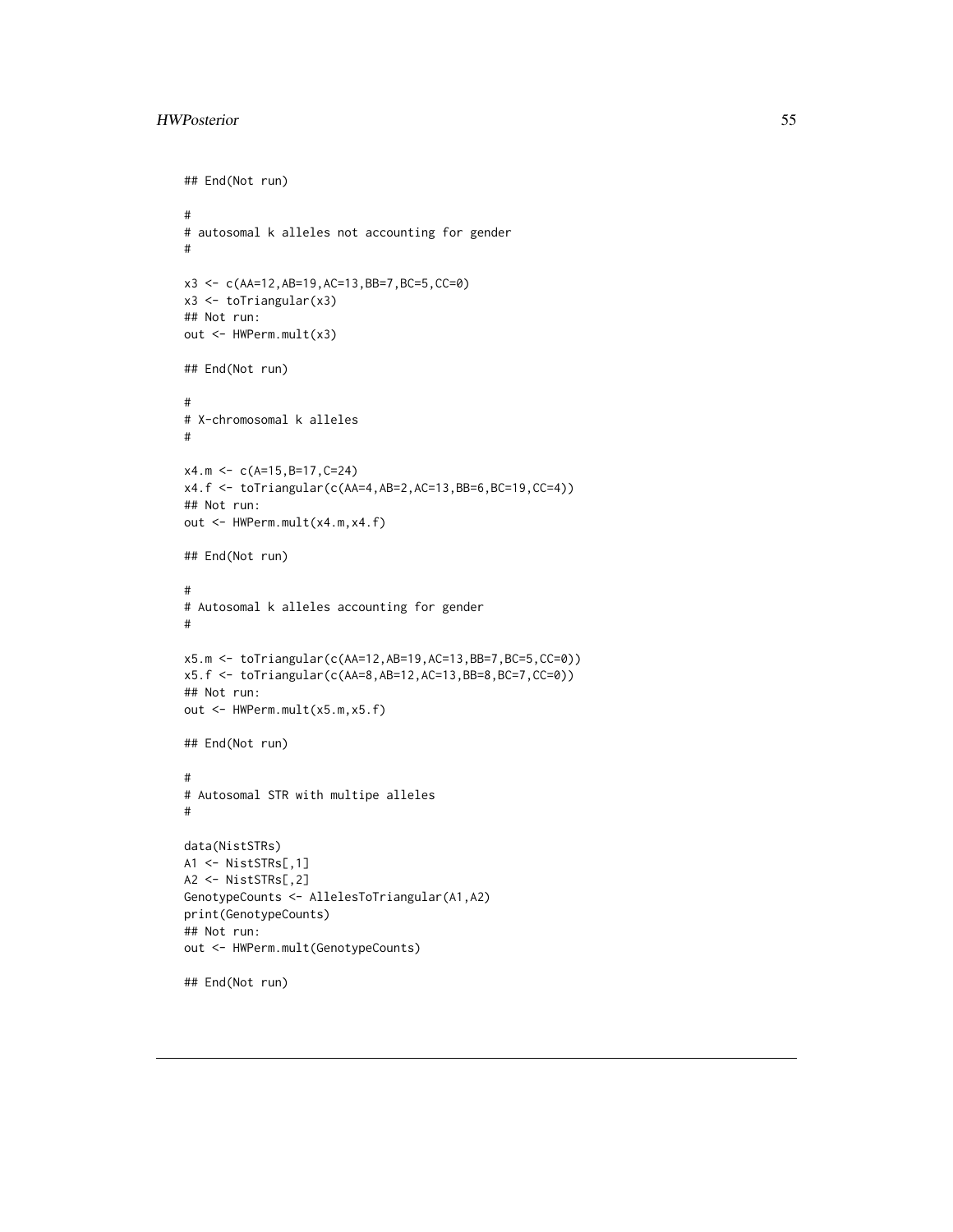```
## End(Not run)

#
# autosomal k alleles not accounting for gender
#

x3 <- c(AA=12,AB=19,AC=13,BB=7,BC=5,CC=0)
x3 <- toTriangular(x3)
## Not run:
out <- HWPerm.mult(x3)

## End(Not run)

#
# X-chromosomal k alleles
#

x4.m <- c(A=15,B=17,C=24)
x4.f <- toTriangular(c(AA=4,AB=2,AC=13,BB=6,BC=19,CC=4))
## Not run:
out <- HWPerm.mult(x4.m,x4.f)

## End(Not run)

#
# Autosomal k alleles accounting for gender
#

x5.m <- toTriangular(c(AA=12,AB=19,AC=13,BB=7,BC=5,CC=0))
x5.f <- toTriangular(c(AA=8,AB=12,AC=13,BB=8,BC=7,CC=0))
## Not run:
out <- HWPerm.mult(x5.m,x5.f)

## End(Not run)

#
# Autosomal STR with multipe alleles
#

data(NistSTRs)
A1 <- NistSTRs[,1]
A2 <- NistSTRs[,2]
GenotypeCounts <- AllelesToTriangular(A1,A2)
print(GenotypeCounts)
## Not run:
out <- HWPerm.mult(GenotypeCounts)

## End(Not run)
```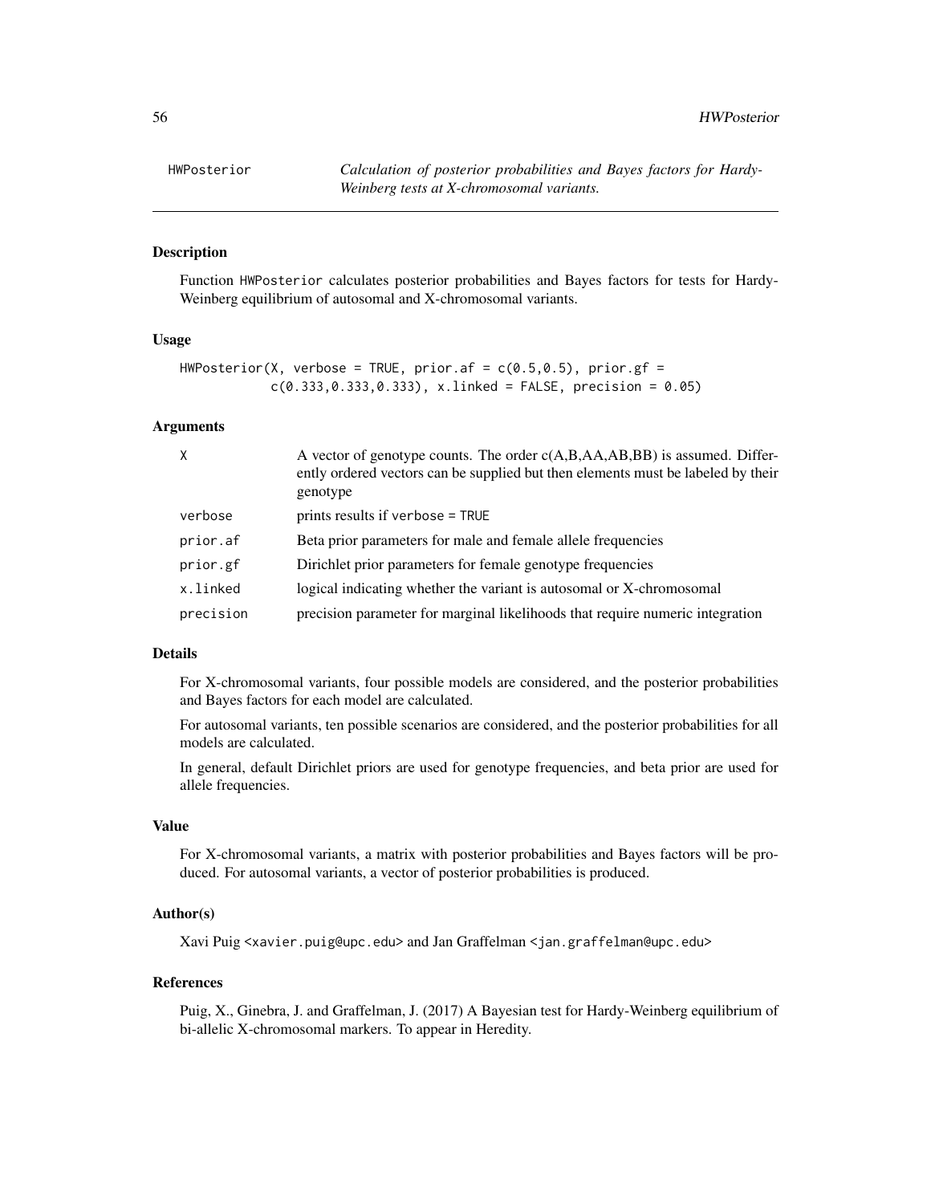# HWPosterior — *Calculation of posterior probabilities and Bayes factors for Hardy-Weinberg tests at X-chromosomal variants.*

## Description

Function HWPosterior calculates posterior probabilities and Bayes factors for tests for Hardy-Weinberg equilibrium of autosomal and X-chromosomal variants.

## Usage

```
HWPosterior(X, verbose = TRUE, prior.af = c(0.5,0.5), prior.gf =
            c(0.333,0.333,0.333), x.linked = FALSE, precision = 0.05)
```

## Arguments

| | |
|---|---|
| X | A vector of genotype counts. The order c(A,B,AA,AB,BB) is assumed. Differently ordered vectors can be supplied but then elements must be labeled by their genotype |
| verbose | prints results if verbose = TRUE |
| prior.af | Beta prior parameters for male and female allele frequencies |
| prior.gf | Dirichlet prior parameters for female genotype frequencies |
| x.linked | logical indicating whether the variant is autosomal or X-chromosomal |
| precision | precision parameter for marginal likelihoods that require numeric integration |

## Details

For X-chromosomal variants, four possible models are considered, and the posterior probabilities and Bayes factors for each model are calculated.

For autosomal variants, ten possible scenarios are considered, and the posterior probabilities for all models are calculated.

In general, default Dirichlet priors are used for genotype frequencies, and beta prior are used for allele frequencies.

## Value

For X-chromosomal variants, a matrix with posterior probabilities and Bayes factors will be produced. For autosomal variants, a vector of posterior probabilities is produced.

## Author(s)

Xavi Puig <xavier.puig@upc.edu> and Jan Graffelman <jan.graffelman@upc.edu>

## References

Puig, X., Ginebra, J. and Graffelman, J. (2017) A Bayesian test for Hardy-Weinberg equilibrium of bi-allelic X-chromosomal markers. To appear in Heredity.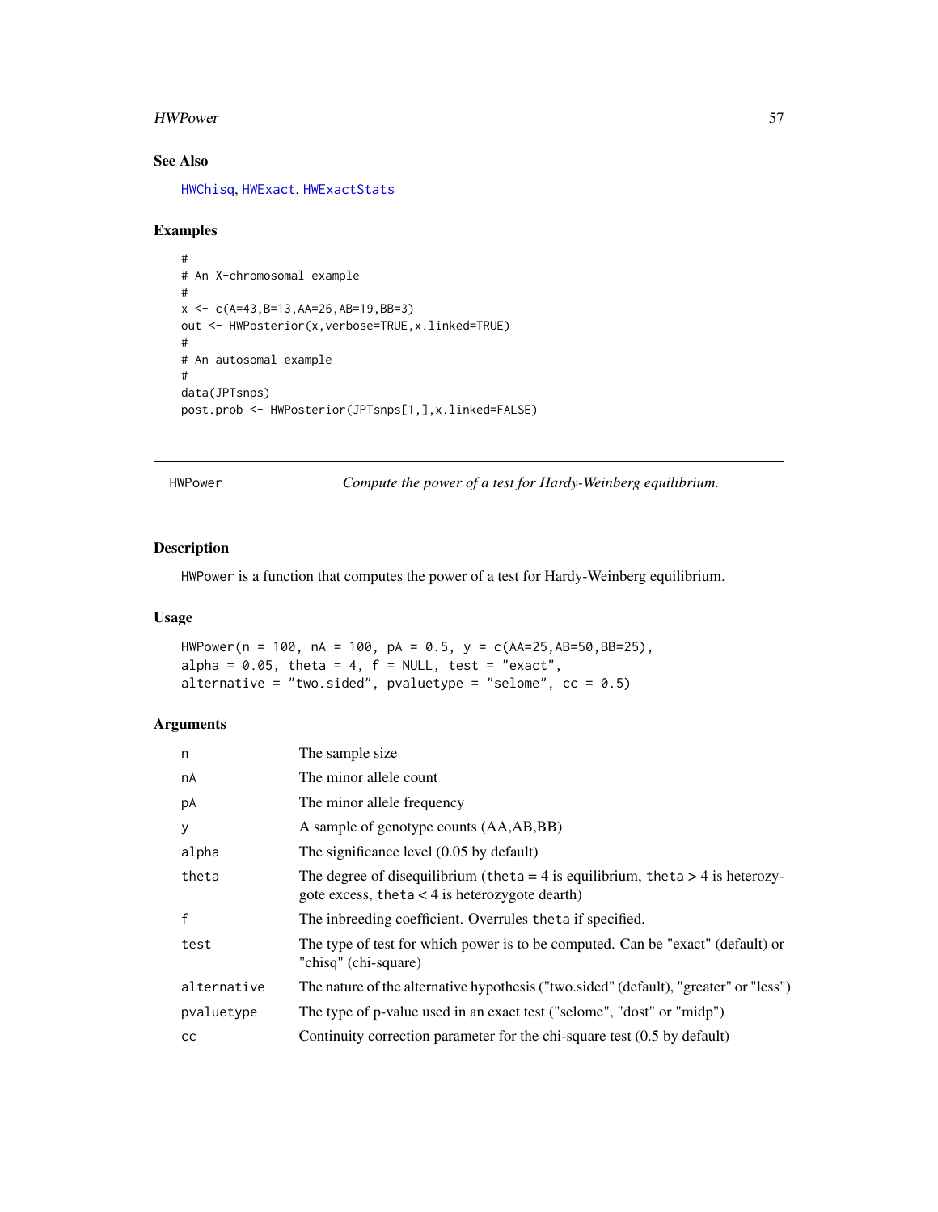## See Also

HWChisq, HWExact, HWExactStats

## Examples

```
#
# An X-chromosomal example
#
x <- c(A=43,B=13,AA=26,AB=19,BB=3)
out <- HWPosterior(x,verbose=TRUE,x.linked=TRUE)
#
# An autosomal example
#
data(JPTsnps)
post.prob <- HWPosterior(JPTsnps[1,],x.linked=FALSE)
```

---

# HWPower — *Compute the power of a test for Hardy-Weinberg equilibrium.*

---

## Description

HWPower is a function that computes the power of a test for Hardy-Weinberg equilibrium.

## Usage

```
HWPower(n = 100, nA = 100, pA = 0.5, y = c(AA=25,AB=50,BB=25),
alpha = 0.05, theta = 4, f = NULL, test = "exact",
alternative = "two.sided", pvaluetype = "selome", cc = 0.5)
```

## Arguments

| | |
|---|---|
| n | The sample size |
| nA | The minor allele count |
| pA | The minor allele frequency |
| y | A sample of genotype counts (AA,AB,BB) |
| alpha | The significance level (0.05 by default) |
| theta | The degree of disequilibrium (theta = 4 is equilibrium, theta > 4 is heterozygote excess, theta < 4 is heterozygote dearth) |
| f | The inbreeding coefficient. Overrules theta if specified. |
| test | The type of test for which power is to be computed. Can be "exact" (default) or "chisq" (chi-square) |
| alternative | The nature of the alternative hypothesis ("two.sided" (default), "greater" or "less") |
| pvaluetype | The type of p-value used in an exact test ("selome", "dost" or "midp") |
| cc | Continuity correction parameter for the chi-square test (0.5 by default) |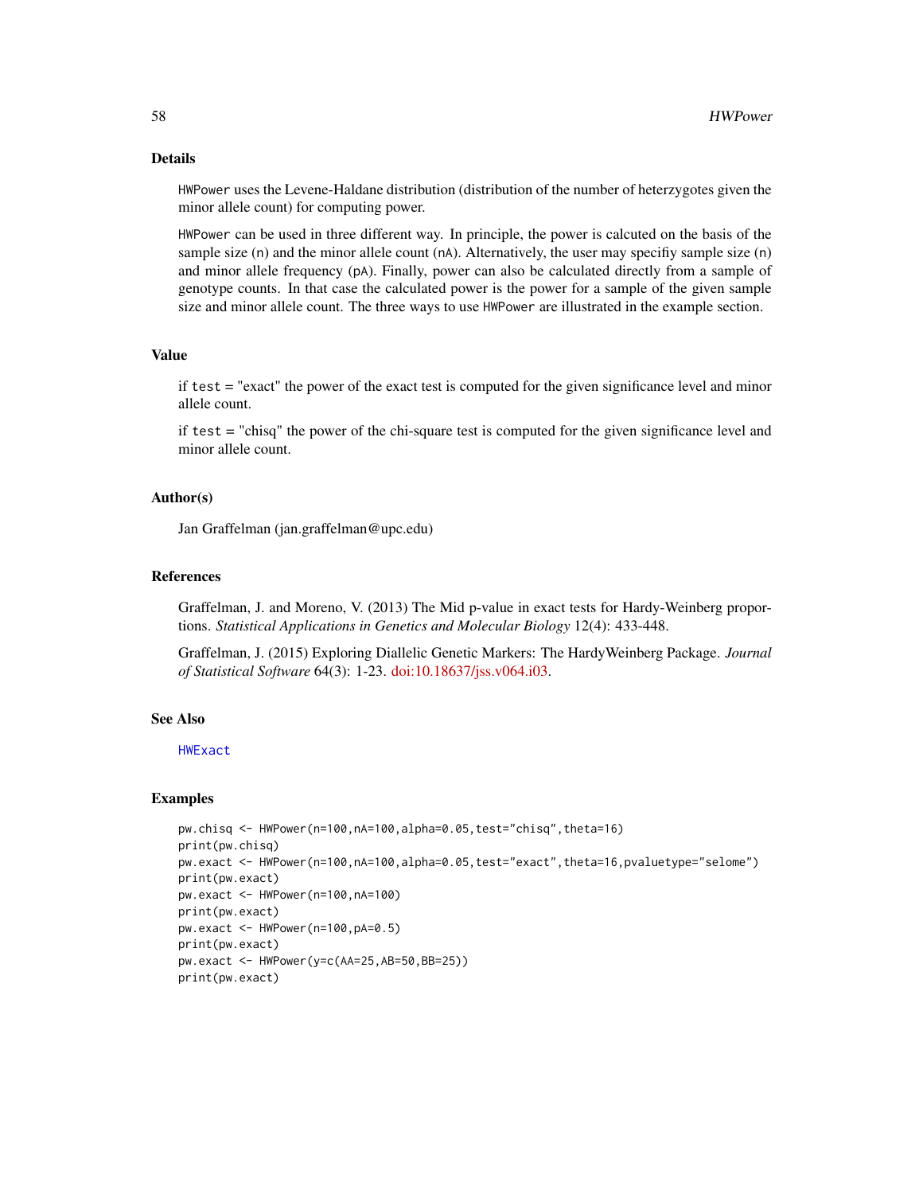## Details

HWPower uses the Levene-Haldane distribution (distribution of the number of heterzygotes given the minor allele count) for computing power.

HWPower can be used in three different way. In principle, the power is calcuted on the basis of the sample size (n) and the minor allele count (nA). Alternatively, the user may specifiy sample size (n) and minor allele frequency (pA). Finally, power can also be calculated directly from a sample of genotype counts. In that case the calculated power is the power for a sample of the given sample size and minor allele count. The three ways to use HWPower are illustrated in the example section.

## Value

if test = "exact" the power of the exact test is computed for the given significance level and minor allele count.

if test = "chisq" the power of the chi-square test is computed for the given significance level and minor allele count.

## Author(s)

Jan Graffelman (jan.graffelman@upc.edu)

## References

Graffelman, J. and Moreno, V. (2013) The Mid p-value in exact tests for Hardy-Weinberg proportions. *Statistical Applications in Genetics and Molecular Biology* 12(4): 433-448.

Graffelman, J. (2015) Exploring Diallelic Genetic Markers: The HardyWeinberg Package. *Journal of Statistical Software* 64(3): 1-23. doi:10.18637/jss.v064.i03.

## See Also

HWExact

## Examples

```
pw.chisq <- HWPower(n=100,nA=100,alpha=0.05,test="chisq",theta=16)
print(pw.chisq)
pw.exact <- HWPower(n=100,nA=100,alpha=0.05,test="exact",theta=16,pvaluetype="selome")
print(pw.exact)
pw.exact <- HWPower(n=100,nA=100)
print(pw.exact)
pw.exact <- HWPower(n=100,pA=0.5)
print(pw.exact)
pw.exact <- HWPower(y=c(AA=25,AB=50,BB=25))
print(pw.exact)
```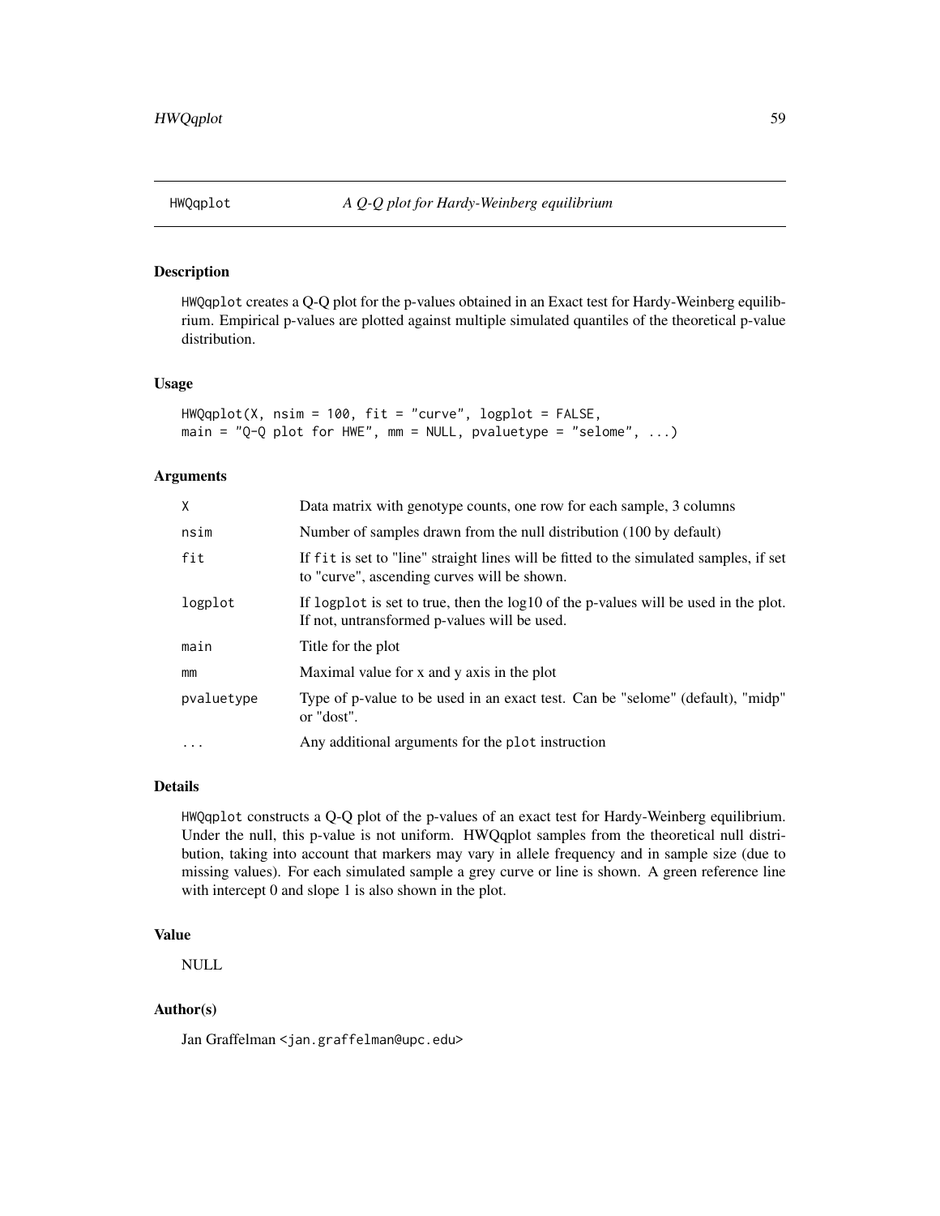# HWQqplot — *A Q-Q plot for Hardy-Weinberg equilibrium*

## Description

HWQqplot creates a Q-Q plot for the p-values obtained in an Exact test for Hardy-Weinberg equilibrium. Empirical p-values are plotted against multiple simulated quantiles of the theoretical p-value distribution.

## Usage

```
HWQqplot(X, nsim = 100, fit = "curve", logplot = FALSE,
main = "Q-Q plot for HWE", mm = NULL, pvaluetype = "selome", ...)
```

## Arguments

| | |
|---|---|
| X | Data matrix with genotype counts, one row for each sample, 3 columns |
| nsim | Number of samples drawn from the null distribution (100 by default) |
| fit | If fit is set to "line" straight lines will be fitted to the simulated samples, if set to "curve", ascending curves will be shown. |
| logplot | If logplot is set to true, then the log10 of the p-values will be used in the plot. If not, untransformed p-values will be used. |
| main | Title for the plot |
| mm | Maximal value for x and y axis in the plot |
| pvaluetype | Type of p-value to be used in an exact test. Can be "selome" (default), "midp" or "dost". |
| ... | Any additional arguments for the plot instruction |

## Details

HWQqplot constructs a Q-Q plot of the p-values of an exact test for Hardy-Weinberg equilibrium. Under the null, this p-value is not uniform. HWQqplot samples from the theoretical null distribution, taking into account that markers may vary in allele frequency and in sample size (due to missing values). For each simulated sample a grey curve or line is shown. A green reference line with intercept 0 and slope 1 is also shown in the plot.

## Value

NULL

## Author(s)

Jan Graffelman <jan.graffelman@upc.edu>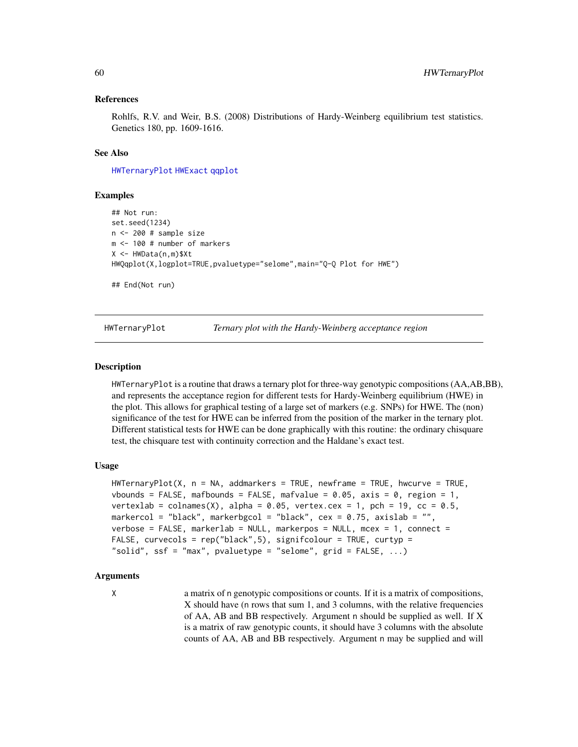### References

Rohlfs, R.V. and Weir, B.S. (2008) Distributions of Hardy-Weinberg equilibrium test statistics. Genetics 180, pp. 1609-1616.

### See Also

HWTernaryPlot HWExact qqplot

### Examples

```
## Not run:
set.seed(1234)
n <- 200 # sample size
m <- 100 # number of markers
X <- HWData(n,m)$Xt
HWQqplot(X,logplot=TRUE,pvaluetype="selome",main="Q-Q Plot for HWE")

## End(Not run)
```

---

## HWTernaryPlot — *Ternary plot with the Hardy-Weinberg acceptance region*

### Description

HWTernaryPlot is a routine that draws a ternary plot for three-way genotypic compositions (AA,AB,BB), and represents the acceptance region for different tests for Hardy-Weinberg equilibrium (HWE) in the plot. This allows for graphical testing of a large set of markers (e.g. SNPs) for HWE. The (non) significance of the test for HWE can be inferred from the position of the marker in the ternary plot. Different statistical tests for HWE can be done graphically with this routine: the ordinary chisquare test, the chisquare test with continuity correction and the Haldane's exact test.

### Usage

```
HWTernaryPlot(X, n = NA, addmarkers = TRUE, newframe = TRUE, hwcurve = TRUE,
vbounds = FALSE, mafbounds = FALSE, mafvalue = 0.05, axis = 0, region = 1,
vertexlab = colnames(X), alpha = 0.05, vertex.cex = 1, pch = 19, cc = 0.5,
markercol = "black", markerbgcol = "black", cex = 0.75, axislab = "",
verbose = FALSE, markerlab = NULL, markerpos = NULL, mcex = 1, connect =
FALSE, curvecols = rep("black",5), signifcolour = TRUE, curtyp =
"solid", ssf = "max", pvaluetype = "selome", grid = FALSE, ...)
```

### Arguments

X — a matrix of n genotypic compositions or counts. If it is a matrix of compositions, X should have (n rows that sum 1, and 3 columns, with the relative frequencies of AA, AB and BB respectively. Argument n should be supplied as well. If X is a matrix of raw genotypic counts, it should have 3 columns with the absolute counts of AA, AB and BB respectively. Argument n may be supplied and will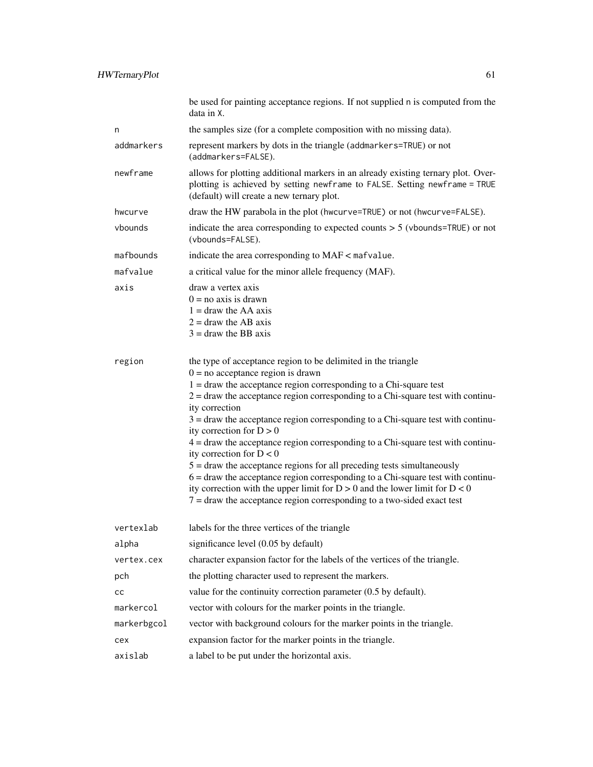be used for painting acceptance regions. If not supplied `n` is computed from the data in `X`.

| | |
|---|---|
| `n` | the samples size (for a complete composition with no missing data). |
| `addmarkers` | represent markers by dots in the triangle (`addmarkers=TRUE`) or not (`addmarkers=FALSE`). |
| `newframe` | allows for plotting additional markers in an already existing ternary plot. Overplotting is achieved by setting `newframe` to `FALSE`. Setting `newframe = TRUE` (default) will create a new ternary plot. |
| `hwcurve` | draw the HW parabola in the plot (`hwcurve=TRUE`) or not (`hwcurve=FALSE`). |
| `vbounds` | indicate the area corresponding to expected counts > 5 (`vbounds=TRUE`) or not (`vbounds=FALSE`). |
| `mafbounds` | indicate the area corresponding to MAF < `mafvalue`. |
| `mafvalue` | a critical value for the minor allele frequency (MAF). |
| `axis` | draw a vertex axis<br>0 = no axis is drawn<br>1 = draw the AA axis<br>2 = draw the AB axis<br>3 = draw the BB axis |
| `region` | the type of acceptance region to be delimited in the triangle<br>0 = no acceptance region is drawn<br>1 = draw the acceptance region corresponding to a Chi-square test<br>2 = draw the acceptance region corresponding to a Chi-square test with continuity correction<br>3 = draw the acceptance region corresponding to a Chi-square test with continuity correction for D > 0<br>4 = draw the acceptance region corresponding to a Chi-square test with continuity correction for D < 0<br>5 = draw the acceptance regions for all preceding tests simultaneously<br>6 = draw the acceptance region corresponding to a Chi-square test with continuity correction with the upper limit for D > 0 and the lower limit for D < 0<br>7 = draw the acceptance region corresponding to a two-sided exact test |
| `vertexlab` | labels for the three vertices of the triangle |
| `alpha` | significance level (0.05 by default) |
| `vertex.cex` | character expansion factor for the labels of the vertices of the triangle. |
| `pch` | the plotting character used to represent the markers. |
| `cc` | value for the continuity correction parameter (0.5 by default). |
| `markercol` | vector with colours for the marker points in the triangle. |
| `markerbgcol` | vector with background colours for the marker points in the triangle. |
| `cex` | expansion factor for the marker points in the triangle. |
| `axislab` | a label to be put under the horizontal axis. |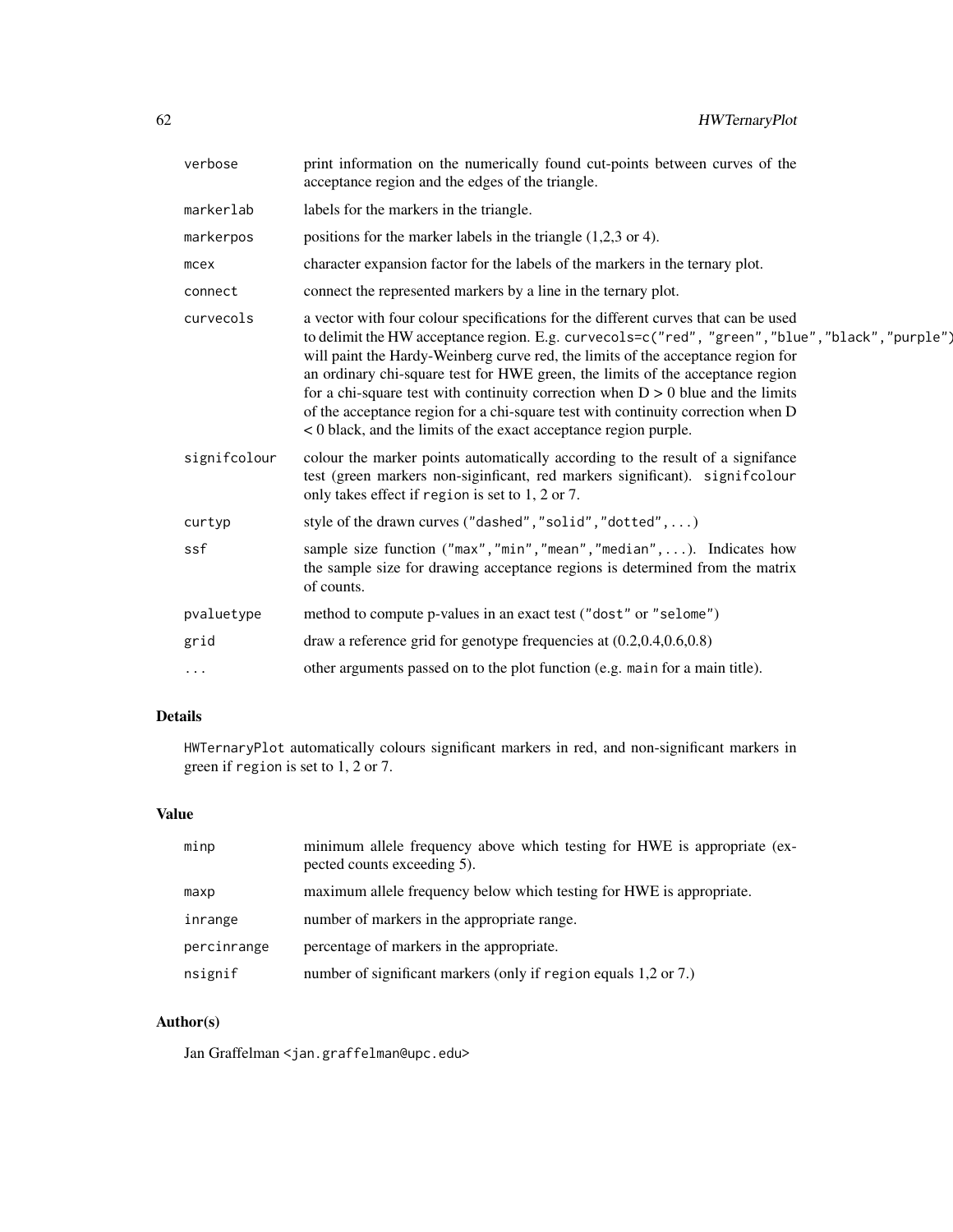| | |
|---|---|
| `verbose` | print information on the numerically found cut-points between curves of the acceptance region and the edges of the triangle. |
| `markerlab` | labels for the markers in the triangle. |
| `markerpos` | positions for the marker labels in the triangle (1,2,3 or 4). |
| `mcex` | character expansion factor for the labels of the markers in the ternary plot. |
| `connect` | connect the represented markers by a line in the ternary plot. |
| `curvecols` | a vector with four colour specifications for the different curves that can be used to delimit the HW acceptance region. E.g. `curvecols=c("red", "green","blue","black","purple")` will paint the Hardy-Weinberg curve red, the limits of the acceptance region for an ordinary chi-square test for HWE green, the limits of the acceptance region for a chi-square test with continuity correction when D > 0 blue and the limits of the acceptance region for a chi-square test with continuity correction when D < 0 black, and the limits of the exact acceptance region purple. |
| `signifcolour` | colour the marker points automatically according to the result of a signifance test (green markers non-siginficant, red markers significant). `signifcolour` only takes effect if `region` is set to 1, 2 or 7. |
| `curtyp` | style of the drawn curves (`"dashed"`,`"solid"`,`"dotted"`,`...`) |
| `ssf` | sample size function (`"max"`,`"min"`,`"mean"`,`"median"`,`...`). Indicates how the sample size for drawing acceptance regions is determined from the matrix of counts. |
| `pvaluetype` | method to compute p-values in an exact test (`"dost"` or `"selome"`) |
| `grid` | draw a reference grid for genotype frequencies at (0.2,0.4,0.6,0.8) |
| `...` | other arguments passed on to the plot function (e.g. `main` for a main title). |

## Details

`HWTernaryPlot` automatically colours significant markers in red, and non-significant markers in green if `region` is set to 1, 2 or 7.

## Value

| | |
|---|---|
| `minp` | minimum allele frequency above which testing for HWE is appropriate (expected counts exceeding 5). |
| `maxp` | maximum allele frequency below which testing for HWE is appropriate. |
| `inrange` | number of markers in the appropriate range. |
| `percinrange` | percentage of markers in the appropriate. |
| `nsignif` | number of significant markers (only if `region` equals 1,2 or 7.) |

## Author(s)

Jan Graffelman <jan.graffelman@upc.edu>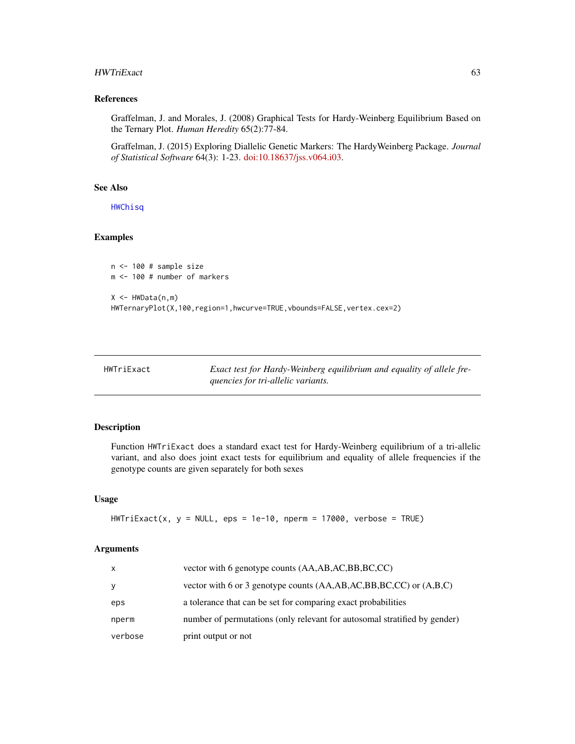### References

Graffelman, J. and Morales, J. (2008) Graphical Tests for Hardy-Weinberg Equilibrium Based on the Ternary Plot. *Human Heredity* 65(2):77-84.

Graffelman, J. (2015) Exploring Diallelic Genetic Markers: The HardyWeinberg Package. *Journal of Statistical Software* 64(3): 1-23. doi:10.18637/jss.v064.i03.

### See Also

HWChisq

### Examples

```
n <- 100 # sample size
m <- 100 # number of markers

X <- HWData(n,m)
HWTernaryPlot(X,100,region=1,hwcurve=TRUE,vbounds=FALSE,vertex.cex=2)
```

---

## HWTriExact — *Exact test for Hardy-Weinberg equilibrium and equality of allele frequencies for tri-allelic variants.*

### Description

Function HWTriExact does a standard exact test for Hardy-Weinberg equilibrium of a tri-allelic variant, and also does joint exact tests for equilibrium and equality of allele frequencies if the genotype counts are given separately for both sexes

### Usage

```
HWTriExact(x, y = NULL, eps = 1e-10, nperm = 17000, verbose = TRUE)
```

### Arguments

| | |
|---|---|
| x | vector with 6 genotype counts (AA,AB,AC,BB,BC,CC) |
| y | vector with 6 or 3 genotype counts (AA,AB,AC,BB,BC,CC) or (A,B,C) |
| eps | a tolerance that can be set for comparing exact probabilities |
| nperm | number of permutations (only relevant for autosomal stratified by gender) |
| verbose | print output or not |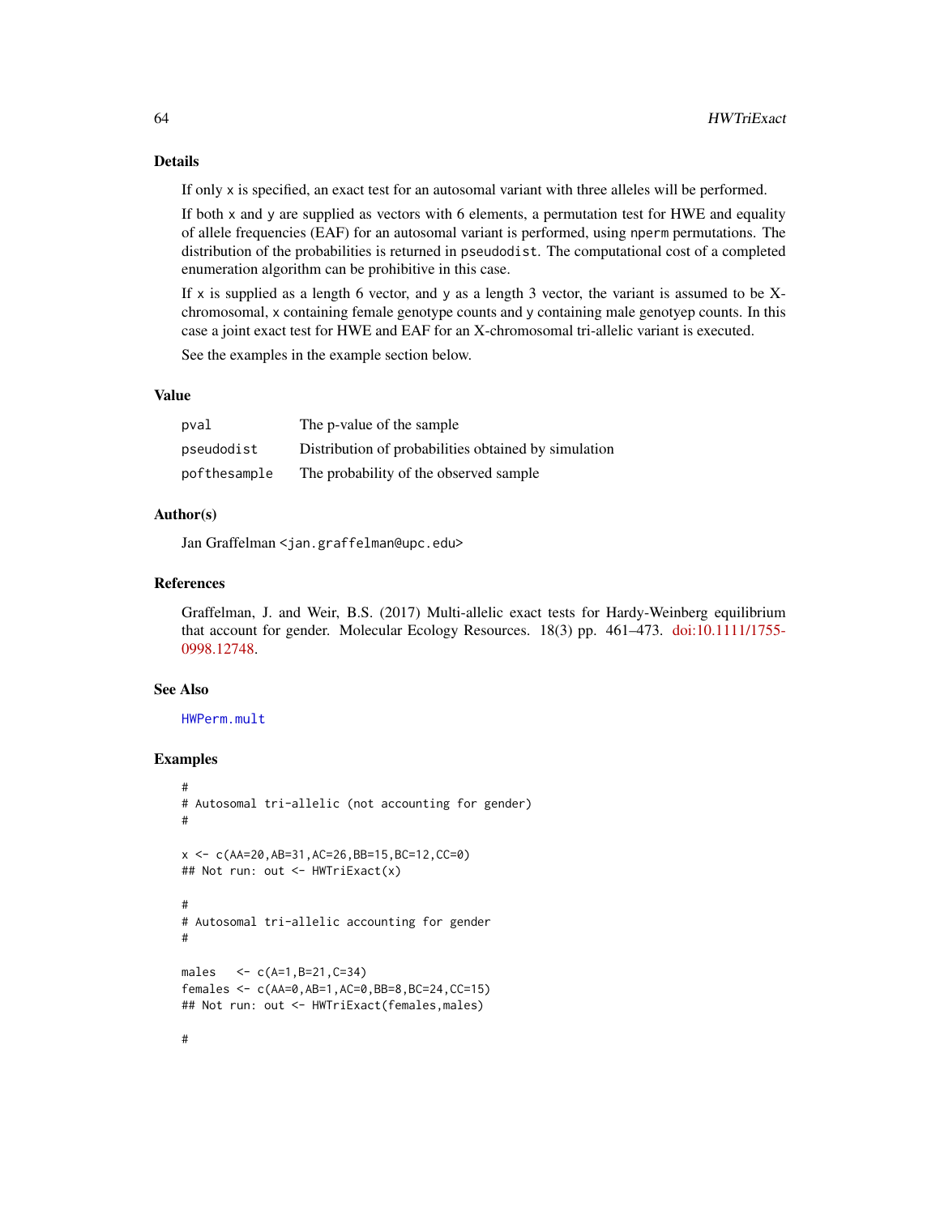### Details

If only x is specified, an exact test for an autosomal variant with three alleles will be performed.

If both x and y are supplied as vectors with 6 elements, a permutation test for HWE and equality of allele frequencies (EAF) for an autosomal variant is performed, using nperm permutations. The distribution of the probabilities is returned in pseudodist. The computational cost of a completed enumeration algorithm can be prohibitive in this case.

If x is supplied as a length 6 vector, and y as a length 3 vector, the variant is assumed to be X-chromosomal, x containing female genotype counts and y containing male genotyep counts. In this case a joint exact test for HWE and EAF for an X-chromosomal tri-allelic variant is executed.

See the examples in the example section below.

### Value

| | |
|---|---|
| pval | The p-value of the sample |
| pseudodist | Distribution of probabilities obtained by simulation |
| pofthesample | The probability of the observed sample |

### Author(s)

Jan Graffelman <jan.graffelman@upc.edu>

### References

Graffelman, J. and Weir, B.S. (2017) Multi-allelic exact tests for Hardy-Weinberg equilibrium that account for gender. Molecular Ecology Resources. 18(3) pp. 461–473. doi:10.1111/1755-0998.12748.

### See Also

HWPerm.mult

### Examples

```
#
# Autosomal tri-allelic (not accounting for gender)
#

x <- c(AA=20,AB=31,AC=26,BB=15,BC=12,CC=0)
## Not run: out <- HWTriExact(x)

#
# Autosomal tri-allelic accounting for gender
#

males   <- c(A=1,B=21,C=34)
females <- c(AA=0,AB=1,AC=0,BB=8,BC=24,CC=15)
## Not run: out <- HWTriExact(females,males)

#
```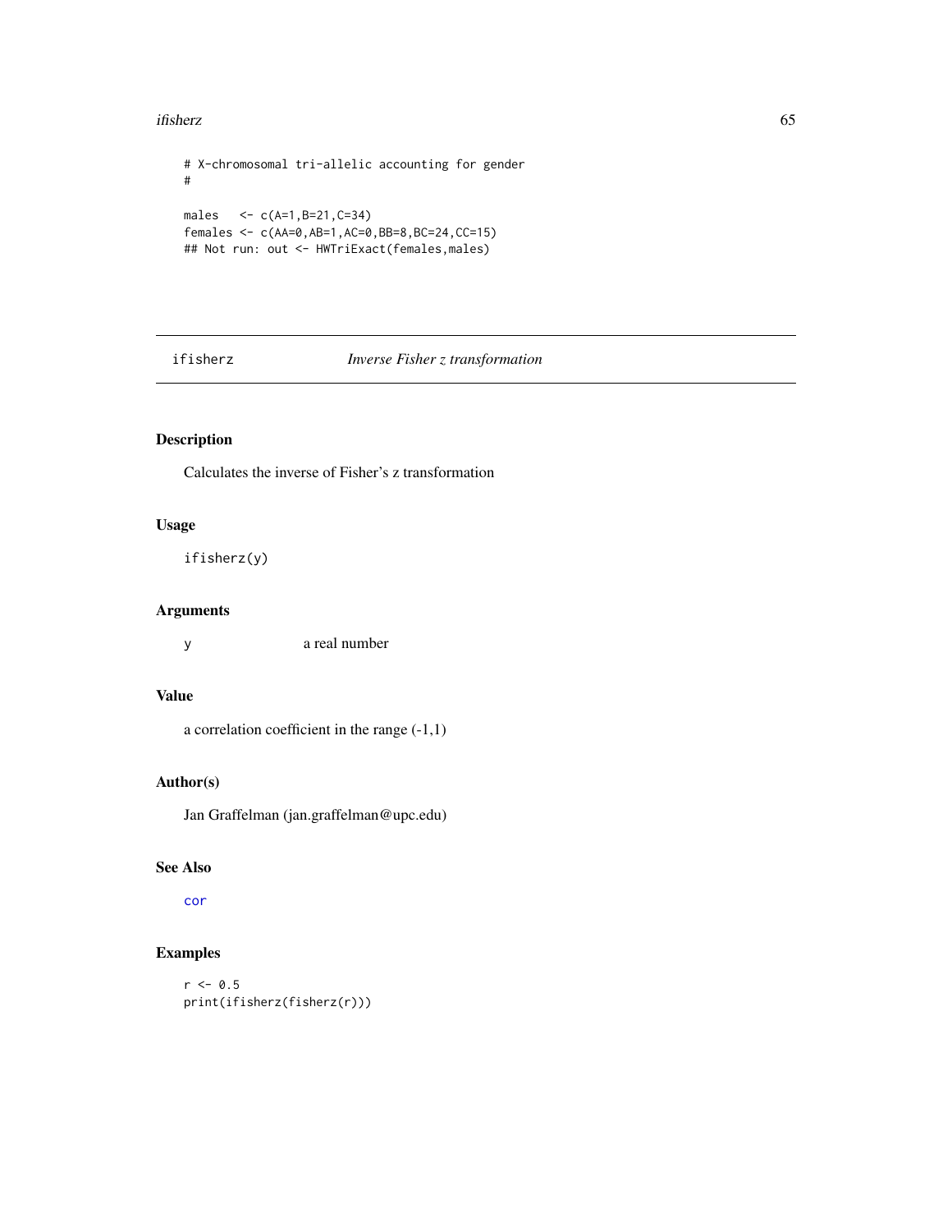```
# X-chromosomal tri-allelic accounting for gender
#

males   <- c(A=1,B=21,C=34)
females <- c(AA=0,AB=1,AC=0,BB=8,BC=24,CC=15)
## Not run: out <- HWTriExact(females,males)
```

## ifisherz *Inverse Fisher z transformation*

### Description

Calculates the inverse of Fisher's z transformation

### Usage

```
ifisherz(y)
```

### Arguments

| | |
|---|---|
| y | a real number |

### Value

a correlation coefficient in the range (-1,1)

### Author(s)

Jan Graffelman (jan.graffelman@upc.edu)

### See Also

cor

### Examples

```
r <- 0.5
print(ifisherz(fisherz(r)))
```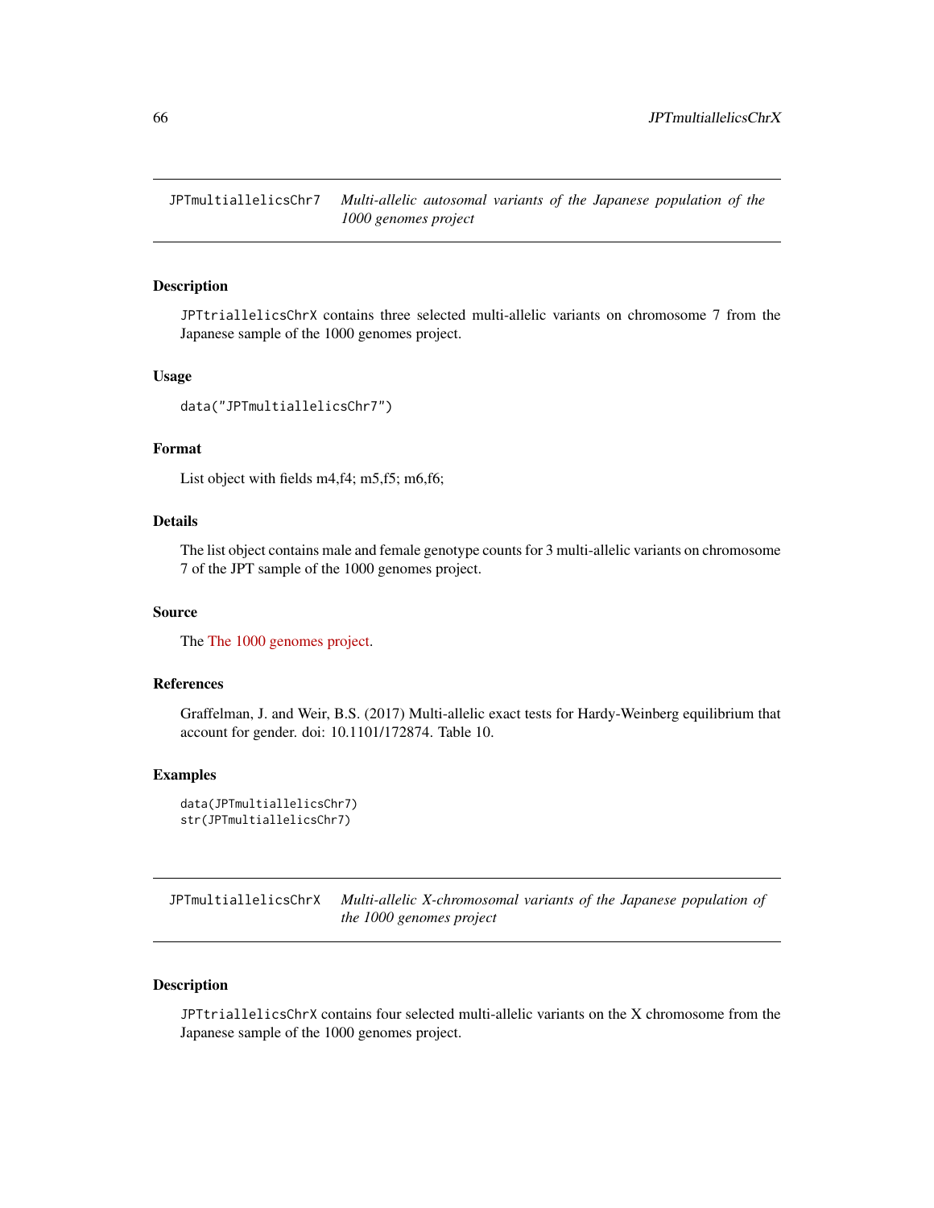## JPTmultiallelicsChr7 *Multi-allelic autosomal variants of the Japanese population of the 1000 genomes project*

### Description

JPTtriallelicsChrX contains three selected multi-allelic variants on chromosome 7 from the Japanese sample of the 1000 genomes project.

### Usage

```
data("JPTmultiallelicsChr7")
```

### Format

List object with fields m4,f4; m5,f5; m6,f6;

### Details

The list object contains male and female genotype counts for 3 multi-allelic variants on chromosome 7 of the JPT sample of the 1000 genomes project.

### Source

The The 1000 genomes project.

### References

Graffelman, J. and Weir, B.S. (2017) Multi-allelic exact tests for Hardy-Weinberg equilibrium that account for gender. doi: 10.1101/172874. Table 10.

### Examples

```
data(JPTmultiallelicsChr7)
str(JPTmultiallelicsChr7)
```

## JPTmultiallelicsChrX *Multi-allelic X-chromosomal variants of the Japanese population of the 1000 genomes project*

### Description

JPTtriallelicsChrX contains four selected multi-allelic variants on the X chromosome from the Japanese sample of the 1000 genomes project.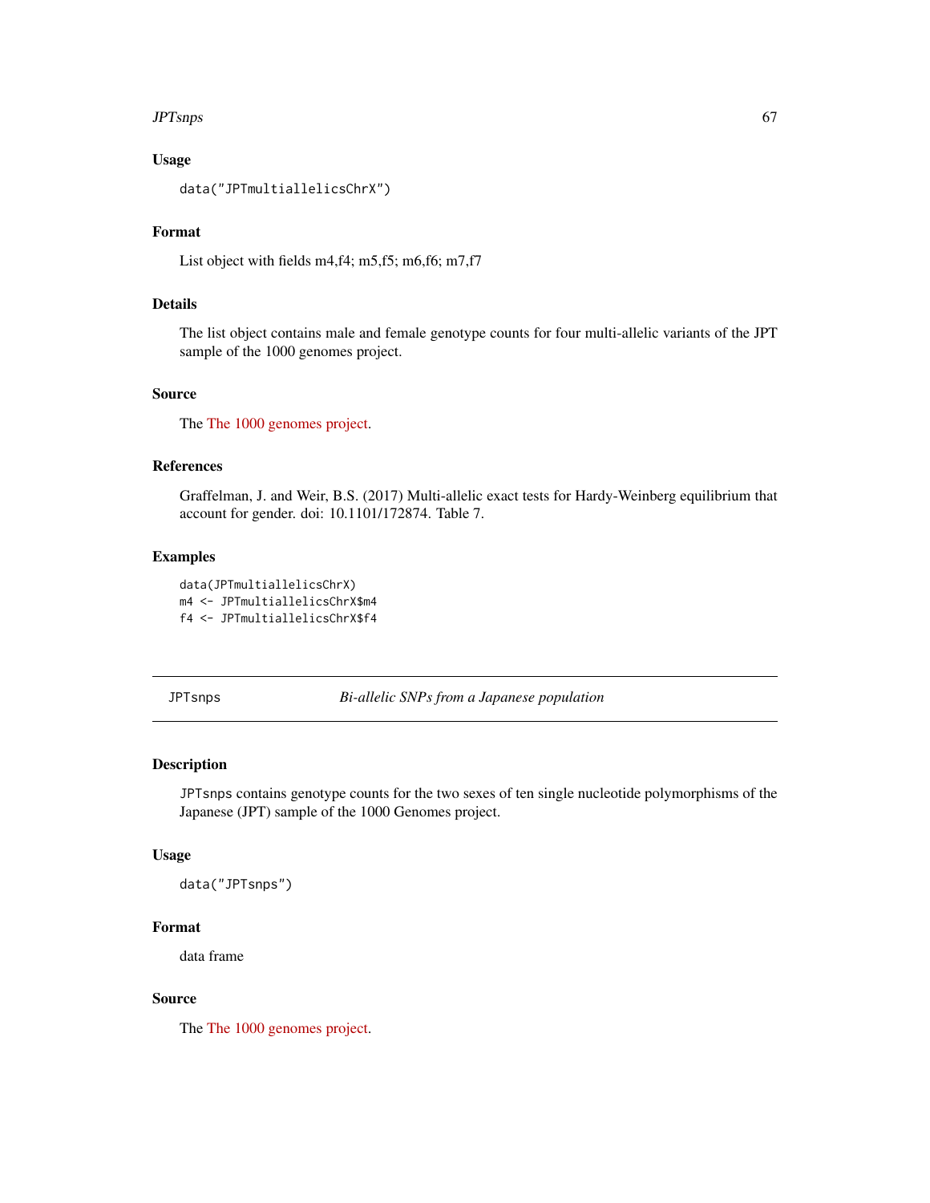### Usage

```
data("JPTmultiallelicsChrX")
```

### Format

List object with fields m4,f4; m5,f5; m6,f6; m7,f7

### Details

The list object contains male and female genotype counts for four multi-allelic variants of the JPT sample of the 1000 genomes project.

### Source

The The 1000 genomes project.

### References

Graffelman, J. and Weir, B.S. (2017) Multi-allelic exact tests for Hardy-Weinberg equilibrium that account for gender. doi: 10.1101/172874. Table 7.

### Examples

```
data(JPTmultiallelicsChrX)
m4 <- JPTmultiallelicsChrX$m4
f4 <- JPTmultiallelicsChrX$f4
```

---

## JPTsnps — *Bi-allelic SNPs from a Japanese population*

---

### Description

JPTsnps contains genotype counts for the two sexes of ten single nucleotide polymorphisms of the Japanese (JPT) sample of the 1000 Genomes project.

### Usage

```
data("JPTsnps")
```

### Format

data frame

### Source

The The 1000 genomes project.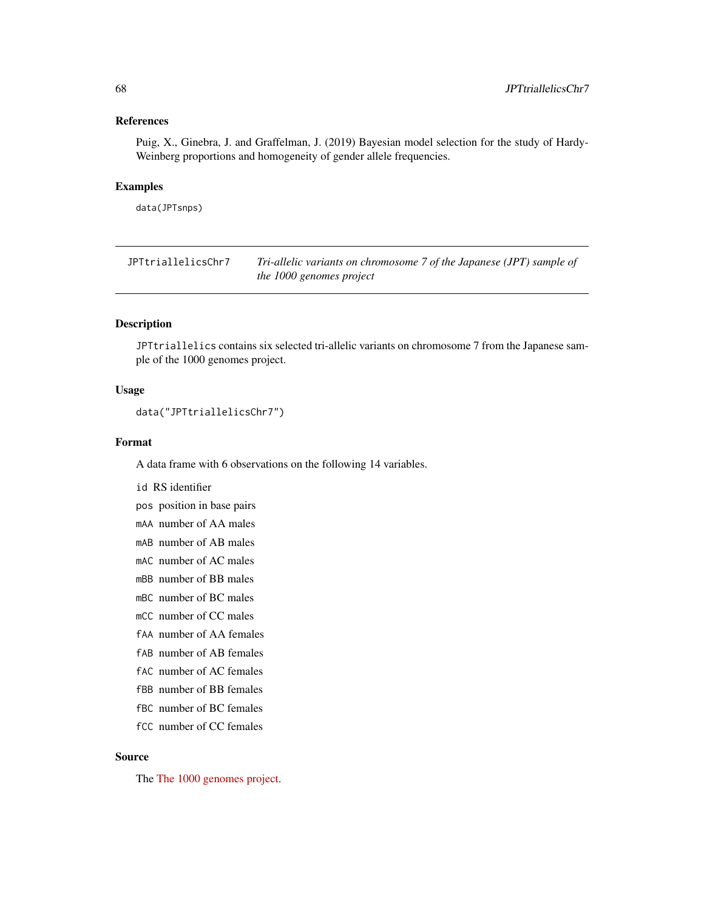## References

Puig, X., Ginebra, J. and Graffelman, J. (2019) Bayesian model selection for the study of Hardy-Weinberg proportions and homogeneity of gender allele frequencies.

## Examples

```
data(JPTsnps)
```

---

# JPTtriallelicsChr7 *Tri-allelic variants on chromosome 7 of the Japanese (JPT) sample of the 1000 genomes project*

## Description

`JPTtriallelics` contains six selected tri-allelic variants on chromosome 7 from the Japanese sample of the 1000 genomes project.

## Usage

```
data("JPTtriallelicsChr7")
```

## Format

A data frame with 6 observations on the following 14 variables.

- `id` RS identifier
- `pos` position in base pairs
- `mAA` number of AA males
- `mAB` number of AB males
- `mAC` number of AC males
- `mBB` number of BB males
- `mBC` number of BC males
- `mCC` number of CC males
- `fAA` number of AA females
- `fAB` number of AB females
- `fAC` number of AC females
- `fBB` number of BB females
- `fBC` number of BC females
- `fCC` number of CC females

## Source

The The 1000 genomes project.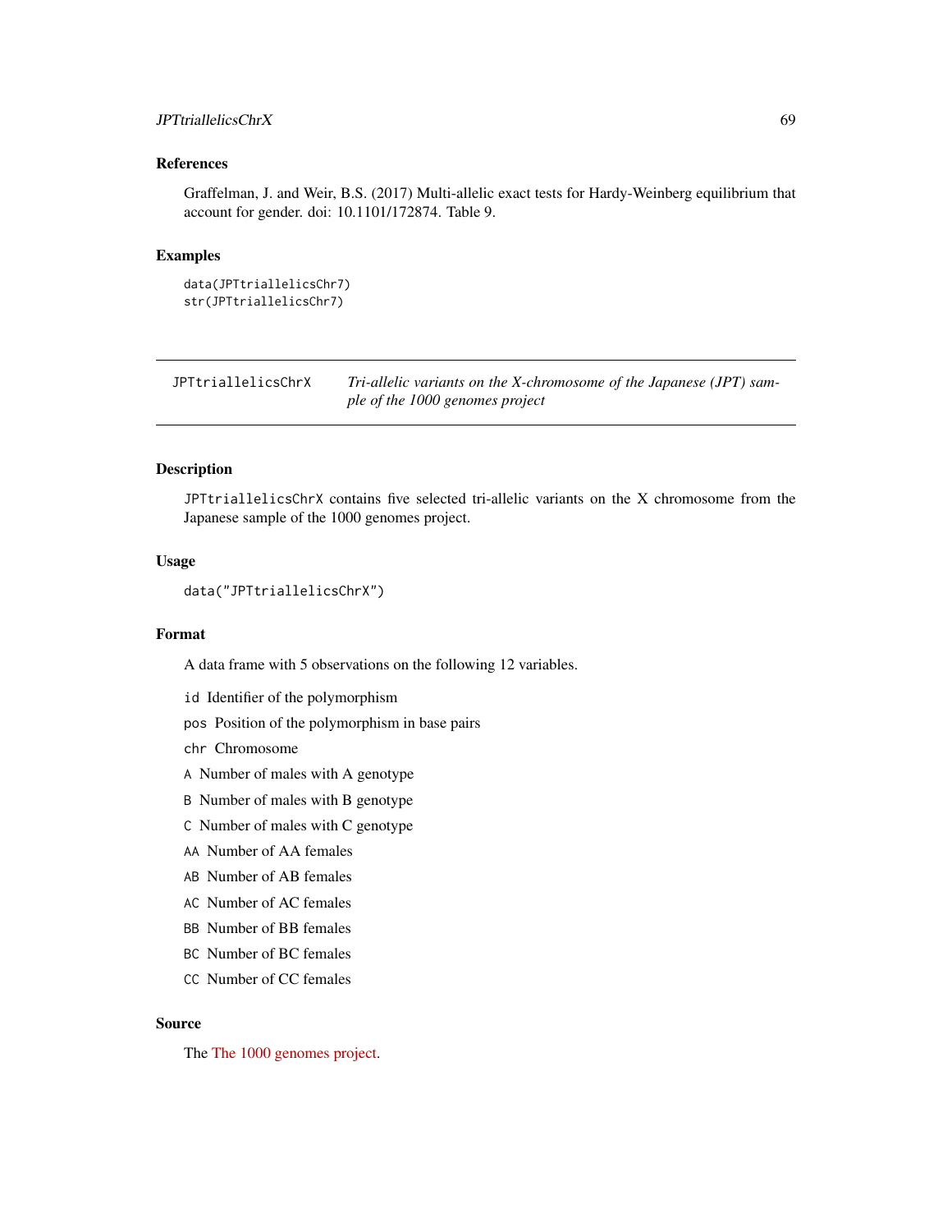## References

Graffelman, J. and Weir, B.S. (2017) Multi-allelic exact tests for Hardy-Weinberg equilibrium that account for gender. doi: 10.1101/172874. Table 9.

## Examples

```
data(JPTtriallelicsChr7)
str(JPTtriallelicsChr7)
```

---

# JPTtriallelicsChrX — *Tri-allelic variants on the X-chromosome of the Japanese (JPT) sample of the 1000 genomes project*

## Description

JPTtriallelicsChrX contains five selected tri-allelic variants on the X chromosome from the Japanese sample of the 1000 genomes project.

## Usage

```
data("JPTtriallelicsChrX")
```

## Format

A data frame with 5 observations on the following 12 variables.

- `id` Identifier of the polymorphism
- `pos` Position of the polymorphism in base pairs
- `chr` Chromosome
- `A` Number of males with A genotype
- `B` Number of males with B genotype
- `C` Number of males with C genotype
- `AA` Number of AA females
- `AB` Number of AB females
- `AC` Number of AC females
- `BB` Number of BB females
- `BC` Number of BC females
- `CC` Number of CC females

## Source

The The 1000 genomes project.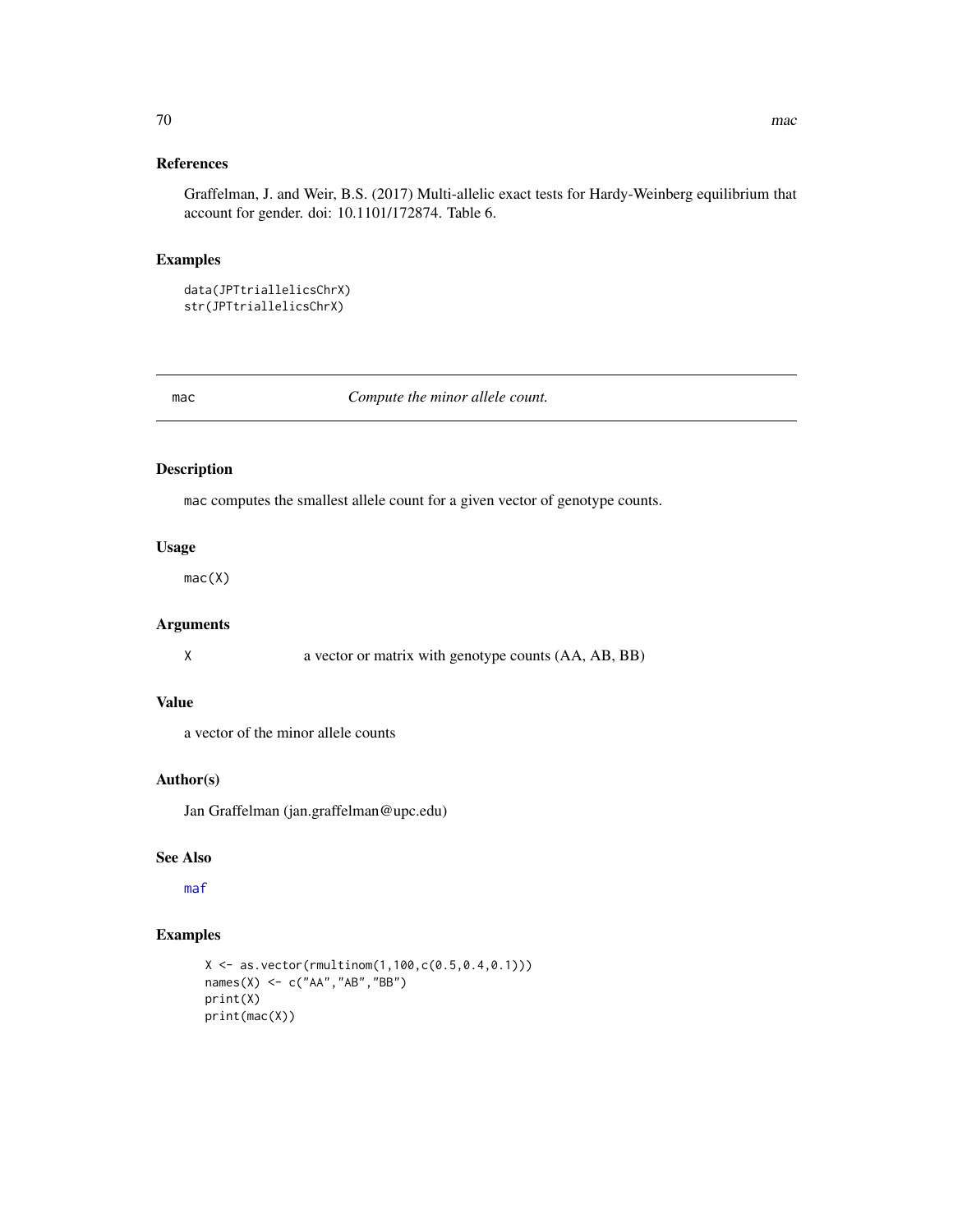### References

Graffelman, J. and Weir, B.S. (2017) Multi-allelic exact tests for Hardy-Weinberg equilibrium that account for gender. doi: 10.1101/172874. Table 6.

### Examples

```
data(JPTtriallelicsChrX)
str(JPTtriallelicsChrX)
```

---

## mac — *Compute the minor allele count.*

---

### Description

mac computes the smallest allele count for a given vector of genotype counts.

### Usage

```
mac(X)
```

### Arguments

| | |
|---|---|
| X | a vector or matrix with genotype counts (AA, AB, BB) |

### Value

a vector of the minor allele counts

### Author(s)

Jan Graffelman (jan.graffelman@upc.edu)

### See Also

maf

### Examples

```
X <- as.vector(rmultinom(1,100,c(0.5,0.4,0.1)))
names(X) <- c("AA","AB","BB")
print(X)
print(mac(X))
```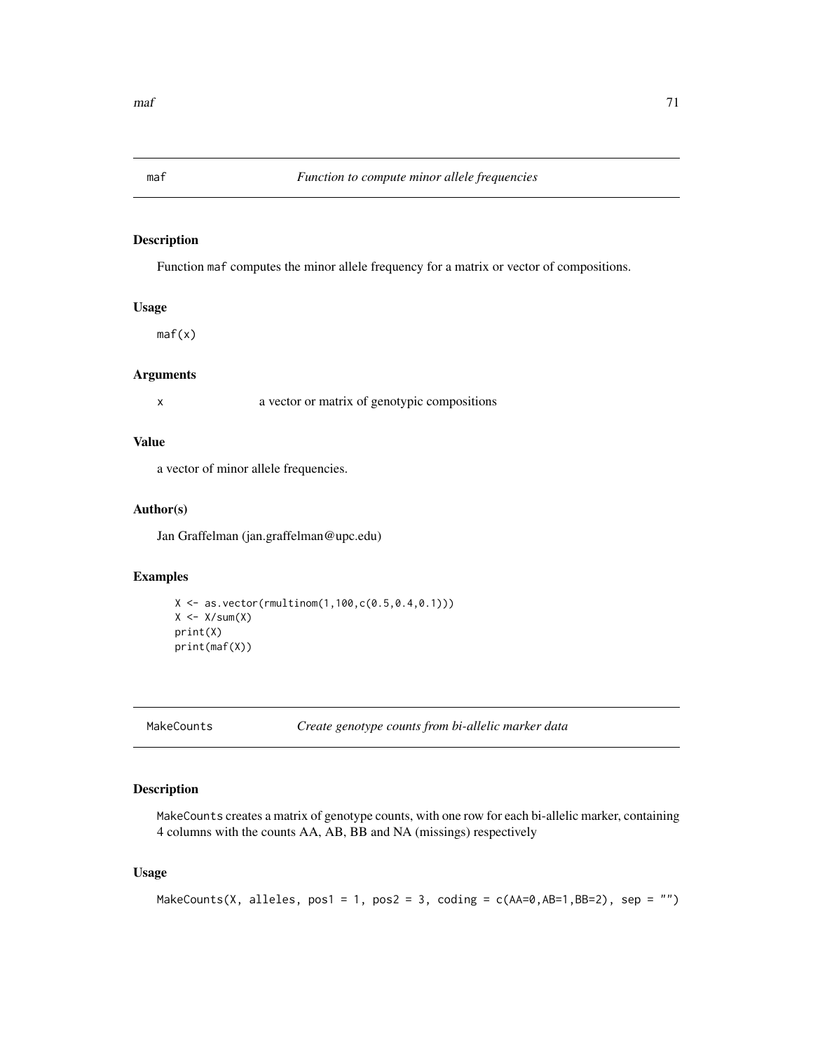## maf — *Function to compute minor allele frequencies*

### Description

Function `maf` computes the minor allele frequency for a matrix or vector of compositions.

### Usage

```
maf(x)
```

### Arguments

| | |
|---|---|
| x | a vector or matrix of genotypic compositions |

### Value

a vector of minor allele frequencies.

### Author(s)

Jan Graffelman (jan.graffelman@upc.edu)

### Examples

```
X <- as.vector(rmultinom(1,100,c(0.5,0.4,0.1)))
X <- X/sum(X)
print(X)
print(maf(X))
```

## MakeCounts — *Create genotype counts from bi-allelic marker data*

### Description

`MakeCounts` creates a matrix of genotype counts, with one row for each bi-allelic marker, containing 4 columns with the counts AA, AB, BB and NA (missings) respectively

### Usage

```
MakeCounts(X, alleles, pos1 = 1, pos2 = 3, coding = c(AA=0,AB=1,BB=2), sep = "")
```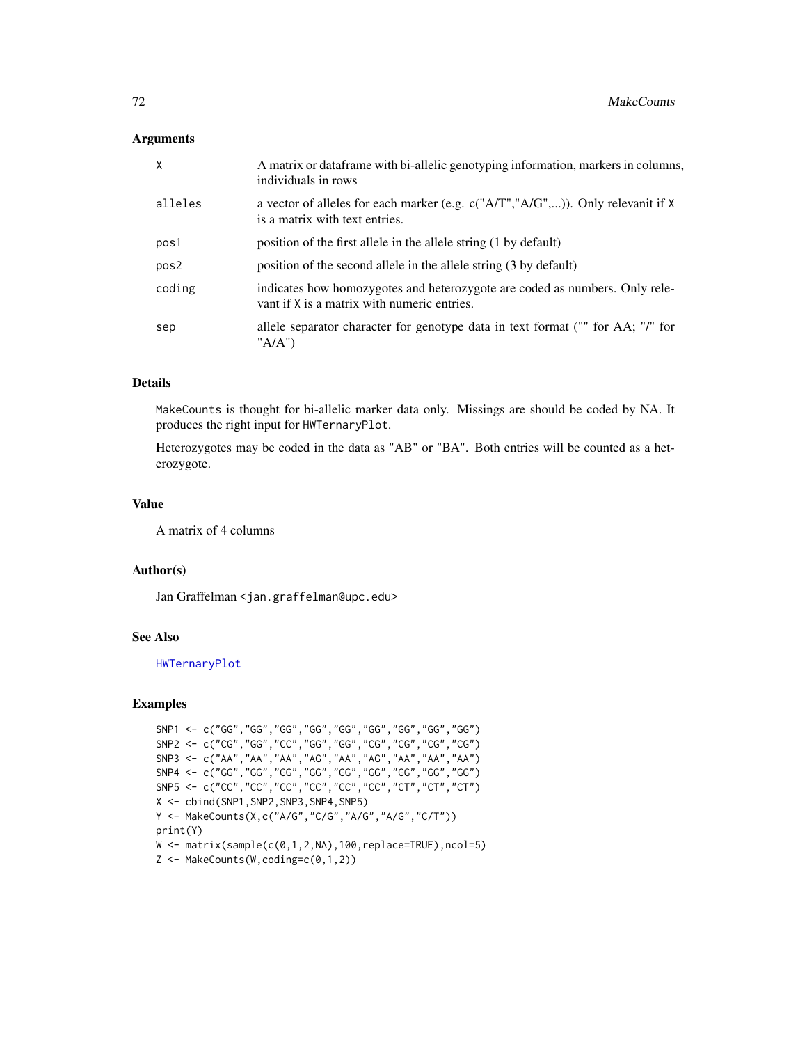## Arguments

| | |
|---|---|
| X | A matrix or dataframe with bi-allelic genotyping information, markers in columns, individuals in rows |
| alleles | a vector of alleles for each marker (e.g. c("A/T","A/G",...)). Only relevanit if X is a matrix with text entries. |
| pos1 | position of the first allele in the allele string (1 by default) |
| pos2 | position of the second allele in the allele string (3 by default) |
| coding | indicates how homozygotes and heterozygote are coded as numbers. Only relevant if X is a matrix with numeric entries. |
| sep | allele separator character for genotype data in text format ("" for AA; "/" for "A/A") |

## Details

MakeCounts is thought for bi-allelic marker data only. Missings are should be coded by NA. It produces the right input for HWTernaryPlot.

Heterozygotes may be coded in the data as "AB" or "BA". Both entries will be counted as a heterozygote.

## Value

A matrix of 4 columns

## Author(s)

Jan Graffelman <jan.graffelman@upc.edu>

## See Also

HWTernaryPlot

## Examples

```
SNP1 <- c("GG","GG","GG","GG","GG","GG","GG","GG","GG")
SNP2 <- c("CG","GG","CC","GG","GG","CG","CG","CG","CG")
SNP3 <- c("AA","AA","AA","AG","AA","AG","AA","AA","AA")
SNP4 <- c("GG","GG","GG","GG","GG","GG","GG","GG","GG")
SNP5 <- c("CC","CC","CC","CC","CC","CC","CT","CT","CT")
X <- cbind(SNP1,SNP2,SNP3,SNP4,SNP5)
Y <- MakeCounts(X,c("A/G","C/G","A/G","A/G","C/T"))
print(Y)
W <- matrix(sample(c(0,1,2,NA),100,replace=TRUE),ncol=5)
Z <- MakeCounts(W,coding=c(0,1,2))
```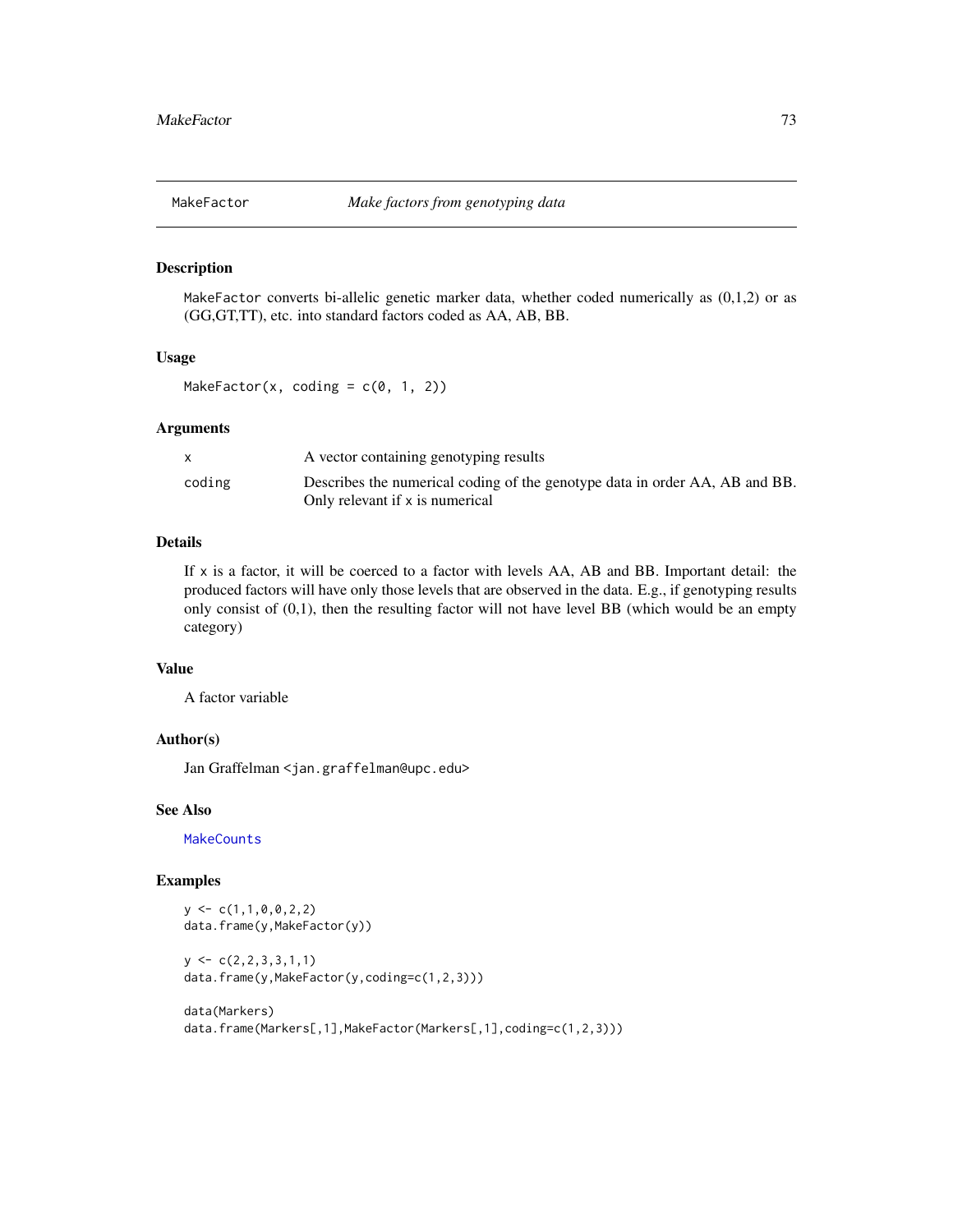# MakeFactor *Make factors from genotyping data*

## Description

MakeFactor converts bi-allelic genetic marker data, whether coded numerically as (0,1,2) or as (GG,GT,TT), etc. into standard factors coded as AA, AB, BB.

## Usage

```
MakeFactor(x, coding = c(0, 1, 2))
```

## Arguments

| | |
|---|---|
| x | A vector containing genotyping results |
| coding | Describes the numerical coding of the genotype data in order AA, AB and BB. Only relevant if x is numerical |

## Details

If x is a factor, it will be coerced to a factor with levels AA, AB and BB. Important detail: the produced factors will have only those levels that are observed in the data. E.g., if genotyping results only consist of (0,1), then the resulting factor will not have level BB (which would be an empty category)

## Value

A factor variable

## Author(s)

Jan Graffelman <jan.graffelman@upc.edu>

## See Also

MakeCounts

## Examples

```
y <- c(1,1,0,0,2,2)
data.frame(y,MakeFactor(y))

y <- c(2,2,3,3,1,1)
data.frame(y,MakeFactor(y,coding=c(1,2,3)))

data(Markers)
data.frame(Markers[,1],MakeFactor(Markers[,1],coding=c(1,2,3)))
```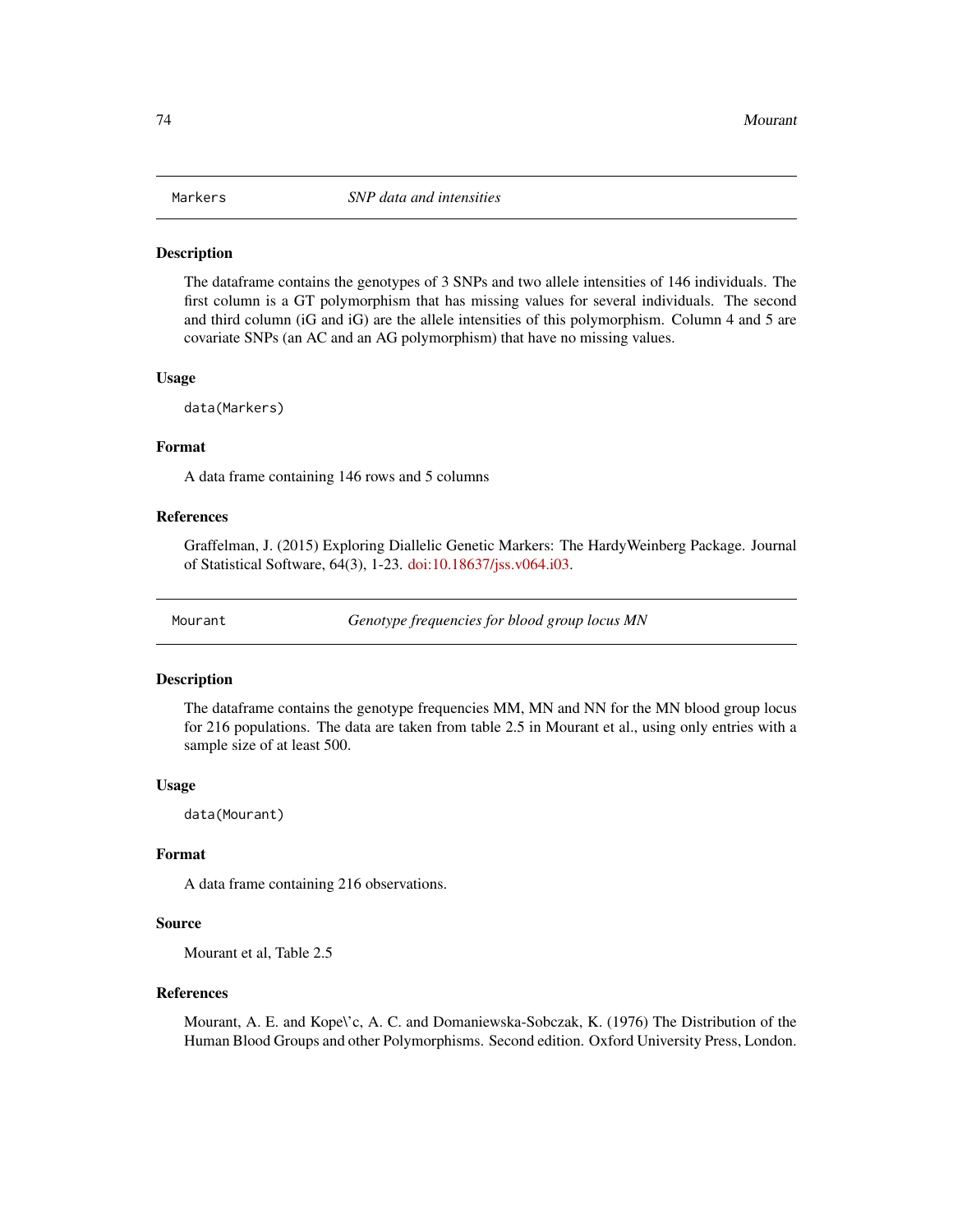## Markers — *SNP data and intensities*

### Description

The dataframe contains the genotypes of 3 SNPs and two allele intensities of 146 individuals. The first column is a GT polymorphism that has missing values for several individuals. The second and third column (iG and iG) are the allele intensities of this polymorphism. Column 4 and 5 are covariate SNPs (an AC and an AG polymorphism) that have no missing values.

### Usage

```
data(Markers)
```

### Format

A data frame containing 146 rows and 5 columns

### References

Graffelman, J. (2015) Exploring Diallelic Genetic Markers: The HardyWeinberg Package. Journal of Statistical Software, 64(3), 1-23. doi:10.18637/jss.v064.i03.

## Mourant — *Genotype frequencies for blood group locus MN*

### Description

The dataframe contains the genotype frequencies MM, MN and NN for the MN blood group locus for 216 populations. The data are taken from table 2.5 in Mourant et al., using only entries with a sample size of at least 500.

### Usage

```
data(Mourant)
```

### Format

A data frame containing 216 observations.

### Source

Mourant et al, Table 2.5

### References

Mourant, A. E. and Kope\'c, A. C. and Domaniewska-Sobczak, K. (1976) The Distribution of the Human Blood Groups and other Polymorphisms. Second edition. Oxford University Press, London.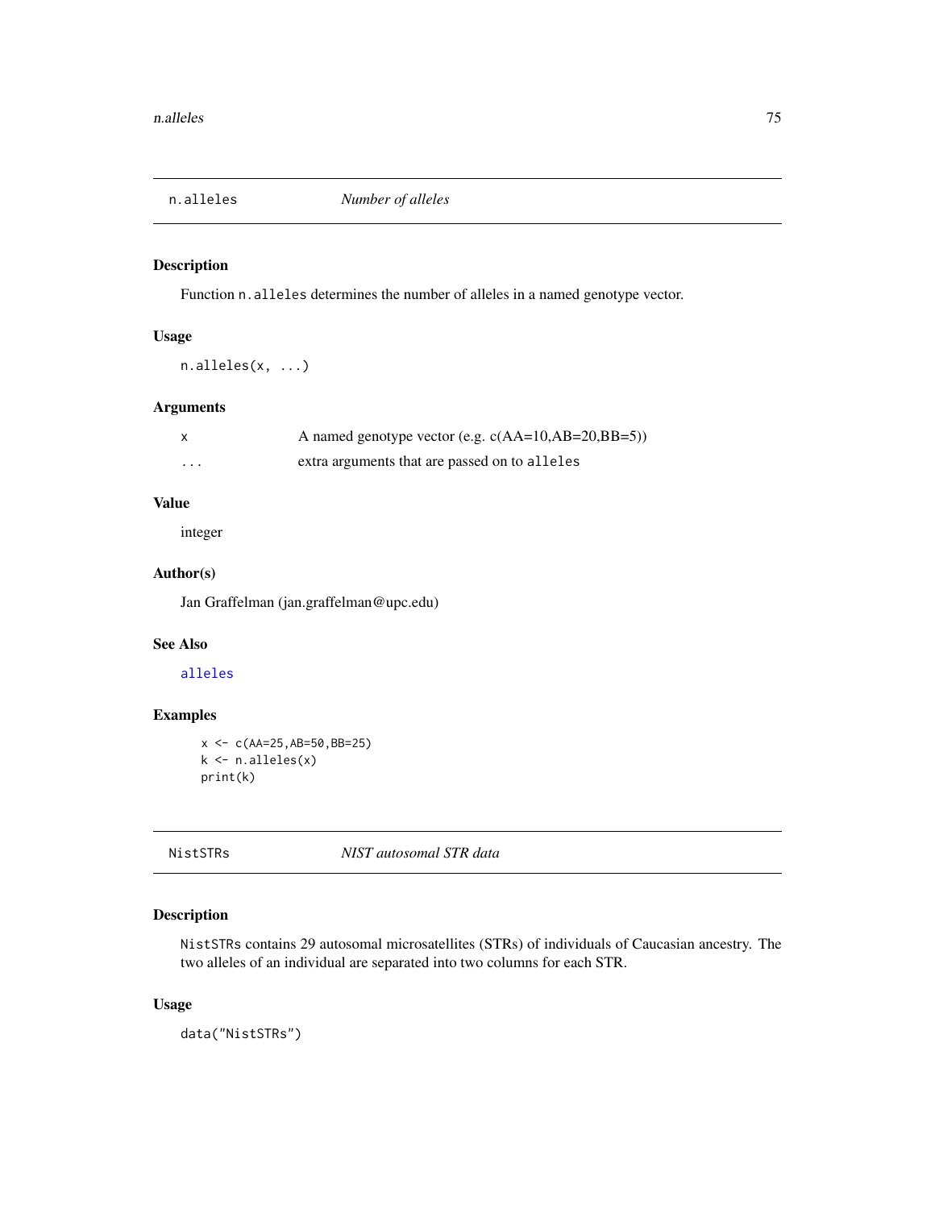## n.alleles *Number of alleles*

### Description

Function `n.alleles` determines the number of alleles in a named genotype vector.

### Usage

```
n.alleles(x, ...)
```

### Arguments

| | |
|---|---|
| `x` | A named genotype vector (e.g. c(AA=10,AB=20,BB=5)) |
| `...` | extra arguments that are passed on to `alleles` |

### Value

integer

### Author(s)

Jan Graffelman (jan.graffelman@upc.edu)

### See Also

`alleles`

### Examples

```
x <- c(AA=25,AB=50,BB=25)
k <- n.alleles(x)
print(k)
```

## NistSTRs *NIST autosomal STR data*

### Description

`NistSTRs` contains 29 autosomal microsatellites (STRs) of individuals of Caucasian ancestry. The two alleles of an individual are separated into two columns for each STR.

### Usage

```
data("NistSTRs")
```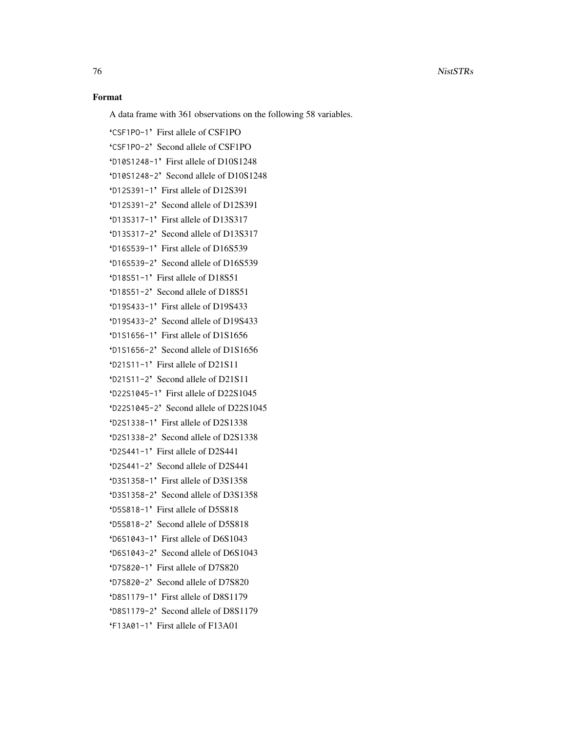### Format

A data frame with 361 observations on the following 58 variables.

'CSF1PO-1' First allele of CSF1PO

'CSF1PO-2' Second allele of CSF1PO

'D10S1248-1' First allele of D10S1248

'D10S1248-2' Second allele of D10S1248

'D12S391-1' First allele of D12S391

'D12S391-2' Second allele of D12S391

'D13S317-1' First allele of D13S317

'D13S317-2' Second allele of D13S317

'D16S539-1' First allele of D16S539

'D16S539-2' Second allele of D16S539

'D18S51-1' First allele of D18S51

'D18S51-2' Second allele of D18S51

'D19S433-1' First allele of D19S433

'D19S433-2' Second allele of D19S433

'D1S1656-1' First allele of D1S1656

'D1S1656-2' Second allele of D1S1656

'D21S11-1' First allele of D21S11

'D21S11-2' Second allele of D21S11

'D22S1045-1' First allele of D22S1045

'D22S1045-2' Second allele of D22S1045

'D2S1338-1' First allele of D2S1338

'D2S1338-2' Second allele of D2S1338

'D2S441-1' First allele of D2S441

'D2S441-2' Second allele of D2S441

'D3S1358-1' First allele of D3S1358

'D3S1358-2' Second allele of D3S1358

'D5S818-1' First allele of D5S818

'D5S818-2' Second allele of D5S818

'D6S1043-1' First allele of D6S1043

'D6S1043-2' Second allele of D6S1043

'D7S820-1' First allele of D7S820

'D7S820-2' Second allele of D7S820

'D8S1179-1' First allele of D8S1179

'D8S1179-2' Second allele of D8S1179

'F13A01-1' First allele of F13A01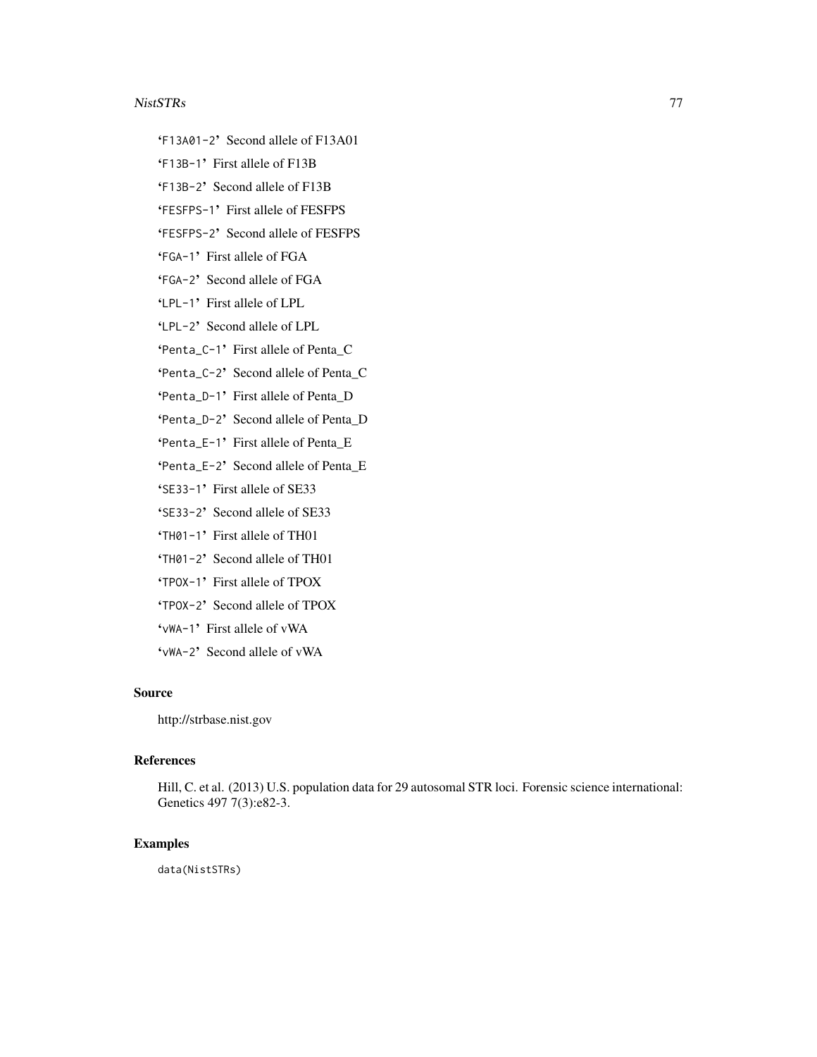'F13A01-2' Second allele of F13A01

'F13B-1' First allele of F13B

'F13B-2' Second allele of F13B

'FESFPS-1' First allele of FESFPS

'FESFPS-2' Second allele of FESFPS

'FGA-1' First allele of FGA

'FGA-2' Second allele of FGA

'LPL-1' First allele of LPL

'LPL-2' Second allele of LPL

'Penta_C-1' First allele of Penta_C

'Penta_C-2' Second allele of Penta_C

'Penta_D-1' First allele of Penta_D

'Penta_D-2' Second allele of Penta_D

'Penta_E-1' First allele of Penta_E

'Penta_E-2' Second allele of Penta_E

'SE33-1' First allele of SE33

'SE33-2' Second allele of SE33

'TH01-1' First allele of TH01

'TH01-2' Second allele of TH01

'TPOX-1' First allele of TPOX

'TPOX-2' Second allele of TPOX

'vWA-1' First allele of vWA

'vWA-2' Second allele of vWA

## Source

http://strbase.nist.gov

## References

Hill, C. et al. (2013) U.S. population data for 29 autosomal STR loci. Forensic science international: Genetics 497 7(3):e82-3.

## Examples

```
data(NistSTRs)
```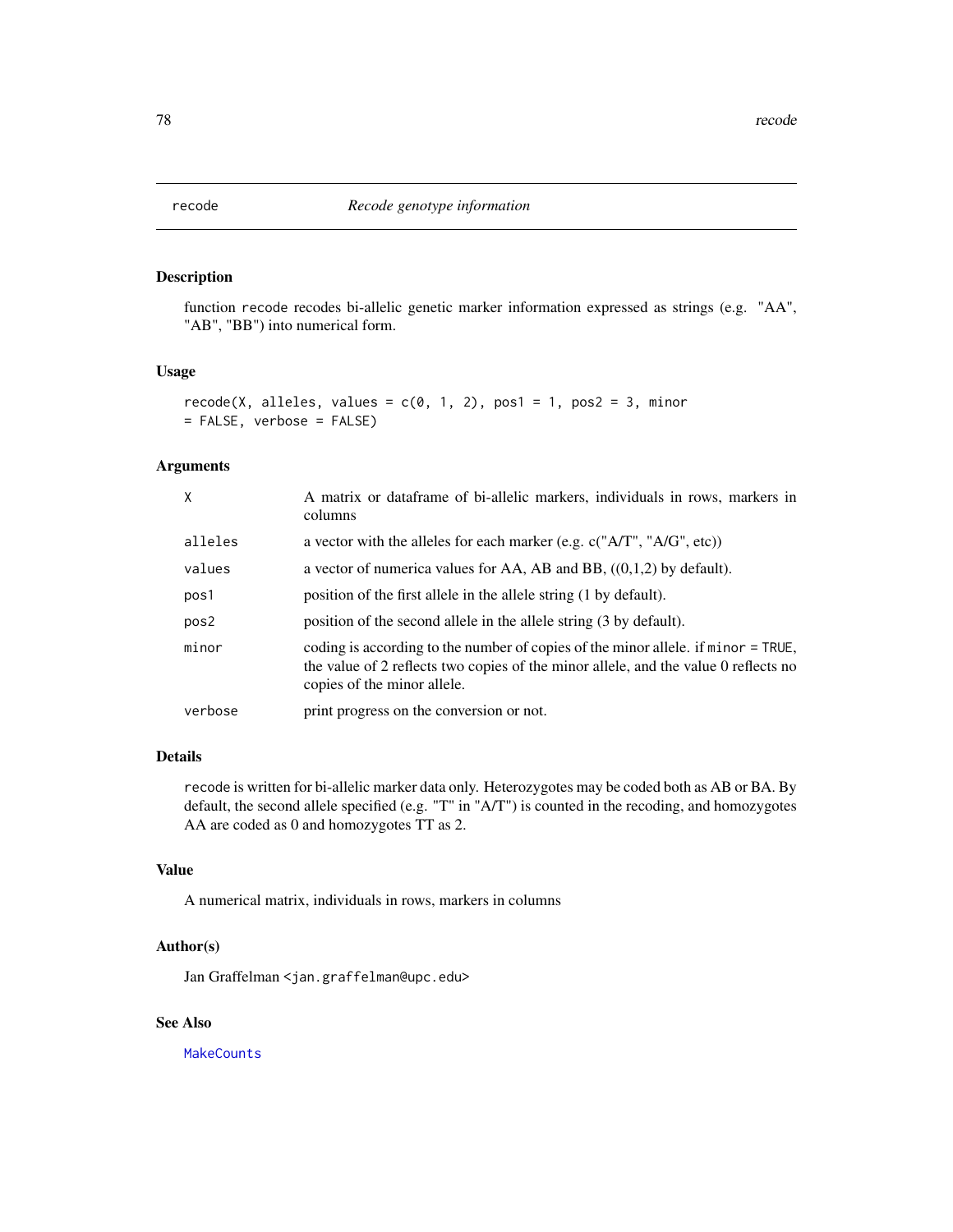# recode *Recode genotype information*

## Description

function `recode` recodes bi-allelic genetic marker information expressed as strings (e.g. "AA", "AB", "BB") into numerical form.

## Usage

```
recode(X, alleles, values = c(0, 1, 2), pos1 = 1, pos2 = 3, minor
= FALSE, verbose = FALSE)
```

## Arguments

| | |
|---|---|
| `X` | A matrix or dataframe of bi-allelic markers, individuals in rows, markers in columns |
| `alleles` | a vector with the alleles for each marker (e.g. c("A/T", "A/G", etc)) |
| `values` | a vector of numerica values for AA, AB and BB, ((0,1,2) by default). |
| `pos1` | position of the first allele in the allele string (1 by default). |
| `pos2` | position of the second allele in the allele string (3 by default). |
| `minor` | coding is according to the number of copies of the minor allele. if `minor = TRUE`, the value of 2 reflects two copies of the minor allele, and the value 0 reflects no copies of the minor allele. |
| `verbose` | print progress on the conversion or not. |

## Details

`recode` is written for bi-allelic marker data only. Heterozygotes may be coded both as AB or BA. By default, the second allele specified (e.g. "T" in "A/T") is counted in the recoding, and homozygotes AA are coded as 0 and homozygotes TT as 2.

## Value

A numerical matrix, individuals in rows, markers in columns

## Author(s)

Jan Graffelman <jan.graffelman@upc.edu>

## See Also

`MakeCounts`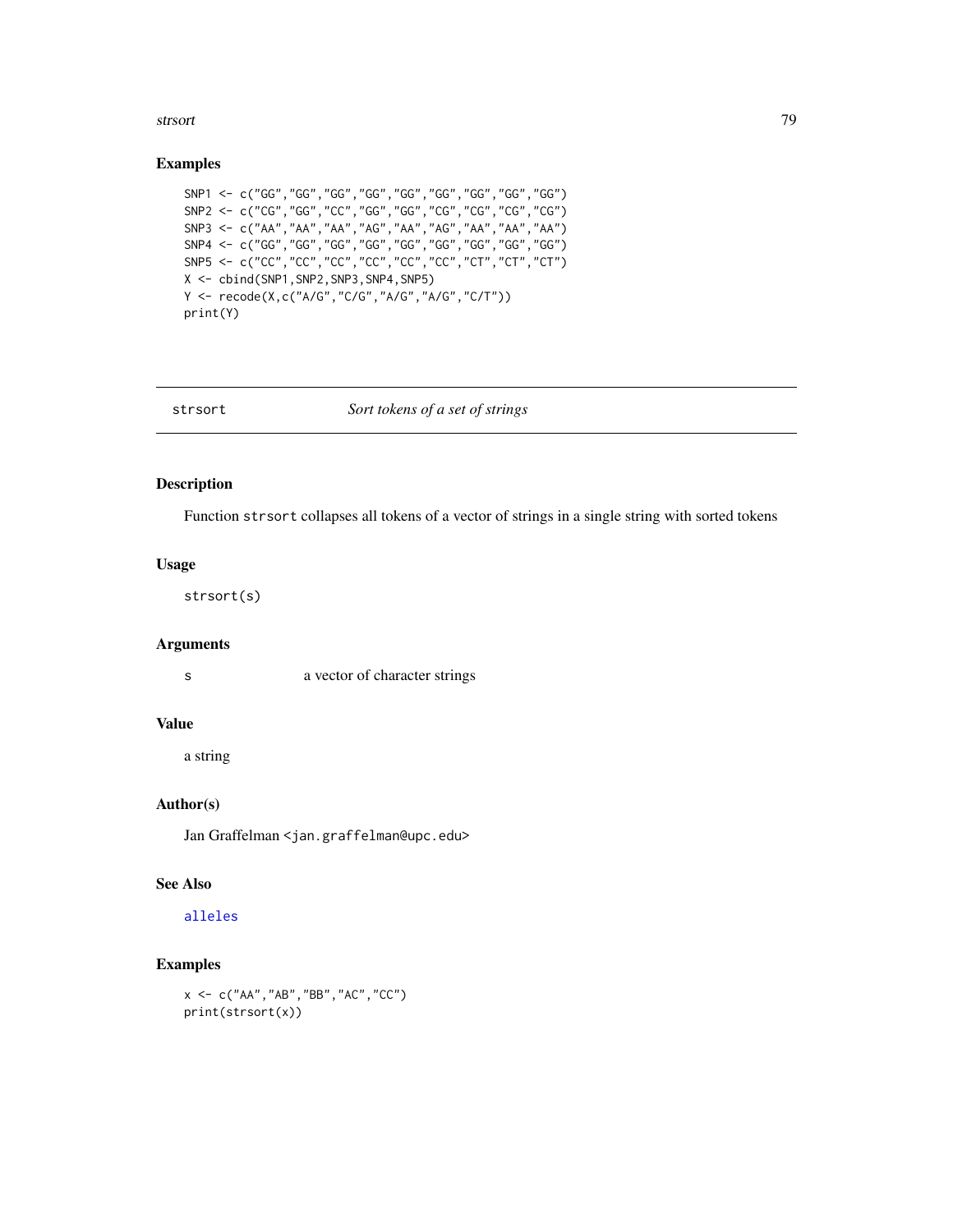## Examples

```
SNP1 <- c("GG","GG","GG","GG","GG","GG","GG","GG","GG")
SNP2 <- c("CG","GG","CC","GG","GG","CG","CG","CG","CG")
SNP3 <- c("AA","AA","AA","AG","AA","AG","AA","AA","AA")
SNP4 <- c("GG","GG","GG","GG","GG","GG","GG","GG","GG")
SNP5 <- c("CC","CC","CC","CC","CC","CC","CT","CT","CT")
X <- cbind(SNP1,SNP2,SNP3,SNP4,SNP5)
Y <- recode(X,c("A/G","C/G","A/G","A/G","C/T"))
print(Y)
```

---

# strsort *Sort tokens of a set of strings*

## Description

Function `strsort` collapses all tokens of a vector of strings in a single string with sorted tokens

## Usage

```
strsort(s)
```

## Arguments

| | |
|---|---|
| s | a vector of character strings |

## Value

a string

## Author(s)

Jan Graffelman <jan.graffelman@upc.edu>

## See Also

alleles

## Examples

```
x <- c("AA","AB","BB","AC","CC")
print(strsort(x))
```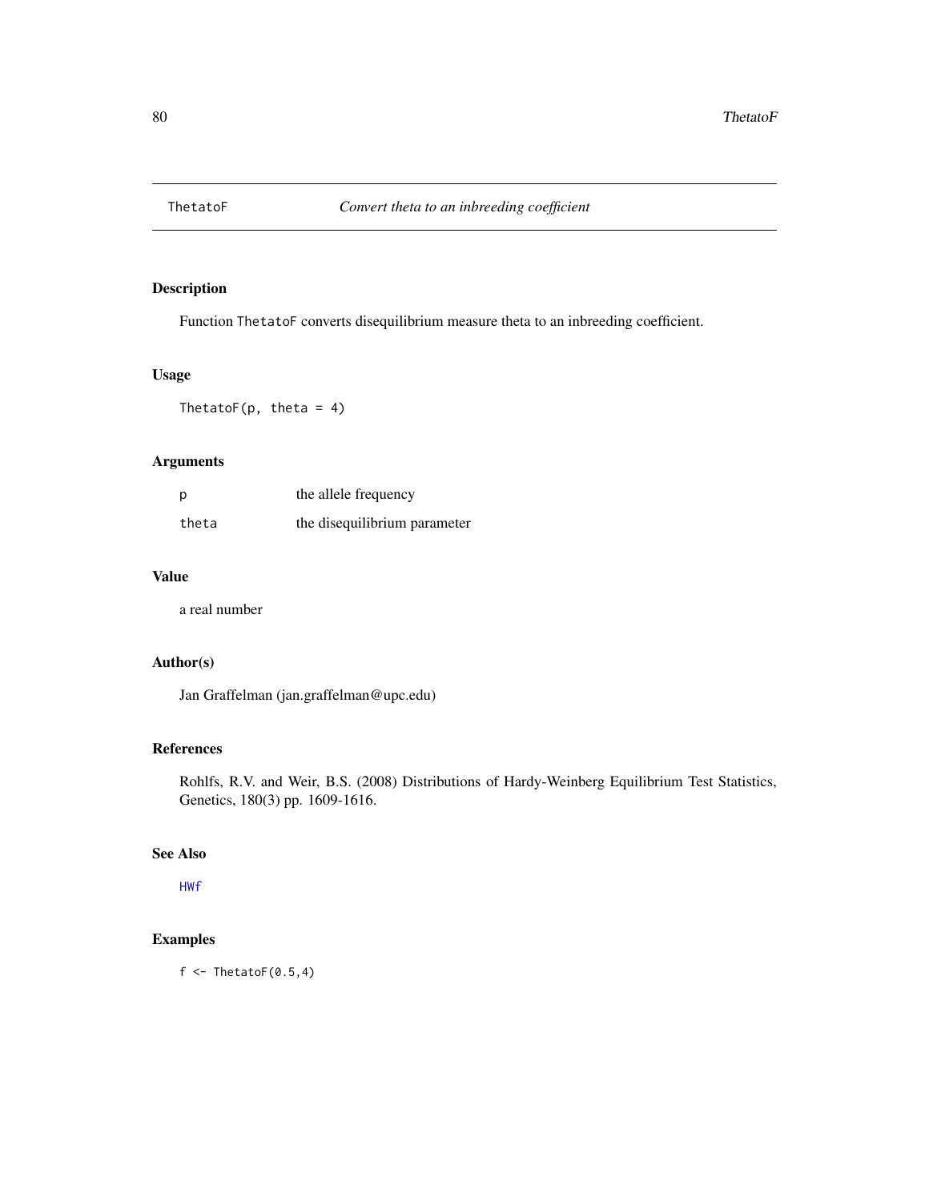## ThetatoF *Convert theta to an inbreeding coefficient*

### Description

Function ThetatoF converts disequilibrium measure theta to an inbreeding coefficient.

### Usage

```
ThetatoF(p, theta = 4)
```

### Arguments

| | |
|---|---|
| p | the allele frequency |
| theta | the disequilibrium parameter |

### Value

a real number

### Author(s)

Jan Graffelman (jan.graffelman@upc.edu)

### References

Rohlfs, R.V. and Weir, B.S. (2008) Distributions of Hardy-Weinberg Equilibrium Test Statistics, Genetics, 180(3) pp. 1609-1616.

### See Also

HWf

### Examples

```
f <- ThetatoF(0.5,4)
```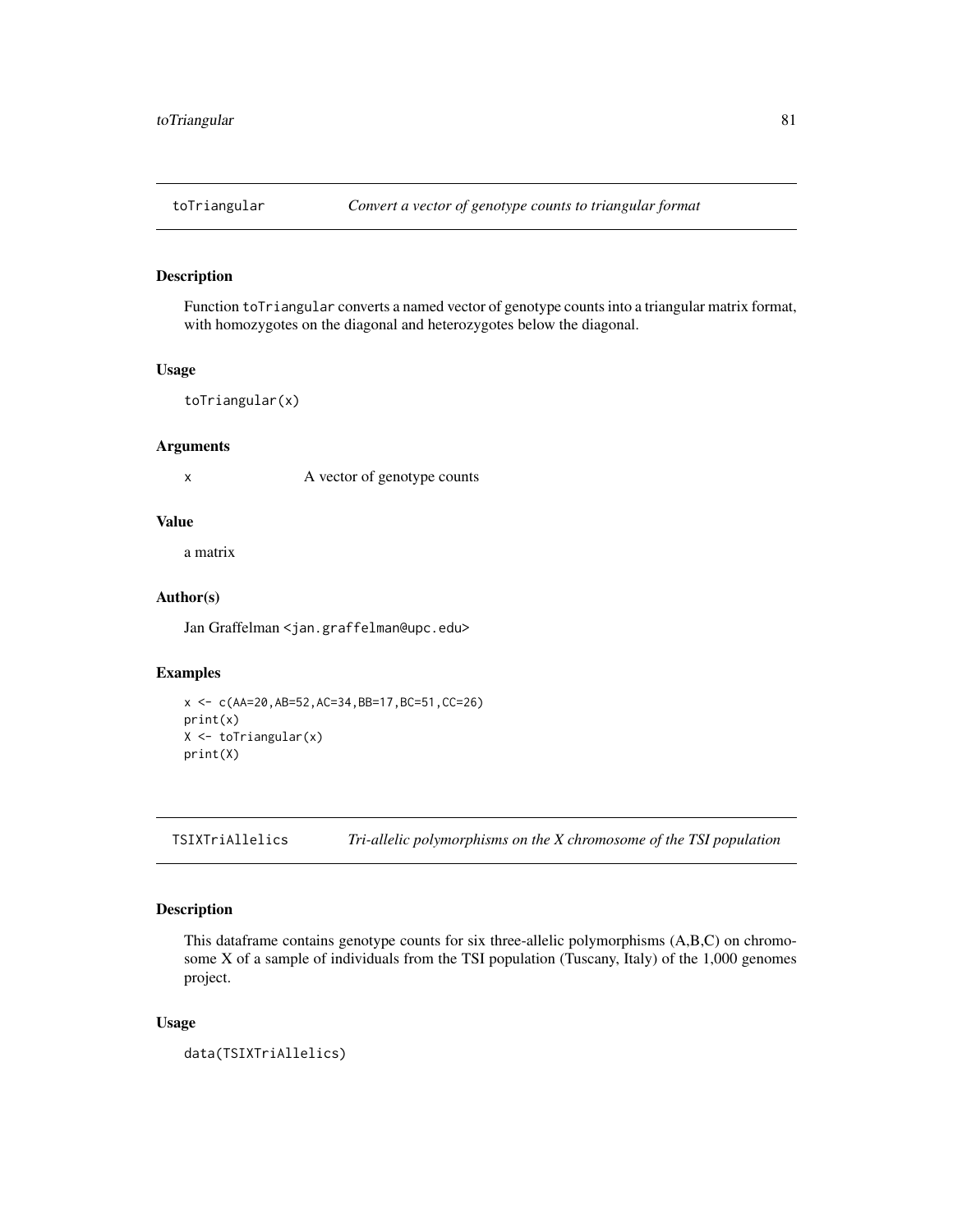## toTriangular *Convert a vector of genotype counts to triangular format*

### Description

Function toTriangular converts a named vector of genotype counts into a triangular matrix format, with homozygotes on the diagonal and heterozygotes below the diagonal.

### Usage

```
toTriangular(x)
```

### Arguments

| | |
|---|---|
| x | A vector of genotype counts |

### Value

a matrix

### Author(s)

Jan Graffelman <jan.graffelman@upc.edu>

### Examples

```
x <- c(AA=20,AB=52,AC=34,BB=17,BC=51,CC=26)
print(x)
X <- toTriangular(x)
print(X)
```

## TSIXTriAllelics *Tri-allelic polymorphisms on the X chromosome of the TSI population*

### Description

This dataframe contains genotype counts for six three-allelic polymorphisms (A,B,C) on chromosome X of a sample of individuals from the TSI population (Tuscany, Italy) of the 1,000 genomes project.

### Usage

```
data(TSIXTriAllelics)
```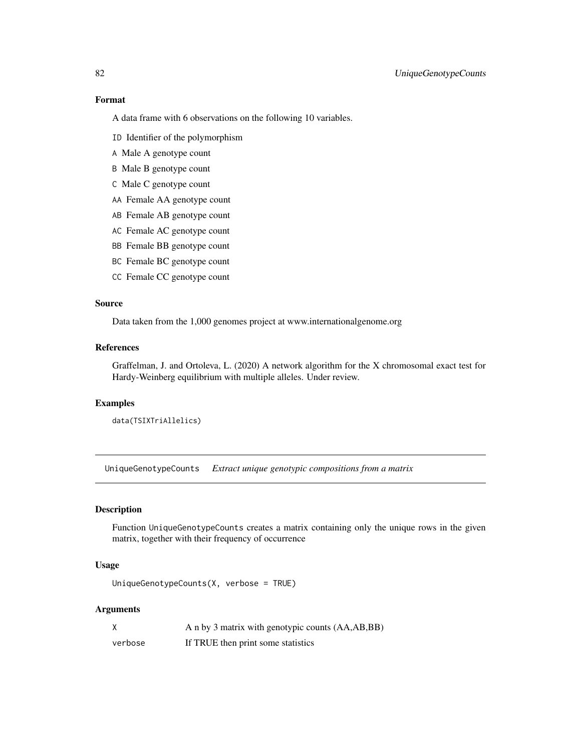### Format

A data frame with 6 observations on the following 10 variables.

- `ID` Identifier of the polymorphism
- `A` Male A genotype count
- `B` Male B genotype count
- `C` Male C genotype count
- `AA` Female AA genotype count
- `AB` Female AB genotype count
- `AC` Female AC genotype count
- `BB` Female BB genotype count
- `BC` Female BC genotype count
- `CC` Female CC genotype count

### Source

Data taken from the 1,000 genomes project at www.internationalgenome.org

### References

Graffelman, J. and Ortoleva, L. (2020) A network algorithm for the X chromosomal exact test for Hardy-Weinberg equilibrium with multiple alleles. Under review.

### Examples

```
data(TSIXTriAllelics)
```

---

## UniqueGenotypeCounts *Extract unique genotypic compositions from a matrix*

### Description

Function `UniqueGenotypeCounts` creates a matrix containing only the unique rows in the given matrix, together with their frequency of occurrence

### Usage

```
UniqueGenotypeCounts(X, verbose = TRUE)
```

### Arguments

| | |
|---|---|
| `X` | A n by 3 matrix with genotypic counts (AA,AB,BB) |
| `verbose` | If TRUE then print some statistics |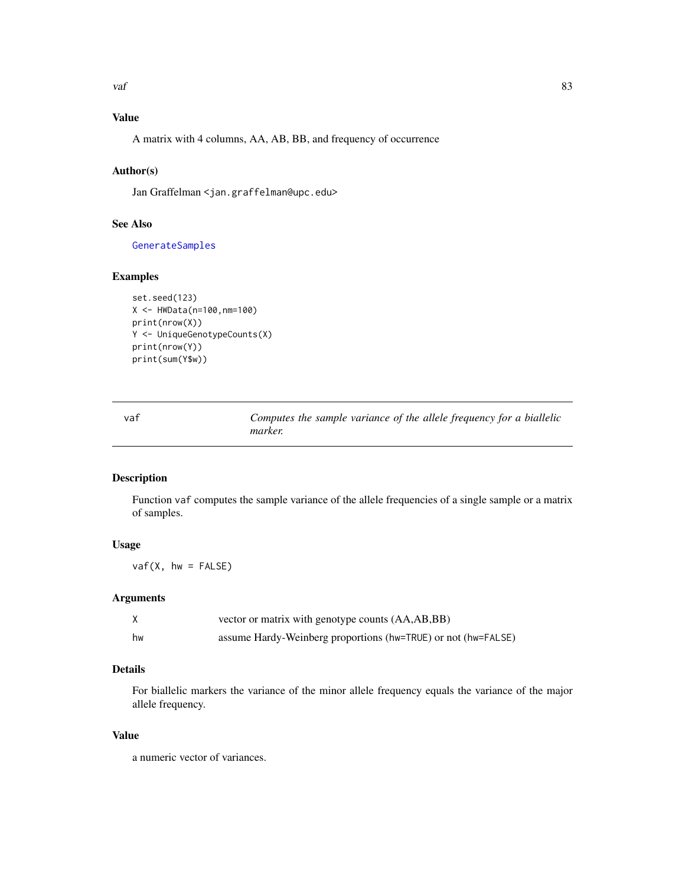## Value

A matrix with 4 columns, AA, AB, BB, and frequency of occurrence

## Author(s)

Jan Graffelman <jan.graffelman@upc.edu>

## See Also

GenerateSamples

## Examples

```
set.seed(123)
X <- HWData(n=100,nm=100)
print(nrow(X))
Y <- UniqueGenotypeCounts(X)
print(nrow(Y))
print(sum(Y$w))
```

---

# vaf — *Computes the sample variance of the allele frequency for a biallelic marker.*

## Description

Function `vaf` computes the sample variance of the allele frequencies of a single sample or a matrix of samples.

## Usage

```
vaf(X, hw = FALSE)
```

## Arguments

| | |
|---|---|
| X | vector or matrix with genotype counts (AA,AB,BB) |
| hw | assume Hardy-Weinberg proportions (hw=TRUE) or not (hw=FALSE) |

## Details

For biallelic markers the variance of the minor allele frequency equals the variance of the major allele frequency.

## Value

a numeric vector of variances.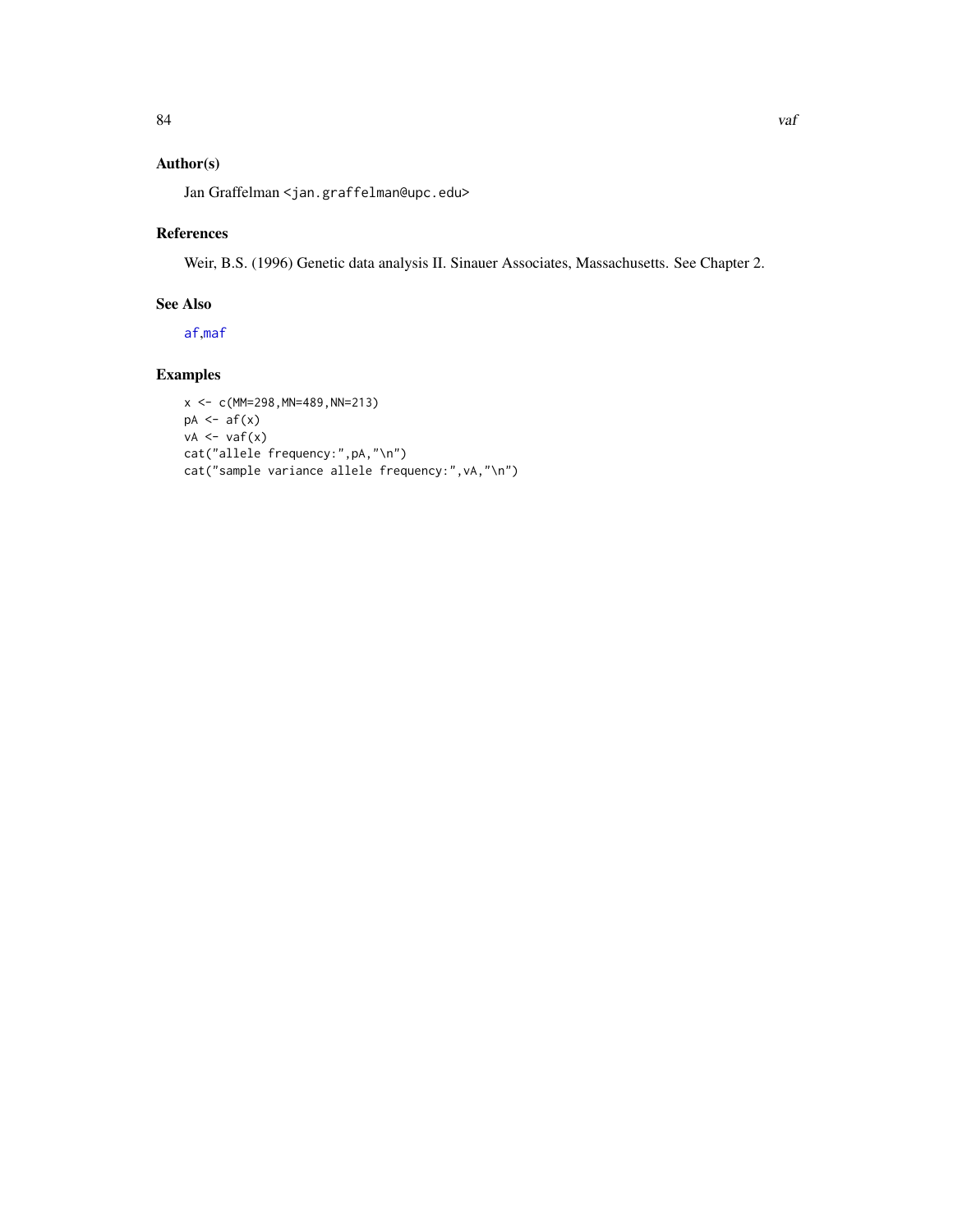## Author(s)

Jan Graffelman <jan.graffelman@upc.edu>

## References

Weir, B.S. (1996) Genetic data analysis II. Sinauer Associates, Massachusetts. See Chapter 2.

## See Also

af,maf

## Examples

```
x <- c(MM=298,MN=489,NN=213)
pA <- af(x)
vA <- vaf(x)
cat("allele frequency:",pA,"\n")
cat("sample variance allele frequency:",vA,"\n")
```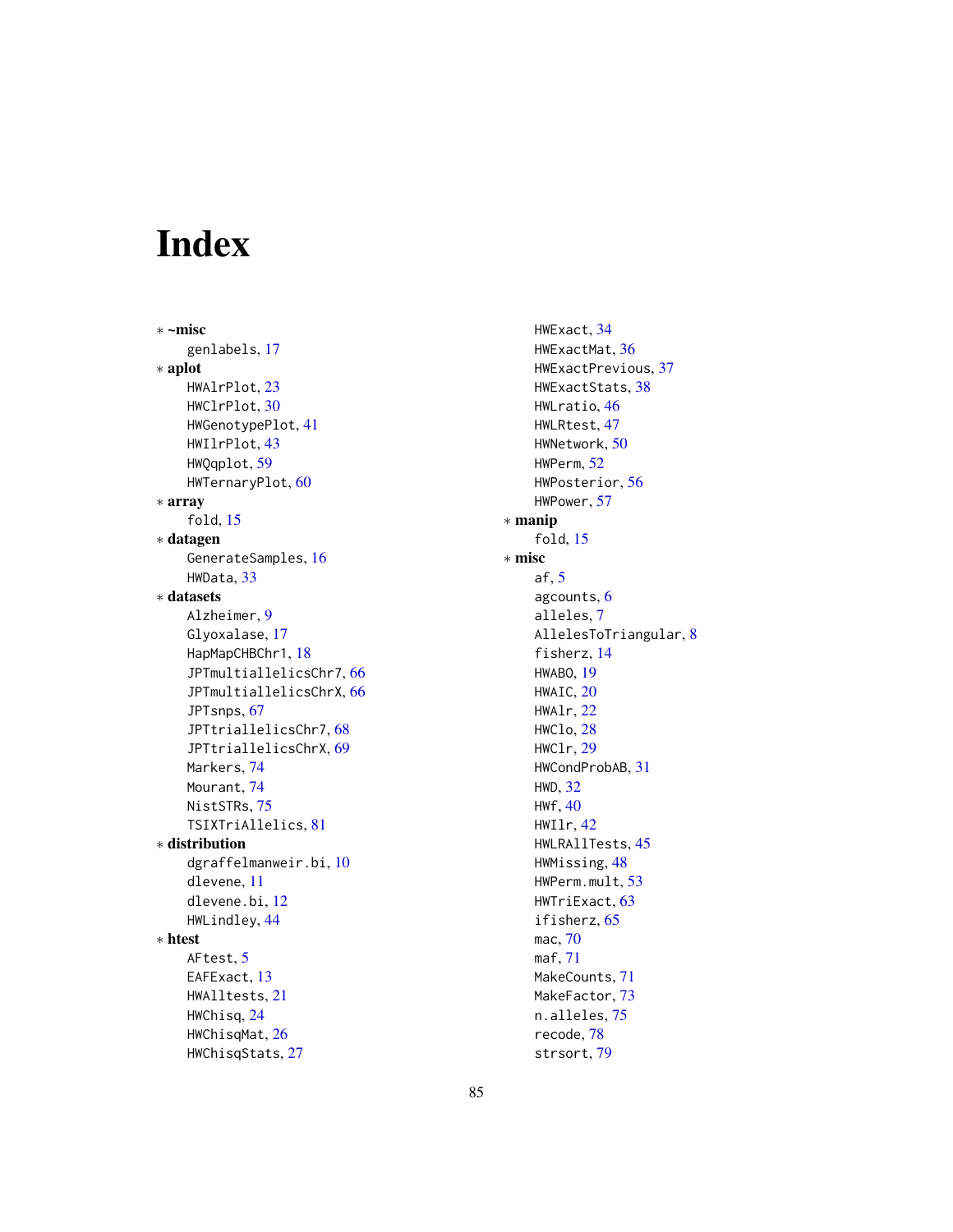# Index

* ~misc
  - genlabels, 17
* aplot
  - HWAlrPlot, 23
  - HWClrPlot, 30
  - HWGenotypePlot, 41
  - HWIlrPlot, 43
  - HWQqplot, 59
  - HWTernaryPlot, 60
* array
  - fold, 15
* datagen
  - GenerateSamples, 16
  - HWData, 33
* datasets
  - Alzheimer, 9
  - Glyoxalase, 17
  - HapMapCHBChr1, 18
  - JPTmultiallelicsChr7, 66
  - JPTmultiallelicsChrX, 66
  - JPTsnps, 67
  - JPTtriallelicsChr7, 68
  - JPTtriallelicsChrX, 69
  - Markers, 74
  - Mourant, 74
  - NistSTRs, 75
  - TSIXTriAllelics, 81
* distribution
  - dgraffelmanweir.bi, 10
  - dlevene, 11
  - dlevene.bi, 12
  - HWLindley, 44
* htest
  - AFtest, 5
  - EAFExact, 13
  - HWAlltests, 21
  - HWChisq, 24
  - HWChisqMat, 26
  - HWChisqStats, 27
  - HWExact, 34
  - HWExactMat, 36
  - HWExactPrevious, 37
  - HWExactStats, 38
  - HWLratio, 46
  - HWLRtest, 47
  - HWNetwork, 50
  - HWPerm, 52
  - HWPosterior, 56
  - HWPower, 57
* manip
  - fold, 15
* misc
  - af, 5
  - agcounts, 6
  - alleles, 7
  - AllelesToTriangular, 8
  - fisherz, 14
  - HWABO, 19
  - HWAIC, 20
  - HWAlr, 22
  - HWClo, 28
  - HWClr, 29
  - HWCondProbAB, 31
  - HWD, 32
  - HWf, 40
  - HWIlr, 42
  - HWLRAllTests, 45
  - HWMissing, 48
  - HWPerm.mult, 53
  - HWTriExact, 63
  - ifisherz, 65
  - mac, 70
  - maf, 71
  - MakeCounts, 71
  - MakeFactor, 73
  - n.alleles, 75
  - recode, 78
  - strsort, 79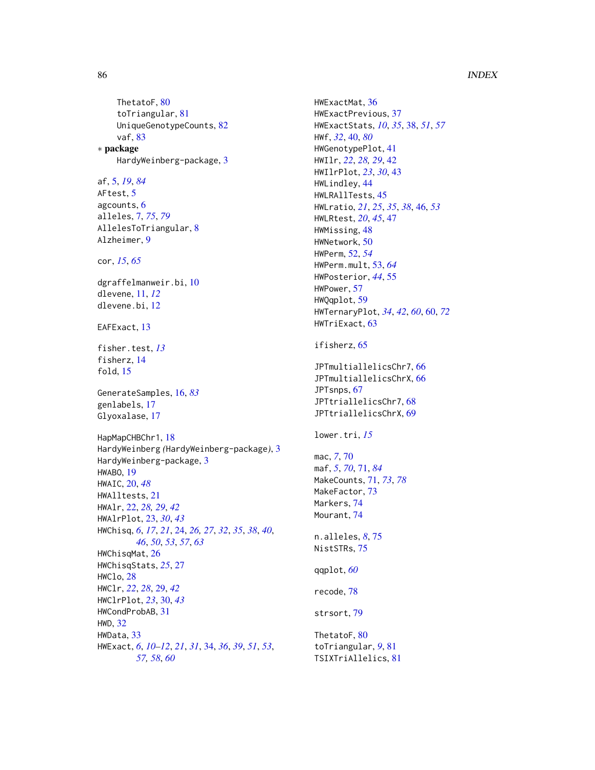ThetatoF, 80
toTriangular, 81
UniqueGenotypeCounts, 82
vaf, 83

∗ **package**
HardyWeinberg-package, 3

af, 5, *19*, *84*
AFtest, 5
agcounts, 6
alleles, 7, *75*, *79*
AllelesToTriangular, 8
Alzheimer, 9

cor, *15*, *65*

dgraffelmanweir.bi, 10
dlevene, 11, *12*
dlevene.bi, 12

EAFExact, 13

fisher.test, *13*
fisherz, 14
fold, 15

GenerateSamples, 16, *83*
genlabels, 17
Glyoxalase, 17

HapMapCHBChr1, 18
HardyWeinberg *(*HardyWeinberg-package*)*, 3
HardyWeinberg-package, 3
HWABO, 19
HWAIC, 20, *48*
HWAlltests, 21
HWAlr, 22, *28, 29*, *42*
HWAlrPlot, 23, *30*, *43*
HWChisq, *6*, *17*, *21*, 24, *26, 27*, *32*, *35*, *38*, *40*, *46*, *50*, *53*, *57*, *63*
HWChisqMat, 26
HWChisqStats, *25*, 27
HWClo, 28
HWClr, *22*, *28*, 29, *42*
HWClrPlot, *23*, 30, *43*
HWCondProbAB, 31
HWD, 32
HWData, 33
HWExact, *6*, *10–12*, *21*, *31*, 34, *36*, *39*, *51*, *53*, *57, 58*, *60*
HWExactMat, 36
HWExactPrevious, 37
HWExactStats, *10*, *35*, 38, *51*, *57*
HWf, *32*, 40, *80*
HWGenotypePlot, 41
HWIlr, *22*, *28, 29*, 42
HWIlrPlot, *23*, *30*, 43
HWLindley, 44
HWLRAllTests, 45
HWLRatio, *21*, *25*, *35*, *38*, 46, *53*
HWLRtest, *20*, *45*, 47
HWMissing, 48
HWNetwork, 50
HWPerm, 52, *54*
HWPerm.mult, 53, *64*
HWPosterior, *44*, 55
HWPower, 57
HWQqplot, 59
HWTernaryPlot, *34*, *42*, *60*, 60, *72*
HWTriExact, 63

ifisherz, 65

JPTmultiallelicsChr7, 66
JPTmultiallelicsChrX, 66
JPTsnps, 67
JPTtriallelicsChr7, 68
JPTtriallelicsChrX, 69

lower.tri, *15*

mac, *7*, 70
maf, *5*, *70*, 71, *84*
MakeCounts, 71, *73*, *78*
MakeFactor, 73
Markers, 74
Mourant, 74

n.alleles, *8*, 75
NistSTRs, 75

qqplot, *60*

recode, 78

strsort, 79

ThetatoF, 80
toTriangular, *9*, 81
TSIXTriAllelics, 81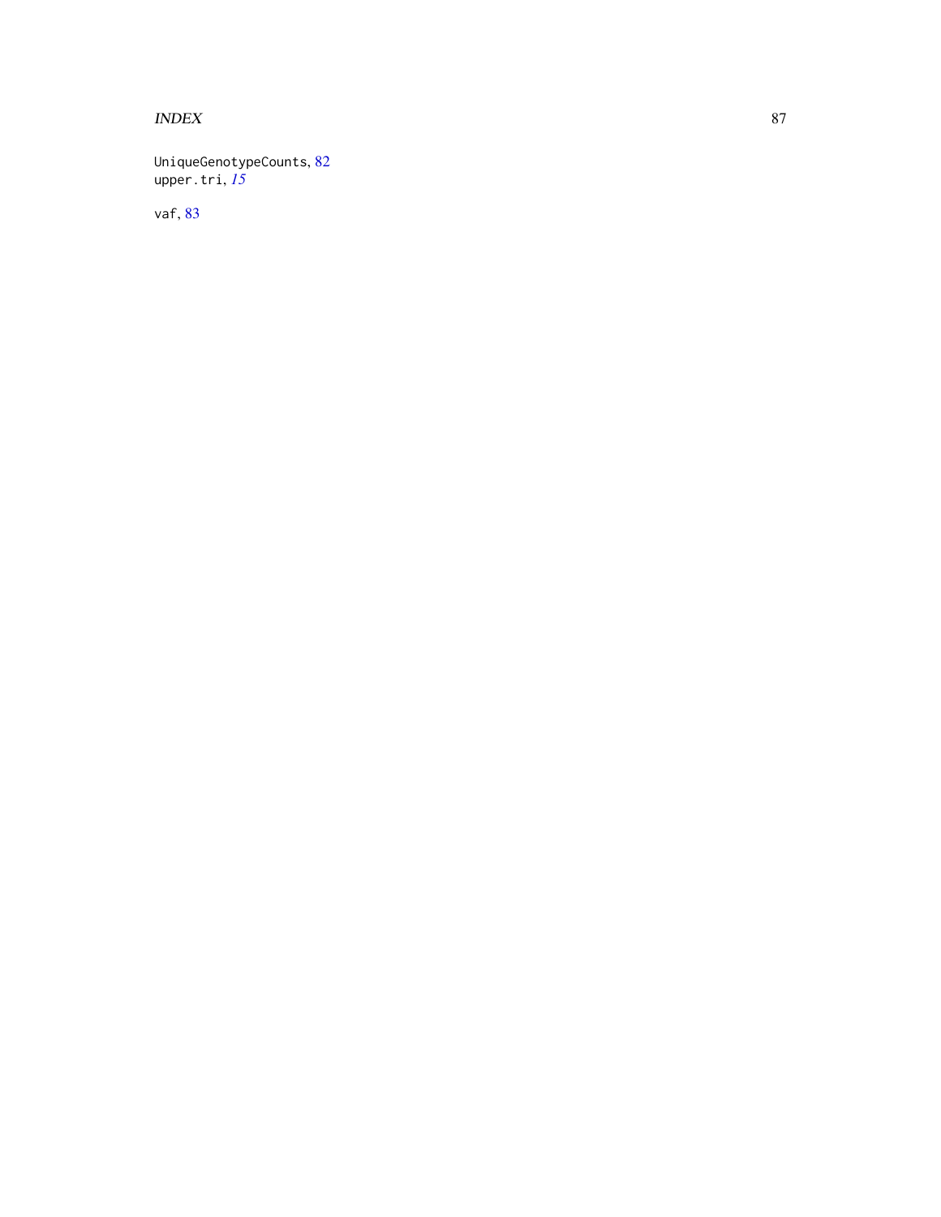UniqueGenotypeCounts, 82
upper.tri, *15*

vaf, 83